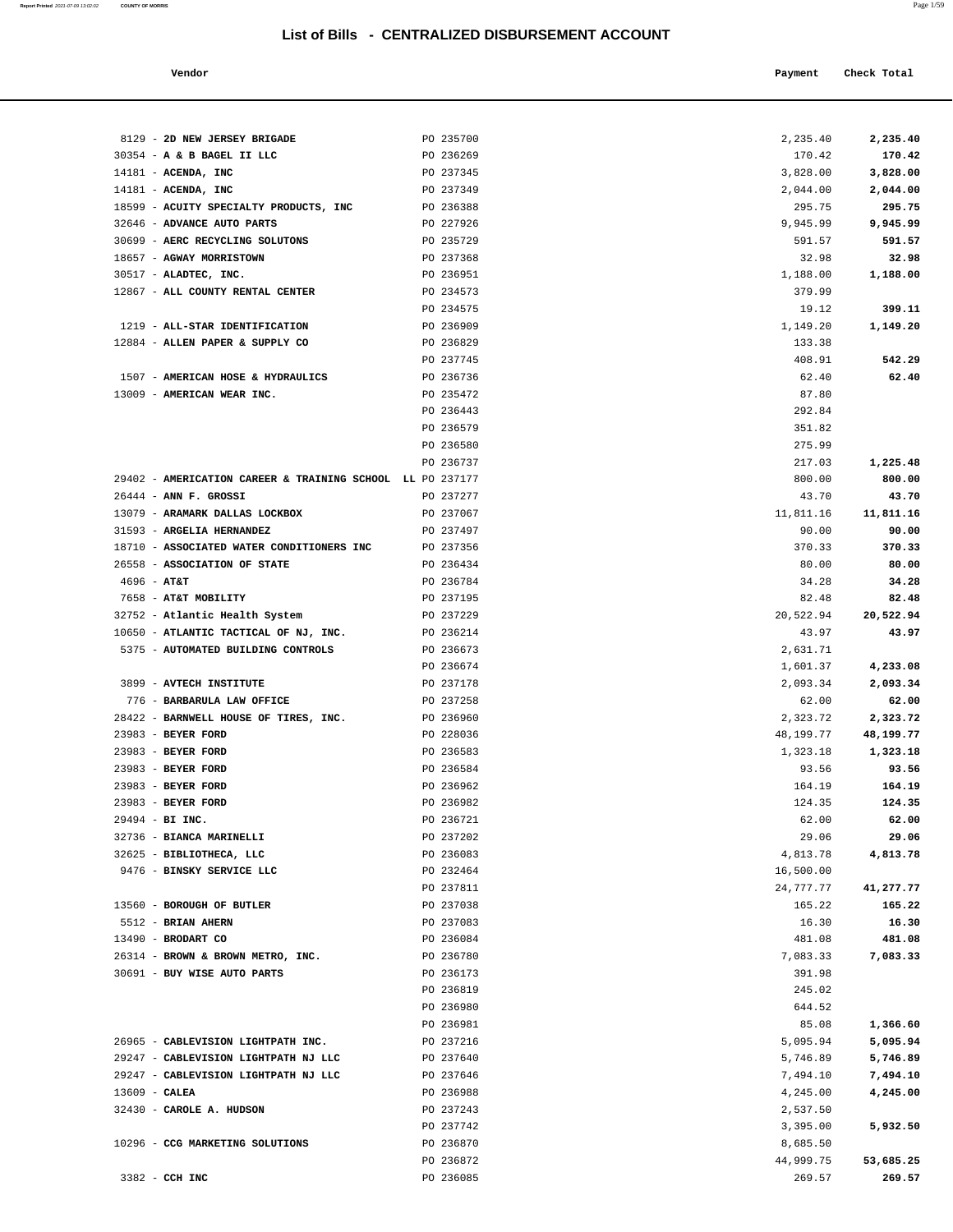# List of Bills - CENTRALIZED DISBURSEMENT ACCOUNT

| Vendor | | Payment | Check Total |
|---|---|---|---|
| 8129 - **2D NEW JERSEY BRIGADE** | PO 235700 | 2,235.40 | **2,235.40** |
| 30354 - **A & B BAGEL II LLC** | PO 236269 | 170.42 | **170.42** |
| 14181 - **ACENDA, INC** | PO 237345 | 3,828.00 | **3,828.00** |
| 14181 - **ACENDA, INC** | PO 237349 | 2,044.00 | **2,044.00** |
| 18599 - **ACUITY SPECIALTY PRODUCTS, INC** | PO 236388 | 295.75 | **295.75** |
| 32646 - **ADVANCE AUTO PARTS** | PO 227926 | 9,945.99 | **9,945.99** |
| 30699 - **AERC RECYCLING SOLUTONS** | PO 235729 | 591.57 | **591.57** |
| 18657 - **AGWAY MORRISTOWN** | PO 237368 | 32.98 | **32.98** |
| 30517 - **ALADTEC, INC.** | PO 236951 | 1,188.00 | **1,188.00** |
| 12867 - **ALL COUNTY RENTAL CENTER** | PO 234573 | 379.99 | |
| | PO 234575 | 19.12 | **399.11** |
| 1219 - **ALL-STAR IDENTIFICATION** | PO 236909 | 1,149.20 | **1,149.20** |
| 12884 - **ALLEN PAPER & SUPPLY CO** | PO 236829 | 133.38 | |
| | PO 237745 | 408.91 | **542.29** |
| 1507 - **AMERICAN HOSE & HYDRAULICS** | PO 236736 | 62.40 | **62.40** |
| 13009 - **AMERICAN WEAR INC.** | PO 235472 | 87.80 | |
| | PO 236443 | 292.84 | |
| | PO 236579 | 351.82 | |
| | PO 236580 | 275.99 | |
| | PO 236737 | 217.03 | **1,225.48** |
| 29402 - **AMERICATION CAREER & TRAINING SCHOOL LL** | PO 237177 | 800.00 | **800.00** |
| 26444 - **ANN F. GROSSI** | PO 237277 | 43.70 | **43.70** |
| 13079 - **ARAMARK DALLAS LOCKBOX** | PO 237067 | 11,811.16 | **11,811.16** |
| 31593 - **ARGELIA HERNANDEZ** | PO 237497 | 90.00 | **90.00** |
| 18710 - **ASSOCIATED WATER CONDITIONERS INC** | PO 237356 | 370.33 | **370.33** |
| 26558 - **ASSOCIATION OF STATE** | PO 236434 | 80.00 | **80.00** |
| 4696 - **AT&T** | PO 236784 | 34.28 | **34.28** |
| 7658 - **AT&T MOBILITY** | PO 237195 | 82.48 | **82.48** |
| 32752 - **Atlantic Health System** | PO 237229 | 20,522.94 | **20,522.94** |
| 10650 - **ATLANTIC TACTICAL OF NJ, INC.** | PO 236214 | 43.97 | **43.97** |
| 5375 - **AUTOMATED BUILDING CONTROLS** | PO 236673 | 2,631.71 | |
| | PO 236674 | 1,601.37 | **4,233.08** |
| 3899 - **AVTECH INSTITUTE** | PO 237178 | 2,093.34 | **2,093.34** |
| 776 - **BARBARULA LAW OFFICE** | PO 237258 | 62.00 | **62.00** |
| 28422 - **BARNWELL HOUSE OF TIRES, INC.** | PO 236960 | 2,323.72 | **2,323.72** |
| 23983 - **BEYER FORD** | PO 228036 | 48,199.77 | **48,199.77** |
| 23983 - **BEYER FORD** | PO 236583 | 1,323.18 | **1,323.18** |
| 23983 - **BEYER FORD** | PO 236584 | 93.56 | **93.56** |
| 23983 - **BEYER FORD** | PO 236962 | 164.19 | **164.19** |
| 23983 - **BEYER FORD** | PO 236982 | 124.35 | **124.35** |
| 29494 - **BI INC.** | PO 236721 | 62.00 | **62.00** |
| 32736 - **BIANCA MARINELLI** | PO 237202 | 29.06 | **29.06** |
| 32625 - **BIBLIOTHECA, LLC** | PO 236083 | 4,813.78 | **4,813.78** |
| 9476 - **BINSKY SERVICE LLC** | PO 232464 | 16,500.00 | |
| | PO 237811 | 24,777.77 | **41,277.77** |
| 13560 - **BOROUGH OF BUTLER** | PO 237038 | 165.22 | **165.22** |
| 5512 - **BRIAN AHERN** | PO 237083 | 16.30 | **16.30** |
| 13490 - **BRODART CO** | PO 236084 | 481.08 | **481.08** |
| 26314 - **BROWN & BROWN METRO, INC.** | PO 236780 | 7,083.33 | **7,083.33** |
| 30691 - **BUY WISE AUTO PARTS** | PO 236173 | 391.98 | |
| | PO 236819 | 245.02 | |
| | PO 236980 | 644.52 | |
| | PO 236981 | 85.08 | **1,366.60** |
| 26965 - **CABLEVISION LIGHTPATH INC.** | PO 237216 | 5,095.94 | **5,095.94** |
| 29247 - **CABLEVISION LIGHTPATH NJ LLC** | PO 237640 | 5,746.89 | **5,746.89** |
| 29247 - **CABLEVISION LIGHTPATH NJ LLC** | PO 237646 | 7,494.10 | **7,494.10** |
| 13609 - **CALEA** | PO 236988 | 4,245.00 | **4,245.00** |
| 32430 - **CAROLE A. HUDSON** | PO 237243 | 2,537.50 | |
| | PO 237742 | 3,395.00 | **5,932.50** |
| 10296 - **CCG MARKETING SOLUTIONS** | PO 236870 | 8,685.50 | |
| | PO 236872 | 44,999.75 | **53,685.25** |
| 3382 - **CCH INC** | PO 236085 | 269.57 | **269.57** |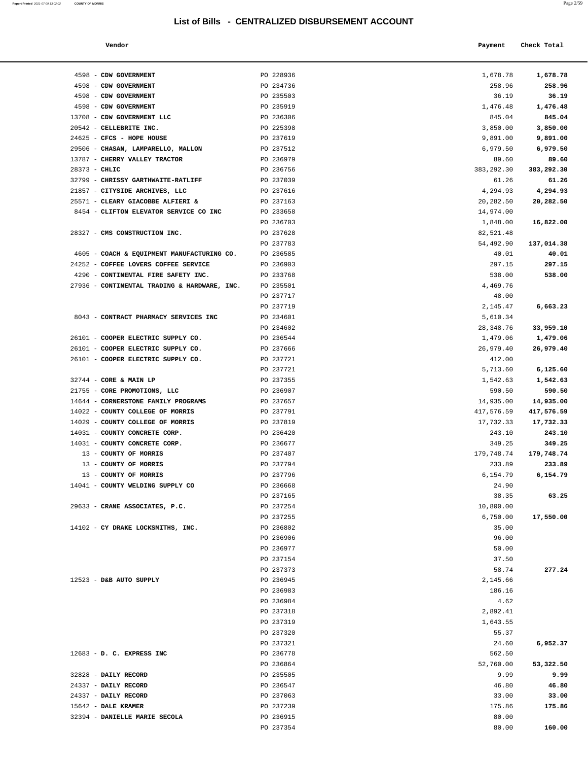# List of Bills - CENTRALIZED DISBURSEMENT ACCOUNT

| Vendor | | Payment | Check Total |
|---|---|---|---|
| 4598 - **CDW GOVERNMENT** | PO 228936 | 1,678.78 | **1,678.78** |
| 4598 - **CDW GOVERNMENT** | PO 234736 | 258.96 | **258.96** |
| 4598 - **CDW GOVERNMENT** | PO 235503 | 36.19 | **36.19** |
| 4598 - **CDW GOVERNMENT** | PO 235919 | 1,476.48 | **1,476.48** |
| 13708 - **CDW GOVERNMENT LLC** | PO 236306 | 845.04 | **845.04** |
| 20542 - **CELLEBRITE INC.** | PO 225398 | 3,850.00 | **3,850.00** |
| 24625 - **CFCS - HOPE HOUSE** | PO 237619 | 9,891.00 | **9,891.00** |
| 29506 - **CHASAN, LAMPARELLO, MALLON** | PO 237512 | 6,979.50 | **6,979.50** |
| 13787 - **CHERRY VALLEY TRACTOR** | PO 236979 | 89.60 | **89.60** |
| 28373 - **CHLIC** | PO 236756 | 383,292.30 | **383,292.30** |
| 32799 - **CHRISSY GARTHWAITE-RATLIFF** | PO 237039 | 61.26 | **61.26** |
| 21857 - **CITYSIDE ARCHIVES, LLC** | PO 237616 | 4,294.93 | **4,294.93** |
| 25571 - **CLEARY GIACOBBE ALFIERI &** | PO 237163 | 20,282.50 | **20,282.50** |
| 8454 - **CLIFTON ELEVATOR SERVICE CO INC** | PO 233658 | 14,974.00 | |
| | PO 236703 | 1,848.00 | **16,822.00** |
| 28327 - **CMS CONSTRUCTION INC.** | PO 237628 | 82,521.48 | |
| | PO 237783 | 54,492.90 | **137,014.38** |
| 4605 - **COACH & EQUIPMENT MANUFACTURING CO.** | PO 236585 | 40.01 | **40.01** |
| 24252 - **COFFEE LOVERS COFFEE SERVICE** | PO 236903 | 297.15 | **297.15** |
| 4290 - **CONTINENTAL FIRE SAFETY INC.** | PO 233768 | 538.00 | **538.00** |
| 27936 - **CONTINENTAL TRADING & HARDWARE, INC.** | PO 235501 | 4,469.76 | |
| | PO 237717 | 48.00 | |
| | PO 237719 | 2,145.47 | **6,663.23** |
| 8043 - **CONTRACT PHARMACY SERVICES INC** | PO 234601 | 5,610.34 | |
| | PO 234602 | 28,348.76 | **33,959.10** |
| 26101 - **COOPER ELECTRIC SUPPLY CO.** | PO 236544 | 1,479.06 | **1,479.06** |
| 26101 - **COOPER ELECTRIC SUPPLY CO.** | PO 237666 | 26,979.40 | **26,979.40** |
| 26101 - **COOPER ELECTRIC SUPPLY CO.** | PO 237721 | 412.00 | |
| | PO 237721 | 5,713.60 | **6,125.60** |
| 32744 - **CORE & MAIN LP** | PO 237355 | 1,542.63 | **1,542.63** |
| 21755 - **CORE PROMOTIONS, LLC** | PO 236907 | 590.50 | **590.50** |
| 14644 - **CORNERSTONE FAMILY PROGRAMS** | PO 237657 | 14,935.00 | **14,935.00** |
| 14022 - **COUNTY COLLEGE OF MORRIS** | PO 237791 | 417,576.59 | **417,576.59** |
| 14029 - **COUNTY COLLEGE OF MORRIS** | PO 237819 | 17,732.33 | **17,732.33** |
| 14031 - **COUNTY CONCRETE CORP.** | PO 236420 | 243.10 | **243.10** |
| 14031 - **COUNTY CONCRETE CORP.** | PO 236677 | 349.25 | **349.25** |
| 13 - **COUNTY OF MORRIS** | PO 237407 | 179,748.74 | **179,748.74** |
| 13 - **COUNTY OF MORRIS** | PO 237794 | 233.89 | **233.89** |
| 13 - **COUNTY OF MORRIS** | PO 237796 | 6,154.79 | **6,154.79** |
| 14041 - **COUNTY WELDING SUPPLY CO** | PO 236668 | 24.90 | |
| | PO 237165 | 38.35 | **63.25** |
| 29633 - **CRANE ASSOCIATES, P.C.** | PO 237254 | 10,800.00 | |
| | PO 237255 | 6,750.00 | **17,550.00** |
| 14102 - **CY DRAKE LOCKSMITHS, INC.** | PO 236802 | 35.00 | |
| | PO 236906 | 96.00 | |
| | PO 236977 | 50.00 | |
| | PO 237154 | 37.50 | |
| | PO 237373 | 58.74 | **277.24** |
| 12523 - **D&B AUTO SUPPLY** | PO 236945 | 2,145.66 | |
| | PO 236983 | 186.16 | |
| | PO 236984 | 4.62 | |
| | PO 237318 | 2,892.41 | |
| | PO 237319 | 1,643.55 | |
| | PO 237320 | 55.37 | |
| | PO 237321 | 24.60 | **6,952.37** |
| 12683 - **D. C. EXPRESS INC** | PO 236778 | 562.50 | |
| | PO 236864 | 52,760.00 | **53,322.50** |
| 32828 - **DAILY RECORD** | PO 235505 | 9.99 | **9.99** |
| 24337 - **DAILY RECORD** | PO 236547 | 46.80 | **46.80** |
| 24337 - **DAILY RECORD** | PO 237063 | 33.00 | **33.00** |
| 15642 - **DALE KRAMER** | PO 237239 | 175.86 | **175.86** |
| 32394 - **DANIELLE MARIE SECOLA** | PO 236915 | 80.00 | |
| | PO 237354 | 80.00 | **160.00** |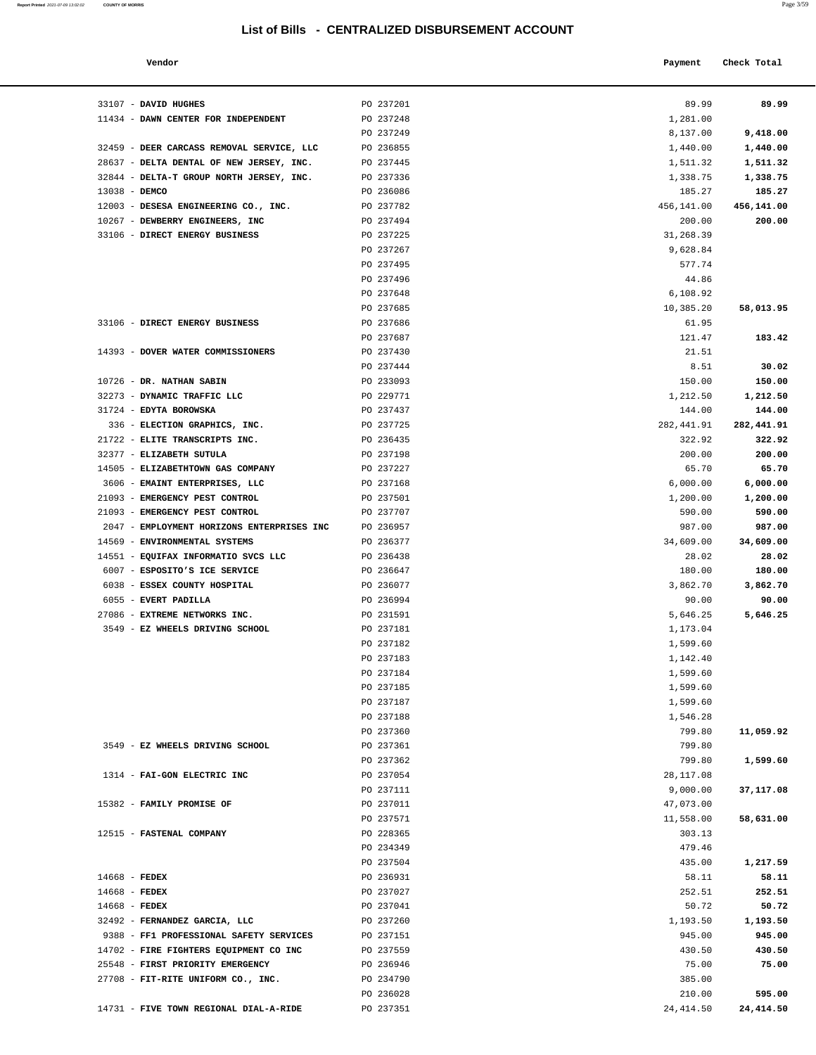# List of Bills - CENTRALIZED DISBURSEMENT ACCOUNT

| Vendor | | Payment | Check Total |
|---|---|---|---|
| 33107 - **DAVID HUGHES** | PO 237201 | 89.99 | **89.99** |
| 11434 - **DAWN CENTER FOR INDEPENDENT** | PO 237248 | 1,281.00 | |
| | PO 237249 | 8,137.00 | **9,418.00** |
| 32459 - **DEER CARCASS REMOVAL SERVICE, LLC** | PO 236855 | 1,440.00 | **1,440.00** |
| 28637 - **DELTA DENTAL OF NEW JERSEY, INC.** | PO 237445 | 1,511.32 | **1,511.32** |
| 32844 - **DELTA-T GROUP NORTH JERSEY, INC.** | PO 237336 | 1,338.75 | **1,338.75** |
| 13038 - **DEMCO** | PO 236086 | 185.27 | **185.27** |
| 12003 - **DESESA ENGINEERING CO., INC.** | PO 237782 | 456,141.00 | **456,141.00** |
| 10267 - **DEWBERRY ENGINEERS, INC** | PO 237494 | 200.00 | **200.00** |
| 33106 - **DIRECT ENERGY BUSINESS** | PO 237225 | 31,268.39 | |
| | PO 237267 | 9,628.84 | |
| | PO 237495 | 577.74 | |
| | PO 237496 | 44.86 | |
| | PO 237648 | 6,108.92 | |
| | PO 237685 | 10,385.20 | **58,013.95** |
| 33106 - **DIRECT ENERGY BUSINESS** | PO 237686 | 61.95 | |
| | PO 237687 | 121.47 | **183.42** |
| 14393 - **DOVER WATER COMMISSIONERS** | PO 237430 | 21.51 | |
| | PO 237444 | 8.51 | **30.02** |
| 10726 - **DR. NATHAN SABIN** | PO 233093 | 150.00 | **150.00** |
| 32273 - **DYNAMIC TRAFFIC LLC** | PO 229771 | 1,212.50 | **1,212.50** |
| 31724 - **EDYTA BOROWSKA** | PO 237437 | 144.00 | **144.00** |
| 336 - **ELECTION GRAPHICS, INC.** | PO 237725 | 282,441.91 | **282,441.91** |
| 21722 - **ELITE TRANSCRIPTS INC.** | PO 236435 | 322.92 | **322.92** |
| 32377 - **ELIZABETH SUTULA** | PO 237198 | 200.00 | **200.00** |
| 14505 - **ELIZABETHTOWN GAS COMPANY** | PO 237227 | 65.70 | **65.70** |
| 3606 - **EMAINT ENTERPRISES, LLC** | PO 237168 | 6,000.00 | **6,000.00** |
| 21093 - **EMERGENCY PEST CONTROL** | PO 237501 | 1,200.00 | **1,200.00** |
| 21093 - **EMERGENCY PEST CONTROL** | PO 237707 | 590.00 | **590.00** |
| 2047 - **EMPLOYMENT HORIZONS ENTERPRISES INC** | PO 236957 | 987.00 | **987.00** |
| 14569 - **ENVIRONMENTAL SYSTEMS** | PO 236377 | 34,609.00 | **34,609.00** |
| 14551 - **EQUIFAX INFORMATIO SVCS LLC** | PO 236438 | 28.02 | **28.02** |
| 6007 - **ESPOSITO'S ICE SERVICE** | PO 236647 | 180.00 | **180.00** |
| 6038 - **ESSEX COUNTY HOSPITAL** | PO 236077 | 3,862.70 | **3,862.70** |
| 6055 - **EVERT PADILLA** | PO 236994 | 90.00 | **90.00** |
| 27086 - **EXTREME NETWORKS INC.** | PO 231591 | 5,646.25 | **5,646.25** |
| 3549 - **EZ WHEELS DRIVING SCHOOL** | PO 237181 | 1,173.04 | |
| | PO 237182 | 1,599.60 | |
| | PO 237183 | 1,142.40 | |
| | PO 237184 | 1,599.60 | |
| | PO 237185 | 1,599.60 | |
| | PO 237187 | 1,599.60 | |
| | PO 237188 | 1,546.28 | |
| | PO 237360 | 799.80 | **11,059.92** |
| 3549 - **EZ WHEELS DRIVING SCHOOL** | PO 237361 | 799.80 | |
| | PO 237362 | 799.80 | **1,599.60** |
| 1314 - **FAI-GON ELECTRIC INC** | PO 237054 | 28,117.08 | |
| | PO 237111 | 9,000.00 | **37,117.08** |
| 15382 - **FAMILY PROMISE OF** | PO 237011 | 47,073.00 | |
| | PO 237571 | 11,558.00 | **58,631.00** |
| 12515 - **FASTENAL COMPANY** | PO 228365 | 303.13 | |
| | PO 234349 | 479.46 | |
| | PO 237504 | 435.00 | **1,217.59** |
| 14668 - **FEDEX** | PO 236931 | 58.11 | **58.11** |
| 14668 - **FEDEX** | PO 237027 | 252.51 | **252.51** |
| 14668 - **FEDEX** | PO 237041 | 50.72 | **50.72** |
| 32492 - **FERNANDEZ GARCIA, LLC** | PO 237260 | 1,193.50 | **1,193.50** |
| 9388 - **FF1 PROFESSIONAL SAFETY SERVICES** | PO 237151 | 945.00 | **945.00** |
| 14702 - **FIRE FIGHTERS EQUIPMENT CO INC** | PO 237559 | 430.50 | **430.50** |
| 25548 - **FIRST PRIORITY EMERGENCY** | PO 236946 | 75.00 | **75.00** |
| 27708 - **FIT-RITE UNIFORM CO., INC.** | PO 234790 | 385.00 | |
| | PO 236028 | 210.00 | **595.00** |
| 14731 - **FIVE TOWN REGIONAL DIAL-A-RIDE** | PO 237351 | 24,414.50 | **24,414.50** |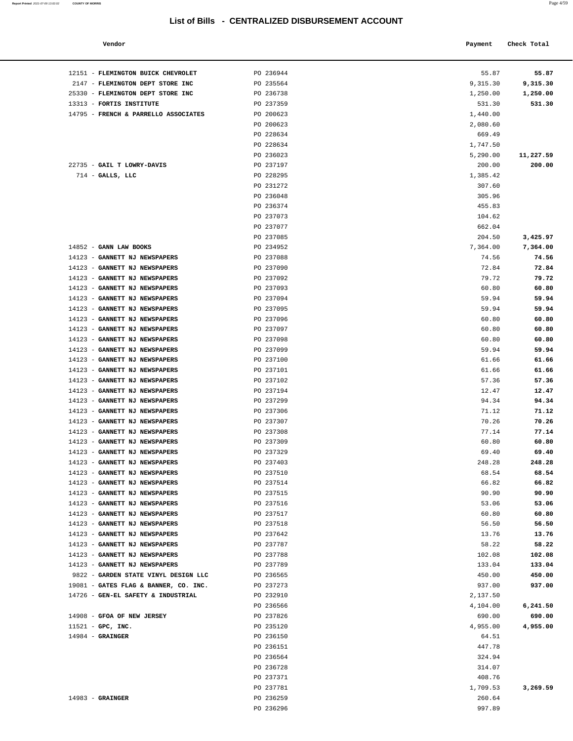# List of Bills - CENTRALIZED DISBURSEMENT ACCOUNT

| Vendor | | Payment | Check Total |
|---|---|---|---|
| 12151 - **FLEMINGTON BUICK CHEVROLET** | PO 236944 | 55.87 | **55.87** |
| 2147 - **FLEMINGTON DEPT STORE INC** | PO 235564 | 9,315.30 | **9,315.30** |
| 25330 - **FLEMINGTON DEPT STORE INC** | PO 236738 | 1,250.00 | **1,250.00** |
| 13313 - **FORTIS INSTITUTE** | PO 237359 | 531.30 | **531.30** |
| 14795 - **FRENCH & PARRELLO ASSOCIATES** | PO 200623 | 1,440.00 | |
| | PO 200623 | 2,080.60 | |
| | PO 228634 | 669.49 | |
| | PO 228634 | 1,747.50 | |
| | PO 236023 | 5,290.00 | **11,227.59** |
| 22735 - **GAIL T LOWRY-DAVIS** | PO 237197 | 200.00 | **200.00** |
| 714 - **GALLS, LLC** | PO 228295 | 1,385.42 | |
| | PO 231272 | 307.60 | |
| | PO 236048 | 305.96 | |
| | PO 236374 | 455.83 | |
| | PO 237073 | 104.62 | |
| | PO 237077 | 662.04 | |
| | PO 237085 | 204.50 | **3,425.97** |
| 14852 - **GANN LAW BOOKS** | PO 234952 | 7,364.00 | **7,364.00** |
| 14123 - **GANNETT NJ NEWSPAPERS** | PO 237088 | 74.56 | **74.56** |
| 14123 - **GANNETT NJ NEWSPAPERS** | PO 237090 | 72.84 | **72.84** |
| 14123 - **GANNETT NJ NEWSPAPERS** | PO 237092 | 79.72 | **79.72** |
| 14123 - **GANNETT NJ NEWSPAPERS** | PO 237093 | 60.80 | **60.80** |
| 14123 - **GANNETT NJ NEWSPAPERS** | PO 237094 | 59.94 | **59.94** |
| 14123 - **GANNETT NJ NEWSPAPERS** | PO 237095 | 59.94 | **59.94** |
| 14123 - **GANNETT NJ NEWSPAPERS** | PO 237096 | 60.80 | **60.80** |
| 14123 - **GANNETT NJ NEWSPAPERS** | PO 237097 | 60.80 | **60.80** |
| 14123 - **GANNETT NJ NEWSPAPERS** | PO 237098 | 60.80 | **60.80** |
| 14123 - **GANNETT NJ NEWSPAPERS** | PO 237099 | 59.94 | **59.94** |
| 14123 - **GANNETT NJ NEWSPAPERS** | PO 237100 | 61.66 | **61.66** |
| 14123 - **GANNETT NJ NEWSPAPERS** | PO 237101 | 61.66 | **61.66** |
| 14123 - **GANNETT NJ NEWSPAPERS** | PO 237102 | 57.36 | **57.36** |
| 14123 - **GANNETT NJ NEWSPAPERS** | PO 237194 | 12.47 | **12.47** |
| 14123 - **GANNETT NJ NEWSPAPERS** | PO 237299 | 94.34 | **94.34** |
| 14123 - **GANNETT NJ NEWSPAPERS** | PO 237306 | 71.12 | **71.12** |
| 14123 - **GANNETT NJ NEWSPAPERS** | PO 237307 | 70.26 | **70.26** |
| 14123 - **GANNETT NJ NEWSPAPERS** | PO 237308 | 77.14 | **77.14** |
| 14123 - **GANNETT NJ NEWSPAPERS** | PO 237309 | 60.80 | **60.80** |
| 14123 - **GANNETT NJ NEWSPAPERS** | PO 237329 | 69.40 | **69.40** |
| 14123 - **GANNETT NJ NEWSPAPERS** | PO 237403 | 248.28 | **248.28** |
| 14123 - **GANNETT NJ NEWSPAPERS** | PO 237510 | 68.54 | **68.54** |
| 14123 - **GANNETT NJ NEWSPAPERS** | PO 237514 | 66.82 | **66.82** |
| 14123 - **GANNETT NJ NEWSPAPERS** | PO 237515 | 90.90 | **90.90** |
| 14123 - **GANNETT NJ NEWSPAPERS** | PO 237516 | 53.06 | **53.06** |
| 14123 - **GANNETT NJ NEWSPAPERS** | PO 237517 | 60.80 | **60.80** |
| 14123 - **GANNETT NJ NEWSPAPERS** | PO 237518 | 56.50 | **56.50** |
| 14123 - **GANNETT NJ NEWSPAPERS** | PO 237642 | 13.76 | **13.76** |
| 14123 - **GANNETT NJ NEWSPAPERS** | PO 237787 | 58.22 | **58.22** |
| 14123 - **GANNETT NJ NEWSPAPERS** | PO 237788 | 102.08 | **102.08** |
| 14123 - **GANNETT NJ NEWSPAPERS** | PO 237789 | 133.04 | **133.04** |
| 9822 - **GARDEN STATE VINYL DESIGN LLC** | PO 236565 | 450.00 | **450.00** |
| 19081 - **GATES FLAG & BANNER, CO. INC.** | PO 237273 | 937.00 | **937.00** |
| 14726 - **GEN-EL SAFETY & INDUSTRIAL** | PO 232910 | 2,137.50 | |
| | PO 236566 | 4,104.00 | **6,241.50** |
| 14908 - **GFOA OF NEW JERSEY** | PO 237826 | 690.00 | **690.00** |
| 11521 - **GPC, INC.** | PO 235120 | 4,955.00 | **4,955.00** |
| 14984 - **GRAINGER** | PO 236150 | 64.51 | |
| | PO 236151 | 447.78 | |
| | PO 236564 | 324.94 | |
| | PO 236728 | 314.07 | |
| | PO 237371 | 408.76 | |
| | PO 237781 | 1,709.53 | **3,269.59** |
| 14983 - **GRAINGER** | PO 236259 | 260.64 | |
| | PO 236296 | 997.89 | |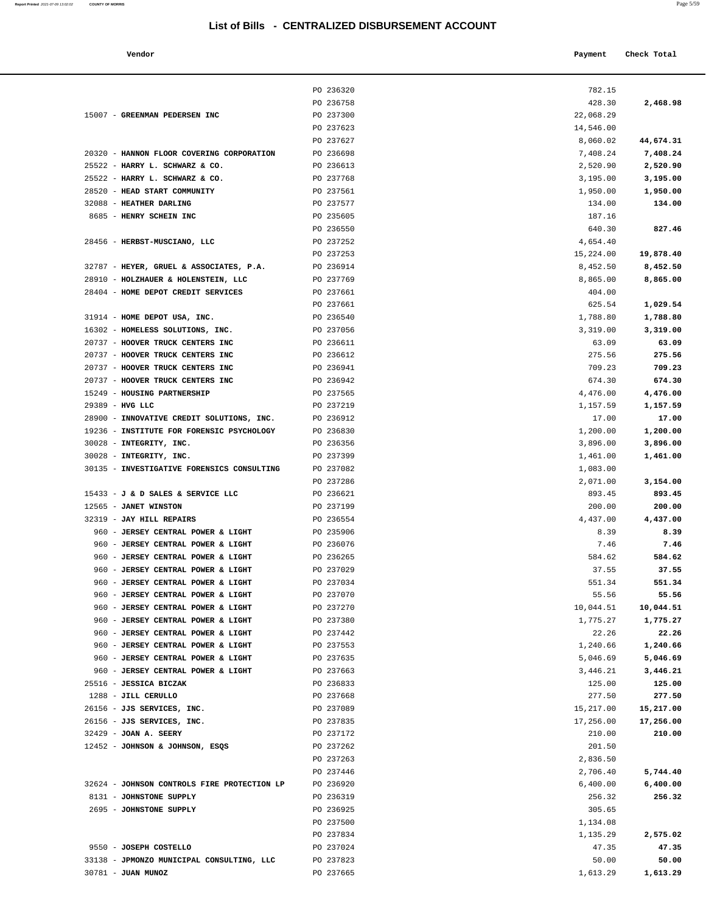## List of Bills - CENTRALIZED DISBURSEMENT ACCOUNT

| Vendor | | Payment | Check Total |
|---|---|---|---|
| | PO 236320 | 782.15 | |
| | PO 236758 | 428.30 | **2,468.98** |
| 15007 - **GREENMAN PEDERSEN INC** | PO 237300 | 22,068.29 | |
| | PO 237623 | 14,546.00 | |
| | PO 237627 | 8,060.02 | **44,674.31** |
| 20320 - **HANNON FLOOR COVERING CORPORATION** | PO 236698 | 7,408.24 | **7,408.24** |
| 25522 - **HARRY L. SCHWARZ & CO.** | PO 236613 | 2,520.90 | **2,520.90** |
| 25522 - **HARRY L. SCHWARZ & CO.** | PO 237768 | 3,195.00 | **3,195.00** |
| 28520 - **HEAD START COMMUNITY** | PO 237561 | 1,950.00 | **1,950.00** |
| 32088 - **HEATHER DARLING** | PO 237577 | 134.00 | **134.00** |
| 8685 - **HENRY SCHEIN INC** | PO 235605 | 187.16 | |
| | PO 236550 | 640.30 | **827.46** |
| 28456 - **HERBST-MUSCIANO, LLC** | PO 237252 | 4,654.40 | |
| | PO 237253 | 15,224.00 | **19,878.40** |
| 32787 - **HEYER, GRUEL & ASSOCIATES, P.A.** | PO 236914 | 8,452.50 | **8,452.50** |
| 28910 - **HOLZHAUER & HOLENSTEIN, LLC** | PO 237769 | 8,865.00 | **8,865.00** |
| 28404 - **HOME DEPOT CREDIT SERVICES** | PO 237661 | 404.00 | |
| | PO 237661 | 625.54 | **1,029.54** |
| 31914 - **HOME DEPOT USA, INC.** | PO 236540 | 1,788.80 | **1,788.80** |
| 16302 - **HOMELESS SOLUTIONS, INC.** | PO 237056 | 3,319.00 | **3,319.00** |
| 20737 - **HOOVER TRUCK CENTERS INC** | PO 236611 | 63.09 | **63.09** |
| 20737 - **HOOVER TRUCK CENTERS INC** | PO 236612 | 275.56 | **275.56** |
| 20737 - **HOOVER TRUCK CENTERS INC** | PO 236941 | 709.23 | **709.23** |
| 20737 - **HOOVER TRUCK CENTERS INC** | PO 236942 | 674.30 | **674.30** |
| 15249 - **HOUSING PARTNERSHIP** | PO 237565 | 4,476.00 | **4,476.00** |
| 29389 - **HVG LLC** | PO 237219 | 1,157.59 | **1,157.59** |
| 28900 - **INNOVATIVE CREDIT SOLUTIONS, INC.** | PO 236912 | 17.00 | **17.00** |
| 19236 - **INSTITUTE FOR FORENSIC PSYCHOLOGY** | PO 236830 | 1,200.00 | **1,200.00** |
| 30028 - **INTEGRITY, INC.** | PO 236356 | 3,896.00 | **3,896.00** |
| 30028 - **INTEGRITY, INC.** | PO 237399 | 1,461.00 | **1,461.00** |
| 30135 - **INVESTIGATIVE FORENSICS CONSULTING** | PO 237082 | 1,083.00 | |
| | PO 237286 | 2,071.00 | **3,154.00** |
| 15433 - **J & D SALES & SERVICE LLC** | PO 236621 | 893.45 | **893.45** |
| 12565 - **JANET WINSTON** | PO 237199 | 200.00 | **200.00** |
| 32319 - **JAY HILL REPAIRS** | PO 236554 | 4,437.00 | **4,437.00** |
| 960 - **JERSEY CENTRAL POWER & LIGHT** | PO 235906 | 8.39 | **8.39** |
| 960 - **JERSEY CENTRAL POWER & LIGHT** | PO 236076 | 7.46 | **7.46** |
| 960 - **JERSEY CENTRAL POWER & LIGHT** | PO 236265 | 584.62 | **584.62** |
| 960 - **JERSEY CENTRAL POWER & LIGHT** | PO 237029 | 37.55 | **37.55** |
| 960 - **JERSEY CENTRAL POWER & LIGHT** | PO 237034 | 551.34 | **551.34** |
| 960 - **JERSEY CENTRAL POWER & LIGHT** | PO 237070 | 55.56 | **55.56** |
| 960 - **JERSEY CENTRAL POWER & LIGHT** | PO 237270 | 10,044.51 | **10,044.51** |
| 960 - **JERSEY CENTRAL POWER & LIGHT** | PO 237380 | 1,775.27 | **1,775.27** |
| 960 - **JERSEY CENTRAL POWER & LIGHT** | PO 237442 | 22.26 | **22.26** |
| 960 - **JERSEY CENTRAL POWER & LIGHT** | PO 237553 | 1,240.66 | **1,240.66** |
| 960 - **JERSEY CENTRAL POWER & LIGHT** | PO 237635 | 5,046.69 | **5,046.69** |
| 960 - **JERSEY CENTRAL POWER & LIGHT** | PO 237663 | 3,446.21 | **3,446.21** |
| 25516 - **JESSICA BICZAK** | PO 236833 | 125.00 | **125.00** |
| 1288 - **JILL CERULLO** | PO 237668 | 277.50 | **277.50** |
| 26156 - **JJS SERVICES, INC.** | PO 237089 | 15,217.00 | **15,217.00** |
| 26156 - **JJS SERVICES, INC.** | PO 237835 | 17,256.00 | **17,256.00** |
| 32429 - **JOAN A. SEERY** | PO 237172 | 210.00 | **210.00** |
| 12452 - **JOHNSON & JOHNSON, ESQS** | PO 237262 | 201.50 | |
| | PO 237263 | 2,836.50 | |
| | PO 237446 | 2,706.40 | **5,744.40** |
| 32624 - **JOHNSON CONTROLS FIRE PROTECTION LP** | PO 236920 | 6,400.00 | **6,400.00** |
| 8131 - **JOHNSTONE SUPPLY** | PO 236319 | 256.32 | **256.32** |
| 2695 - **JOHNSTONE SUPPLY** | PO 236925 | 305.65 | |
| | PO 237500 | 1,134.08 | |
| | PO 237834 | 1,135.29 | **2,575.02** |
| 9550 - **JOSEPH COSTELLO** | PO 237024 | 47.35 | **47.35** |
| 33138 - **JPMONZO MUNICIPAL CONSULTING, LLC** | PO 237823 | 50.00 | **50.00** |
| 30781 - **JUAN MUNOZ** | PO 237665 | 1,613.29 | **1,613.29** |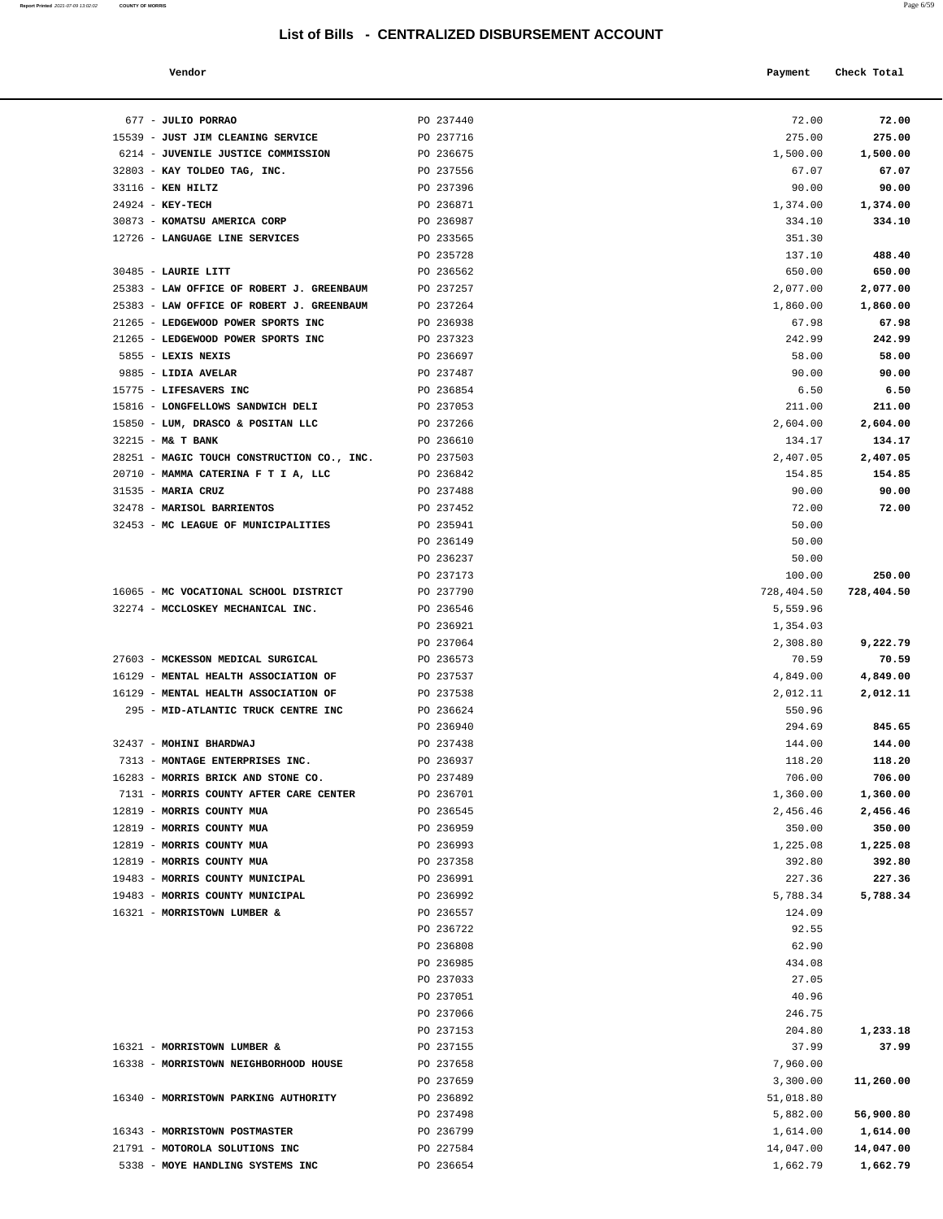# List of Bills - CENTRALIZED DISBURSEMENT ACCOUNT

| Vendor | | Payment | Check Total |
|---|---|---|---|
| 677 - **JULIO PORRAO** | PO 237440 | 72.00 | **72.00** |
| 15539 - **JUST JIM CLEANING SERVICE** | PO 237716 | 275.00 | **275.00** |
| 6214 - **JUVENILE JUSTICE COMMISSION** | PO 236675 | 1,500.00 | **1,500.00** |
| 32803 - **KAY TOLDEO TAG, INC.** | PO 237556 | 67.07 | **67.07** |
| 33116 - **KEN HILTZ** | PO 237396 | 90.00 | **90.00** |
| 24924 - **KEY-TECH** | PO 236871 | 1,374.00 | **1,374.00** |
| 30873 - **KOMATSU AMERICA CORP** | PO 236987 | 334.10 | **334.10** |
| 12726 - **LANGUAGE LINE SERVICES** | PO 233565 | 351.30 | |
| | PO 235728 | 137.10 | **488.40** |
| 30485 - **LAURIE LITT** | PO 236562 | 650.00 | **650.00** |
| 25383 - **LAW OFFICE OF ROBERT J. GREENBAUM** | PO 237257 | 2,077.00 | **2,077.00** |
| 25383 - **LAW OFFICE OF ROBERT J. GREENBAUM** | PO 237264 | 1,860.00 | **1,860.00** |
| 21265 - **LEDGEWOOD POWER SPORTS INC** | PO 236938 | 67.98 | **67.98** |
| 21265 - **LEDGEWOOD POWER SPORTS INC** | PO 237323 | 242.99 | **242.99** |
| 5855 - **LEXIS NEXIS** | PO 236697 | 58.00 | **58.00** |
| 9885 - **LIDIA AVELAR** | PO 237487 | 90.00 | **90.00** |
| 15775 - **LIFESAVERS INC** | PO 236854 | 6.50 | **6.50** |
| 15816 - **LONGFELLOWS SANDWICH DELI** | PO 237053 | 211.00 | **211.00** |
| 15850 - **LUM, DRASCO & POSITAN LLC** | PO 237266 | 2,604.00 | **2,604.00** |
| 32215 - **M& T BANK** | PO 236610 | 134.17 | **134.17** |
| 28251 - **MAGIC TOUCH CONSTRUCTION CO., INC.** | PO 237503 | 2,407.05 | **2,407.05** |
| 20710 - **MAMMA CATERINA F T I A, LLC** | PO 236842 | 154.85 | **154.85** |
| 31535 - **MARIA CRUZ** | PO 237488 | 90.00 | **90.00** |
| 32478 - **MARISOL BARRIENTOS** | PO 237452 | 72.00 | **72.00** |
| 32453 - **MC LEAGUE OF MUNICIPALITIES** | PO 235941 | 50.00 | |
| | PO 236149 | 50.00 | |
| | PO 236237 | 50.00 | |
| | PO 237173 | 100.00 | **250.00** |
| 16065 - **MC VOCATIONAL SCHOOL DISTRICT** | PO 237790 | 728,404.50 | **728,404.50** |
| 32274 - **MCCLOSKEY MECHANICAL INC.** | PO 236546 | 5,559.96 | |
| | PO 236921 | 1,354.03 | |
| | PO 237064 | 2,308.80 | **9,222.79** |
| 27603 - **MCKESSON MEDICAL SURGICAL** | PO 236573 | 70.59 | **70.59** |
| 16129 - **MENTAL HEALTH ASSOCIATION OF** | PO 237537 | 4,849.00 | **4,849.00** |
| 16129 - **MENTAL HEALTH ASSOCIATION OF** | PO 237538 | 2,012.11 | **2,012.11** |
| 295 - **MID-ATLANTIC TRUCK CENTRE INC** | PO 236624 | 550.96 | |
| | PO 236940 | 294.69 | **845.65** |
| 32437 - **MOHINI BHARDWAJ** | PO 237438 | 144.00 | **144.00** |
| 7313 - **MONTAGE ENTERPRISES INC.** | PO 236937 | 118.20 | **118.20** |
| 16283 - **MORRIS BRICK AND STONE CO.** | PO 237489 | 706.00 | **706.00** |
| 7131 - **MORRIS COUNTY AFTER CARE CENTER** | PO 236701 | 1,360.00 | **1,360.00** |
| 12819 - **MORRIS COUNTY MUA** | PO 236545 | 2,456.46 | **2,456.46** |
| 12819 - **MORRIS COUNTY MUA** | PO 236959 | 350.00 | **350.00** |
| 12819 - **MORRIS COUNTY MUA** | PO 236993 | 1,225.08 | **1,225.08** |
| 12819 - **MORRIS COUNTY MUA** | PO 237358 | 392.80 | **392.80** |
| 19483 - **MORRIS COUNTY MUNICIPAL** | PO 236991 | 227.36 | **227.36** |
| 19483 - **MORRIS COUNTY MUNICIPAL** | PO 236992 | 5,788.34 | **5,788.34** |
| 16321 - **MORRISTOWN LUMBER &** | PO 236557 | 124.09 | |
| | PO 236722 | 92.55 | |
| | PO 236808 | 62.90 | |
| | PO 236985 | 434.08 | |
| | PO 237033 | 27.05 | |
| | PO 237051 | 40.96 | |
| | PO 237066 | 246.75 | |
| | PO 237153 | 204.80 | **1,233.18** |
| 16321 - **MORRISTOWN LUMBER &** | PO 237155 | 37.99 | **37.99** |
| 16338 - **MORRISTOWN NEIGHBORHOOD HOUSE** | PO 237658 | 7,960.00 | |
| | PO 237659 | 3,300.00 | **11,260.00** |
| 16340 - **MORRISTOWN PARKING AUTHORITY** | PO 236892 | 51,018.80 | |
| | PO 237498 | 5,882.00 | **56,900.80** |
| 16343 - **MORRISTOWN POSTMASTER** | PO 236799 | 1,614.00 | **1,614.00** |
| 21791 - **MOTOROLA SOLUTIONS INC** | PO 227584 | 14,047.00 | **14,047.00** |
| 5338 - **MOYE HANDLING SYSTEMS INC** | PO 236654 | 1,662.79 | **1,662.79** |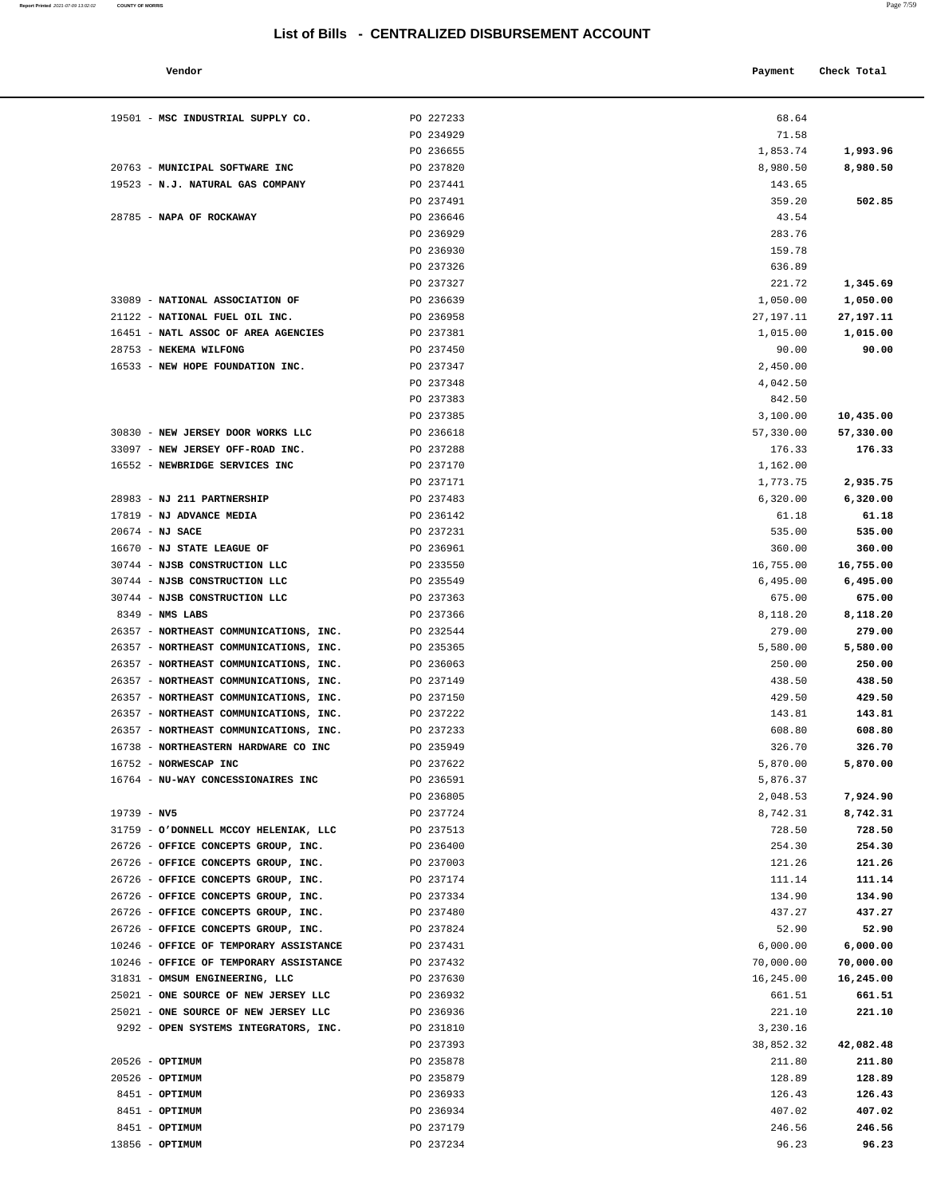# List of Bills - CENTRALIZED DISBURSEMENT ACCOUNT

| Vendor | | Payment | Check Total |
|---|---|---|---|
| 19501 - **MSC INDUSTRIAL SUPPLY CO.** | PO 227233 | 68.64 | |
| | PO 234929 | 71.58 | |
| | PO 236655 | 1,853.74 | **1,993.96** |
| 20763 - **MUNICIPAL SOFTWARE INC** | PO 237820 | 8,980.50 | **8,980.50** |
| 19523 - **N.J. NATURAL GAS COMPANY** | PO 237441 | 143.65 | |
| | PO 237491 | 359.20 | **502.85** |
| 28785 - **NAPA OF ROCKAWAY** | PO 236646 | 43.54 | |
| | PO 236929 | 283.76 | |
| | PO 236930 | 159.78 | |
| | PO 237326 | 636.89 | |
| | PO 237327 | 221.72 | **1,345.69** |
| 33089 - **NATIONAL ASSOCIATION OF** | PO 236639 | 1,050.00 | **1,050.00** |
| 21122 - **NATIONAL FUEL OIL INC.** | PO 236958 | 27,197.11 | **27,197.11** |
| 16451 - **NATL ASSOC OF AREA AGENCIES** | PO 237381 | 1,015.00 | **1,015.00** |
| 28753 - **NEKEMA WILFONG** | PO 237450 | 90.00 | **90.00** |
| 16533 - **NEW HOPE FOUNDATION INC.** | PO 237347 | 2,450.00 | |
| | PO 237348 | 4,042.50 | |
| | PO 237383 | 842.50 | |
| | PO 237385 | 3,100.00 | **10,435.00** |
| 30830 - **NEW JERSEY DOOR WORKS LLC** | PO 236618 | 57,330.00 | **57,330.00** |
| 33097 - **NEW JERSEY OFF-ROAD INC.** | PO 237288 | 176.33 | **176.33** |
| 16552 - **NEWBRIDGE SERVICES INC** | PO 237170 | 1,162.00 | |
| | PO 237171 | 1,773.75 | **2,935.75** |
| 28983 - **NJ 211 PARTNERSHIP** | PO 237483 | 6,320.00 | **6,320.00** |
| 17819 - **NJ ADVANCE MEDIA** | PO 236142 | 61.18 | **61.18** |
| 20674 - **NJ SACE** | PO 237231 | 535.00 | **535.00** |
| 16670 - **NJ STATE LEAGUE OF** | PO 236961 | 360.00 | **360.00** |
| 30744 - **NJSB CONSTRUCTION LLC** | PO 233550 | 16,755.00 | **16,755.00** |
| 30744 - **NJSB CONSTRUCTION LLC** | PO 235549 | 6,495.00 | **6,495.00** |
| 30744 - **NJSB CONSTRUCTION LLC** | PO 237363 | 675.00 | **675.00** |
| 8349 - **NMS LABS** | PO 237366 | 8,118.20 | **8,118.20** |
| 26357 - **NORTHEAST COMMUNICATIONS, INC.** | PO 232544 | 279.00 | **279.00** |
| 26357 - **NORTHEAST COMMUNICATIONS, INC.** | PO 235365 | 5,580.00 | **5,580.00** |
| 26357 - **NORTHEAST COMMUNICATIONS, INC.** | PO 236063 | 250.00 | **250.00** |
| 26357 - **NORTHEAST COMMUNICATIONS, INC.** | PO 237149 | 438.50 | **438.50** |
| 26357 - **NORTHEAST COMMUNICATIONS, INC.** | PO 237150 | 429.50 | **429.50** |
| 26357 - **NORTHEAST COMMUNICATIONS, INC.** | PO 237222 | 143.81 | **143.81** |
| 26357 - **NORTHEAST COMMUNICATIONS, INC.** | PO 237233 | 608.80 | **608.80** |
| 16738 - **NORTHEASTERN HARDWARE CO INC** | PO 235949 | 326.70 | **326.70** |
| 16752 - **NORWESCAP INC** | PO 237622 | 5,870.00 | **5,870.00** |
| 16764 - **NU-WAY CONCESSIONAIRES INC** | PO 236591 | 5,876.37 | |
| | PO 236805 | 2,048.53 | **7,924.90** |
| 19739 - **NV5** | PO 237724 | 8,742.31 | **8,742.31** |
| 31759 - **O'DONNELL MCCOY HELENIAK, LLC** | PO 237513 | 728.50 | **728.50** |
| 26726 - **OFFICE CONCEPTS GROUP, INC.** | PO 236400 | 254.30 | **254.30** |
| 26726 - **OFFICE CONCEPTS GROUP, INC.** | PO 237003 | 121.26 | **121.26** |
| 26726 - **OFFICE CONCEPTS GROUP, INC.** | PO 237174 | 111.14 | **111.14** |
| 26726 - **OFFICE CONCEPTS GROUP, INC.** | PO 237334 | 134.90 | **134.90** |
| 26726 - **OFFICE CONCEPTS GROUP, INC.** | PO 237480 | 437.27 | **437.27** |
| 26726 - **OFFICE CONCEPTS GROUP, INC.** | PO 237824 | 52.90 | **52.90** |
| 10246 - **OFFICE OF TEMPORARY ASSISTANCE** | PO 237431 | 6,000.00 | **6,000.00** |
| 10246 - **OFFICE OF TEMPORARY ASSISTANCE** | PO 237432 | 70,000.00 | **70,000.00** |
| 31831 - **OMSUM ENGINEERING, LLC** | PO 237630 | 16,245.00 | **16,245.00** |
| 25021 - **ONE SOURCE OF NEW JERSEY LLC** | PO 236932 | 661.51 | **661.51** |
| 25021 - **ONE SOURCE OF NEW JERSEY LLC** | PO 236936 | 221.10 | **221.10** |
| 9292 - **OPEN SYSTEMS INTEGRATORS, INC.** | PO 231810 | 3,230.16 | |
| | PO 237393 | 38,852.32 | **42,082.48** |
| 20526 - **OPTIMUM** | PO 235878 | 211.80 | **211.80** |
| 20526 - **OPTIMUM** | PO 235879 | 128.89 | **128.89** |
| 8451 - **OPTIMUM** | PO 236933 | 126.43 | **126.43** |
| 8451 - **OPTIMUM** | PO 236934 | 407.02 | **407.02** |
| 8451 - **OPTIMUM** | PO 237179 | 246.56 | **246.56** |
| 13856 - **OPTIMUM** | PO 237234 | 96.23 | **96.23** |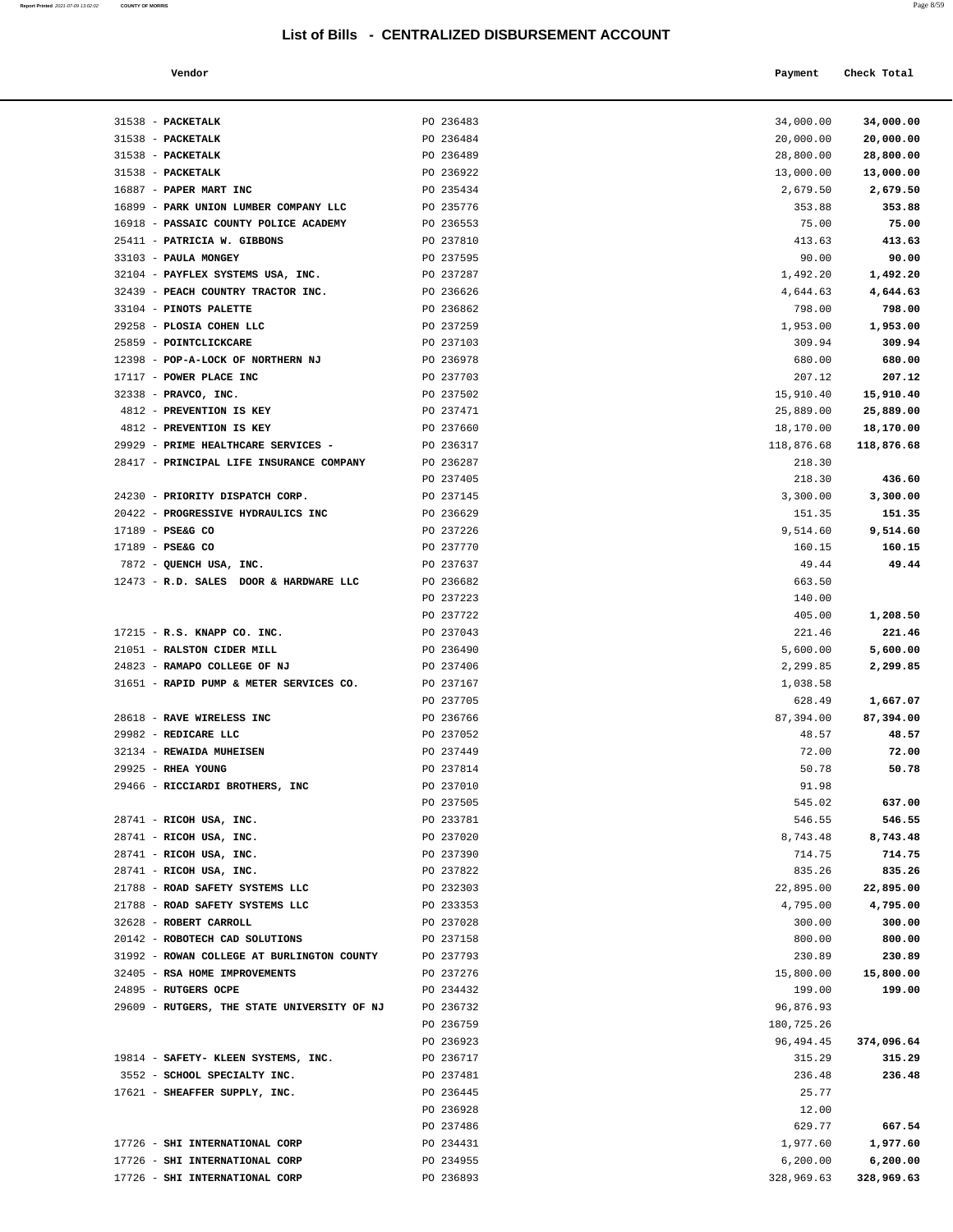# List of Bills - CENTRALIZED DISBURSEMENT ACCOUNT

| Vendor | | Payment | Check Total |
|---|---|---|---|
| 31538 - **PACKETALK** | PO 236483 | 34,000.00 | **34,000.00** |
| 31538 - **PACKETALK** | PO 236484 | 20,000.00 | **20,000.00** |
| 31538 - **PACKETALK** | PO 236489 | 28,800.00 | **28,800.00** |
| 31538 - **PACKETALK** | PO 236922 | 13,000.00 | **13,000.00** |
| 16887 - **PAPER MART INC** | PO 235434 | 2,679.50 | **2,679.50** |
| 16899 - **PARK UNION LUMBER COMPANY LLC** | PO 235776 | 353.88 | **353.88** |
| 16918 - **PASSAIC COUNTY POLICE ACADEMY** | PO 236553 | 75.00 | **75.00** |
| 25411 - **PATRICIA W. GIBBONS** | PO 237810 | 413.63 | **413.63** |
| 33103 - **PAULA MONGEY** | PO 237595 | 90.00 | **90.00** |
| 32104 - **PAYFLEX SYSTEMS USA, INC.** | PO 237287 | 1,492.20 | **1,492.20** |
| 32439 - **PEACH COUNTRY TRACTOR INC.** | PO 236626 | 4,644.63 | **4,644.63** |
| 33104 - **PINOTS PALETTE** | PO 236862 | 798.00 | **798.00** |
| 29258 - **PLOSIA COHEN LLC** | PO 237259 | 1,953.00 | **1,953.00** |
| 25859 - **POINTCLICKCARE** | PO 237103 | 309.94 | **309.94** |
| 12398 - **POP-A-LOCK OF NORTHERN NJ** | PO 236978 | 680.00 | **680.00** |
| 17117 - **POWER PLACE INC** | PO 237703 | 207.12 | **207.12** |
| 32338 - **PRAVCO, INC.** | PO 237502 | 15,910.40 | **15,910.40** |
| 4812 - **PREVENTION IS KEY** | PO 237471 | 25,889.00 | **25,889.00** |
| 4812 - **PREVENTION IS KEY** | PO 237660 | 18,170.00 | **18,170.00** |
| 29929 - **PRIME HEALTHCARE SERVICES -** | PO 236317 | 118,876.68 | **118,876.68** |
| 28417 - **PRINCIPAL LIFE INSURANCE COMPANY** | PO 236287 | 218.30 | |
| | PO 237405 | 218.30 | **436.60** |
| 24230 - **PRIORITY DISPATCH CORP.** | PO 237145 | 3,300.00 | **3,300.00** |
| 20422 - **PROGRESSIVE HYDRAULICS INC** | PO 236629 | 151.35 | **151.35** |
| 17189 - **PSE&G CO** | PO 237226 | 9,514.60 | **9,514.60** |
| 17189 - **PSE&G CO** | PO 237770 | 160.15 | **160.15** |
| 7872 - **QUENCH USA, INC.** | PO 237637 | 49.44 | **49.44** |
| 12473 - **R.D. SALES DOOR & HARDWARE LLC** | PO 236682 | 663.50 | |
| | PO 237223 | 140.00 | |
| | PO 237722 | 405.00 | **1,208.50** |
| 17215 - **R.S. KNAPP CO. INC.** | PO 237043 | 221.46 | **221.46** |
| 21051 - **RALSTON CIDER MILL** | PO 236490 | 5,600.00 | **5,600.00** |
| 24823 - **RAMAPO COLLEGE OF NJ** | PO 237406 | 2,299.85 | **2,299.85** |
| 31651 - **RAPID PUMP & METER SERVICES CO.** | PO 237167 | 1,038.58 | |
| | PO 237705 | 628.49 | **1,667.07** |
| 28618 - **RAVE WIRELESS INC** | PO 236766 | 87,394.00 | **87,394.00** |
| 29982 - **REDICARE LLC** | PO 237052 | 48.57 | **48.57** |
| 32134 - **REWAIDA MUHEISEN** | PO 237449 | 72.00 | **72.00** |
| 29925 - **RHEA YOUNG** | PO 237814 | 50.78 | **50.78** |
| 29466 - **RICCIARDI BROTHERS, INC** | PO 237010 | 91.98 | |
| | PO 237505 | 545.02 | **637.00** |
| 28741 - **RICOH USA, INC.** | PO 233781 | 546.55 | **546.55** |
| 28741 - **RICOH USA, INC.** | PO 237020 | 8,743.48 | **8,743.48** |
| 28741 - **RICOH USA, INC.** | PO 237390 | 714.75 | **714.75** |
| 28741 - **RICOH USA, INC.** | PO 237822 | 835.26 | **835.26** |
| 21788 - **ROAD SAFETY SYSTEMS LLC** | PO 232303 | 22,895.00 | **22,895.00** |
| 21788 - **ROAD SAFETY SYSTEMS LLC** | PO 233353 | 4,795.00 | **4,795.00** |
| 32628 - **ROBERT CARROLL** | PO 237028 | 300.00 | **300.00** |
| 20142 - **ROBOTECH CAD SOLUTIONS** | PO 237158 | 800.00 | **800.00** |
| 31992 - **ROWAN COLLEGE AT BURLINGTON COUNTY** | PO 237793 | 230.89 | **230.89** |
| 32405 - **RSA HOME IMPROVEMENTS** | PO 237276 | 15,800.00 | **15,800.00** |
| 24895 - **RUTGERS OCPE** | PO 234432 | 199.00 | **199.00** |
| 29609 - **RUTGERS, THE STATE UNIVERSITY OF NJ** | PO 236732 | 96,876.93 | |
| | PO 236759 | 180,725.26 | |
| | PO 236923 | 96,494.45 | **374,096.64** |
| 19814 - **SAFETY- KLEEN SYSTEMS, INC.** | PO 236717 | 315.29 | **315.29** |
| 3552 - **SCHOOL SPECIALTY INC.** | PO 237481 | 236.48 | **236.48** |
| 17621 - **SHEAFFER SUPPLY, INC.** | PO 236445 | 25.77 | |
| | PO 236928 | 12.00 | |
| | PO 237486 | 629.77 | **667.54** |
| 17726 - **SHI INTERNATIONAL CORP** | PO 234431 | 1,977.60 | **1,977.60** |
| 17726 - **SHI INTERNATIONAL CORP** | PO 234955 | 6,200.00 | **6,200.00** |
| 17726 - **SHI INTERNATIONAL CORP** | PO 236893 | 328,969.63 | **328,969.63** |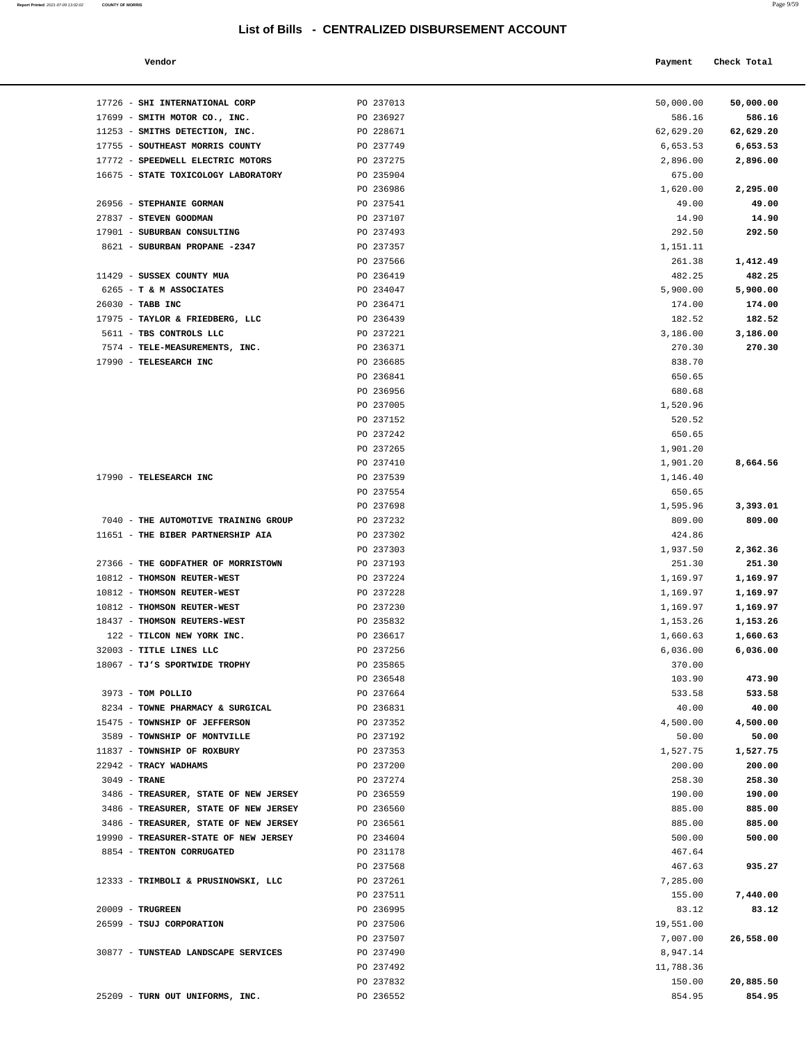# List of Bills - CENTRALIZED DISBURSEMENT ACCOUNT

| Vendor | | Payment | Check Total |
|---|---|---|---|
| 17726 - **SHI INTERNATIONAL CORP** | PO 237013 | 50,000.00 | **50,000.00** |
| 17699 - **SMITH MOTOR CO., INC.** | PO 236927 | 586.16 | **586.16** |
| 11253 - **SMITHS DETECTION, INC.** | PO 228671 | 62,629.20 | **62,629.20** |
| 17755 - **SOUTHEAST MORRIS COUNTY** | PO 237749 | 6,653.53 | **6,653.53** |
| 17772 - **SPEEDWELL ELECTRIC MOTORS** | PO 237275 | 2,896.00 | **2,896.00** |
| 16675 - **STATE TOXICOLOGY LABORATORY** | PO 235904 | 675.00 | |
| | PO 236986 | 1,620.00 | **2,295.00** |
| 26956 - **STEPHANIE GORMAN** | PO 237541 | 49.00 | **49.00** |
| 27837 - **STEVEN GOODMAN** | PO 237107 | 14.90 | **14.90** |
| 17901 - **SUBURBAN CONSULTING** | PO 237493 | 292.50 | **292.50** |
| 8621 - **SUBURBAN PROPANE -2347** | PO 237357 | 1,151.11 | |
| | PO 237566 | 261.38 | **1,412.49** |
| 11429 - **SUSSEX COUNTY MUA** | PO 236419 | 482.25 | **482.25** |
| 6265 - **T & M ASSOCIATES** | PO 234047 | 5,900.00 | **5,900.00** |
| 26030 - **TABB INC** | PO 236471 | 174.00 | **174.00** |
| 17975 - **TAYLOR & FRIEDBERG, LLC** | PO 236439 | 182.52 | **182.52** |
| 5611 - **TBS CONTROLS LLC** | PO 237221 | 3,186.00 | **3,186.00** |
| 7574 - **TELE-MEASUREMENTS, INC.** | PO 236371 | 270.30 | **270.30** |
| 17990 - **TELESEARCH INC** | PO 236685 | 838.70 | |
| | PO 236841 | 650.65 | |
| | PO 236956 | 680.68 | |
| | PO 237005 | 1,520.96 | |
| | PO 237152 | 520.52 | |
| | PO 237242 | 650.65 | |
| | PO 237265 | 1,901.20 | |
| | PO 237410 | 1,901.20 | **8,664.56** |
| 17990 - **TELESEARCH INC** | PO 237539 | 1,146.40 | |
| | PO 237554 | 650.65 | |
| | PO 237698 | 1,595.96 | **3,393.01** |
| 7040 - **THE AUTOMOTIVE TRAINING GROUP** | PO 237232 | 809.00 | **809.00** |
| 11651 - **THE BIBER PARTNERSHIP AIA** | PO 237302 | 424.86 | |
| | PO 237303 | 1,937.50 | **2,362.36** |
| 27366 - **THE GODFATHER OF MORRISTOWN** | PO 237193 | 251.30 | **251.30** |
| 10812 - **THOMSON REUTER-WEST** | PO 237224 | 1,169.97 | **1,169.97** |
| 10812 - **THOMSON REUTER-WEST** | PO 237228 | 1,169.97 | **1,169.97** |
| 10812 - **THOMSON REUTER-WEST** | PO 237230 | 1,169.97 | **1,169.97** |
| 18437 - **THOMSON REUTERS-WEST** | PO 235832 | 1,153.26 | **1,153.26** |
| 122 - **TILCON NEW YORK INC.** | PO 236617 | 1,660.63 | **1,660.63** |
| 32003 - **TITLE LINES LLC** | PO 237256 | 6,036.00 | **6,036.00** |
| 18067 - **TJ'S SPORTWIDE TROPHY** | PO 235865 | 370.00 | |
| | PO 236548 | 103.90 | **473.90** |
| 3973 - **TOM POLLIO** | PO 237664 | 533.58 | **533.58** |
| 8234 - **TOWNE PHARMACY & SURGICAL** | PO 236831 | 40.00 | **40.00** |
| 15475 - **TOWNSHIP OF JEFFERSON** | PO 237352 | 4,500.00 | **4,500.00** |
| 3589 - **TOWNSHIP OF MONTVILLE** | PO 237192 | 50.00 | **50.00** |
| 11837 - **TOWNSHIP OF ROXBURY** | PO 237353 | 1,527.75 | **1,527.75** |
| 22942 - **TRACY WADHAMS** | PO 237200 | 200.00 | **200.00** |
| 3049 - **TRANE** | PO 237274 | 258.30 | **258.30** |
| 3486 - **TREASURER, STATE OF NEW JERSEY** | PO 236559 | 190.00 | **190.00** |
| 3486 - **TREASURER, STATE OF NEW JERSEY** | PO 236560 | 885.00 | **885.00** |
| 3486 - **TREASURER, STATE OF NEW JERSEY** | PO 236561 | 885.00 | **885.00** |
| 19990 - **TREASURER-STATE OF NEW JERSEY** | PO 234604 | 500.00 | **500.00** |
| 8854 - **TRENTON CORRUGATED** | PO 231178 | 467.64 | |
| | PO 237568 | 467.63 | **935.27** |
| 12333 - **TRIMBOLI & PRUSINOWSKI, LLC** | PO 237261 | 7,285.00 | |
| | PO 237511 | 155.00 | **7,440.00** |
| 20009 - **TRUGREEN** | PO 236995 | 83.12 | **83.12** |
| 26599 - **TSUJ CORPORATION** | PO 237506 | 19,551.00 | |
| | PO 237507 | 7,007.00 | **26,558.00** |
| 30877 - **TUNSTEAD LANDSCAPE SERVICES** | PO 237490 | 8,947.14 | |
| | PO 237492 | 11,788.36 | |
| | PO 237832 | 150.00 | **20,885.50** |
| 25209 - **TURN OUT UNIFORMS, INC.** | PO 236552 | 854.95 | **854.95** |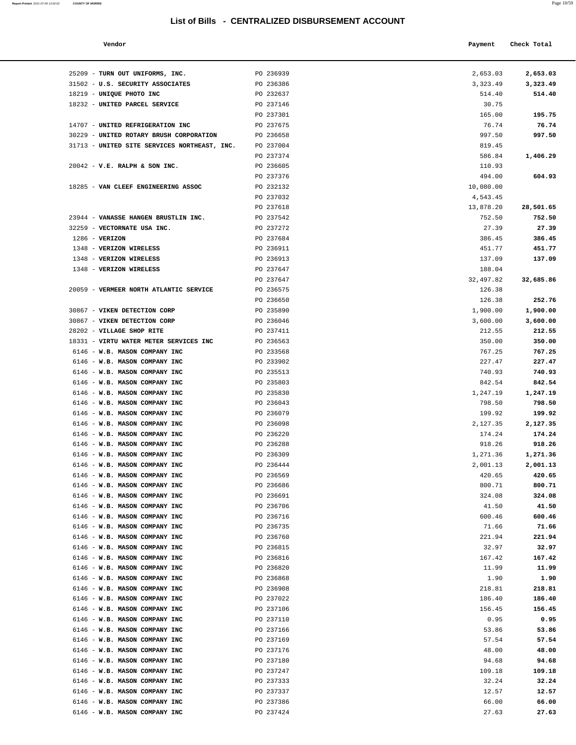# List of Bills - CENTRALIZED DISBURSEMENT ACCOUNT

| Vendor | | Payment | Check Total |
|---|---|---|---|
| 25209 - **TURN OUT UNIFORMS, INC.** | PO 236939 | 2,653.03 | **2,653.03** |
| 31502 - **U.S. SECURITY ASSOCIATES** | PO 236386 | 3,323.49 | **3,323.49** |
| 18219 - **UNIQUE PHOTO INC** | PO 232637 | 514.40 | **514.40** |
| 18232 - **UNITED PARCEL SERVICE** | PO 237146 | 30.75 | |
| | PO 237301 | 165.00 | **195.75** |
| 14707 - **UNITED REFRIGERATION INC** | PO 237675 | 76.74 | **76.74** |
| 30229 - **UNITED ROTARY BRUSH CORPORATION** | PO 236658 | 997.50 | **997.50** |
| 31713 - **UNITED SITE SERVICES NORTHEAST, INC.** | PO 237004 | 819.45 | |
| | PO 237374 | 586.84 | **1,406.29** |
| 20042 - **V.E. RALPH & SON INC.** | PO 236605 | 110.93 | |
| | PO 237376 | 494.00 | **604.93** |
| 18285 - **VAN CLEEF ENGINEERING ASSOC** | PO 232132 | 10,080.00 | |
| | PO 237032 | 4,543.45 | |
| | PO 237618 | 13,878.20 | **28,501.65** |
| 23944 - **VANASSE HANGEN BRUSTLIN INC.** | PO 237542 | 752.50 | **752.50** |
| 32259 - **VECTORNATE USA INC.** | PO 237272 | 27.39 | **27.39** |
| 1286 - **VERIZON** | PO 237684 | 386.45 | **386.45** |
| 1348 - **VERIZON WIRELESS** | PO 236911 | 451.77 | **451.77** |
| 1348 - **VERIZON WIRELESS** | PO 236913 | 137.09 | **137.09** |
| 1348 - **VERIZON WIRELESS** | PO 237647 | 188.04 | |
| | PO 237647 | 32,497.82 | **32,685.86** |
| 20059 - **VERMEER NORTH ATLANTIC SERVICE** | PO 236575 | 126.38 | |
| | PO 236650 | 126.38 | **252.76** |
| 30867 - **VIKEN DETECTION CORP** | PO 235890 | 1,900.00 | **1,900.00** |
| 30867 - **VIKEN DETECTION CORP** | PO 236046 | 3,600.00 | **3,600.00** |
| 28202 - **VILLAGE SHOP RITE** | PO 237411 | 212.55 | **212.55** |
| 18331 - **VIRTU WATER METER SERVICES INC** | PO 236563 | 350.00 | **350.00** |
| 6146 - **W.B. MASON COMPANY INC** | PO 233568 | 767.25 | **767.25** |
| 6146 - **W.B. MASON COMPANY INC** | PO 233902 | 227.47 | **227.47** |
| 6146 - **W.B. MASON COMPANY INC** | PO 235513 | 740.93 | **740.93** |
| 6146 - **W.B. MASON COMPANY INC** | PO 235803 | 842.54 | **842.54** |
| 6146 - **W.B. MASON COMPANY INC** | PO 235830 | 1,247.19 | **1,247.19** |
| 6146 - **W.B. MASON COMPANY INC** | PO 236043 | 798.50 | **798.50** |
| 6146 - **W.B. MASON COMPANY INC** | PO 236079 | 199.92 | **199.92** |
| 6146 - **W.B. MASON COMPANY INC** | PO 236098 | 2,127.35 | **2,127.35** |
| 6146 - **W.B. MASON COMPANY INC** | PO 236220 | 174.24 | **174.24** |
| 6146 - **W.B. MASON COMPANY INC** | PO 236288 | 918.26 | **918.26** |
| 6146 - **W.B. MASON COMPANY INC** | PO 236309 | 1,271.36 | **1,271.36** |
| 6146 - **W.B. MASON COMPANY INC** | PO 236444 | 2,001.13 | **2,001.13** |
| 6146 - **W.B. MASON COMPANY INC** | PO 236569 | 420.65 | **420.65** |
| 6146 - **W.B. MASON COMPANY INC** | PO 236686 | 800.71 | **800.71** |
| 6146 - **W.B. MASON COMPANY INC** | PO 236691 | 324.08 | **324.08** |
| 6146 - **W.B. MASON COMPANY INC** | PO 236706 | 41.50 | **41.50** |
| 6146 - **W.B. MASON COMPANY INC** | PO 236716 | 600.46 | **600.46** |
| 6146 - **W.B. MASON COMPANY INC** | PO 236735 | 71.66 | **71.66** |
| 6146 - **W.B. MASON COMPANY INC** | PO 236760 | 221.94 | **221.94** |
| 6146 - **W.B. MASON COMPANY INC** | PO 236815 | 32.97 | **32.97** |
| 6146 - **W.B. MASON COMPANY INC** | PO 236816 | 167.42 | **167.42** |
| 6146 - **W.B. MASON COMPANY INC** | PO 236820 | 11.99 | **11.99** |
| 6146 - **W.B. MASON COMPANY INC** | PO 236868 | 1.90 | **1.90** |
| 6146 - **W.B. MASON COMPANY INC** | PO 236908 | 218.81 | **218.81** |
| 6146 - **W.B. MASON COMPANY INC** | PO 237022 | 186.40 | **186.40** |
| 6146 - **W.B. MASON COMPANY INC** | PO 237106 | 156.45 | **156.45** |
| 6146 - **W.B. MASON COMPANY INC** | PO 237110 | 0.95 | **0.95** |
| 6146 - **W.B. MASON COMPANY INC** | PO 237166 | 53.86 | **53.86** |
| 6146 - **W.B. MASON COMPANY INC** | PO 237169 | 57.54 | **57.54** |
| 6146 - **W.B. MASON COMPANY INC** | PO 237176 | 48.00 | **48.00** |
| 6146 - **W.B. MASON COMPANY INC** | PO 237180 | 94.68 | **94.68** |
| 6146 - **W.B. MASON COMPANY INC** | PO 237247 | 109.18 | **109.18** |
| 6146 - **W.B. MASON COMPANY INC** | PO 237333 | 32.24 | **32.24** |
| 6146 - **W.B. MASON COMPANY INC** | PO 237337 | 12.57 | **12.57** |
| 6146 - **W.B. MASON COMPANY INC** | PO 237386 | 66.00 | **66.00** |
| 6146 - **W.B. MASON COMPANY INC** | PO 237424 | 27.63 | **27.63** |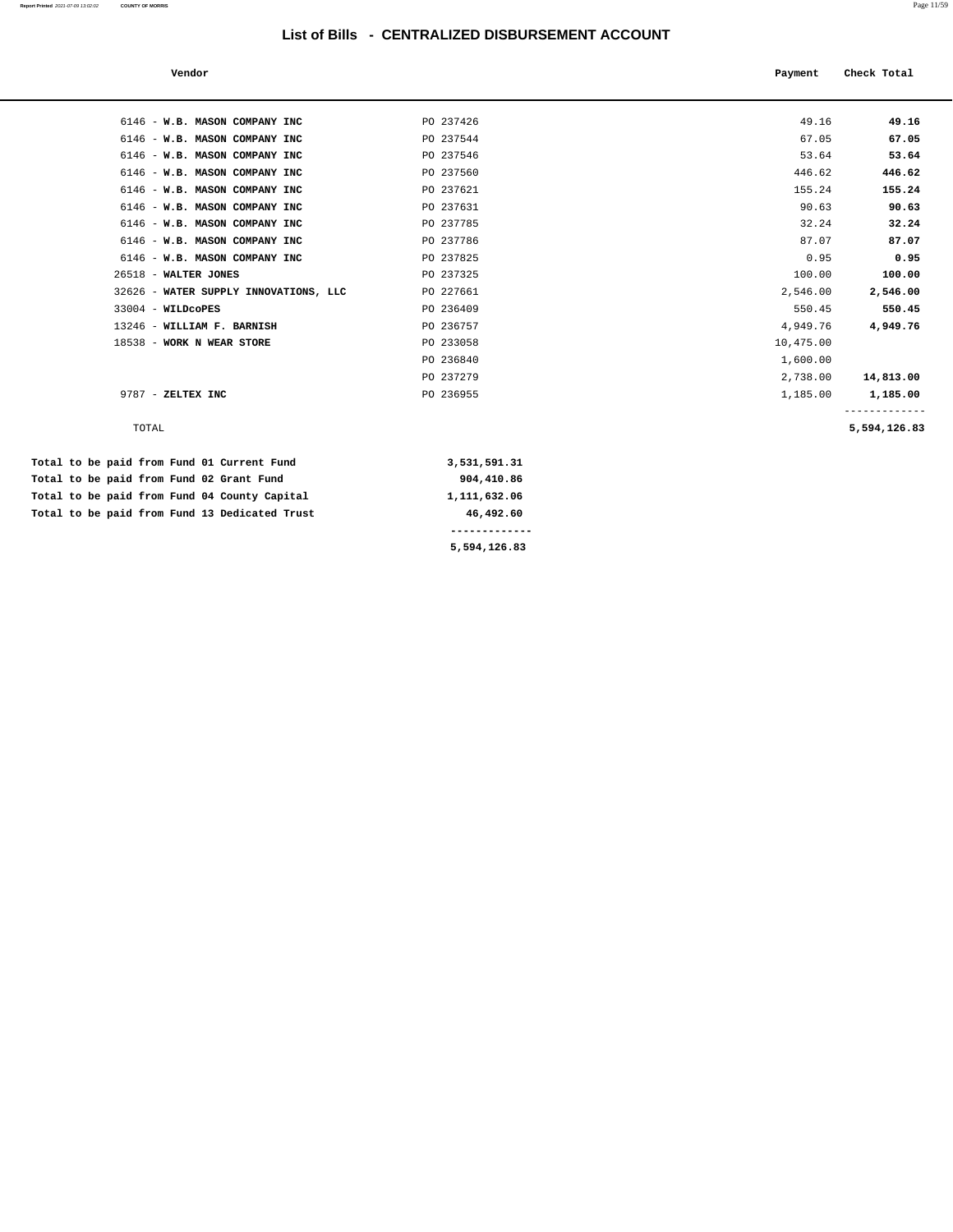# List of Bills - CENTRALIZED DISBURSEMENT ACCOUNT

| Vendor | | Payment | Check Total |
|---|---|---|---|
| 6146 - **W.B. MASON COMPANY INC** | PO 237426 | 49.16 | **49.16** |
| 6146 - **W.B. MASON COMPANY INC** | PO 237544 | 67.05 | **67.05** |
| 6146 - **W.B. MASON COMPANY INC** | PO 237546 | 53.64 | **53.64** |
| 6146 - **W.B. MASON COMPANY INC** | PO 237560 | 446.62 | **446.62** |
| 6146 - **W.B. MASON COMPANY INC** | PO 237621 | 155.24 | **155.24** |
| 6146 - **W.B. MASON COMPANY INC** | PO 237631 | 90.63 | **90.63** |
| 6146 - **W.B. MASON COMPANY INC** | PO 237785 | 32.24 | **32.24** |
| 6146 - **W.B. MASON COMPANY INC** | PO 237786 | 87.07 | **87.07** |
| 6146 - **W.B. MASON COMPANY INC** | PO 237825 | 0.95 | **0.95** |
| 26518 - **WALTER JONES** | PO 237325 | 100.00 | **100.00** |
| 32626 - **WATER SUPPLY INNOVATIONS, LLC** | PO 227661 | 2,546.00 | **2,546.00** |
| 33004 - **WILDcoPES** | PO 236409 | 550.45 | **550.45** |
| 13246 - **WILLIAM F. BARNISH** | PO 236757 | 4,949.76 | **4,949.76** |
| 18538 - **WORK N WEAR STORE** | PO 233058 | 10,475.00 | |
| | PO 236840 | 1,600.00 | |
| | PO 237279 | 2,738.00 | **14,813.00** |
| 9787 - **ZELTEX INC** | PO 236955 | 1,185.00 | **1,185.00** |
| TOTAL | | | **5,594,126.83** |

| | |
|---|---|
| **Total to be paid from Fund 01 Current Fund** | **3,531,591.31** |
| **Total to be paid from Fund 02 Grant Fund** | **904,410.86** |
| **Total to be paid from Fund 04 County Capital** | **1,111,632.06** |
| **Total to be paid from Fund 13 Dedicated Trust** | **46,492.60** |
| | **5,594,126.83** |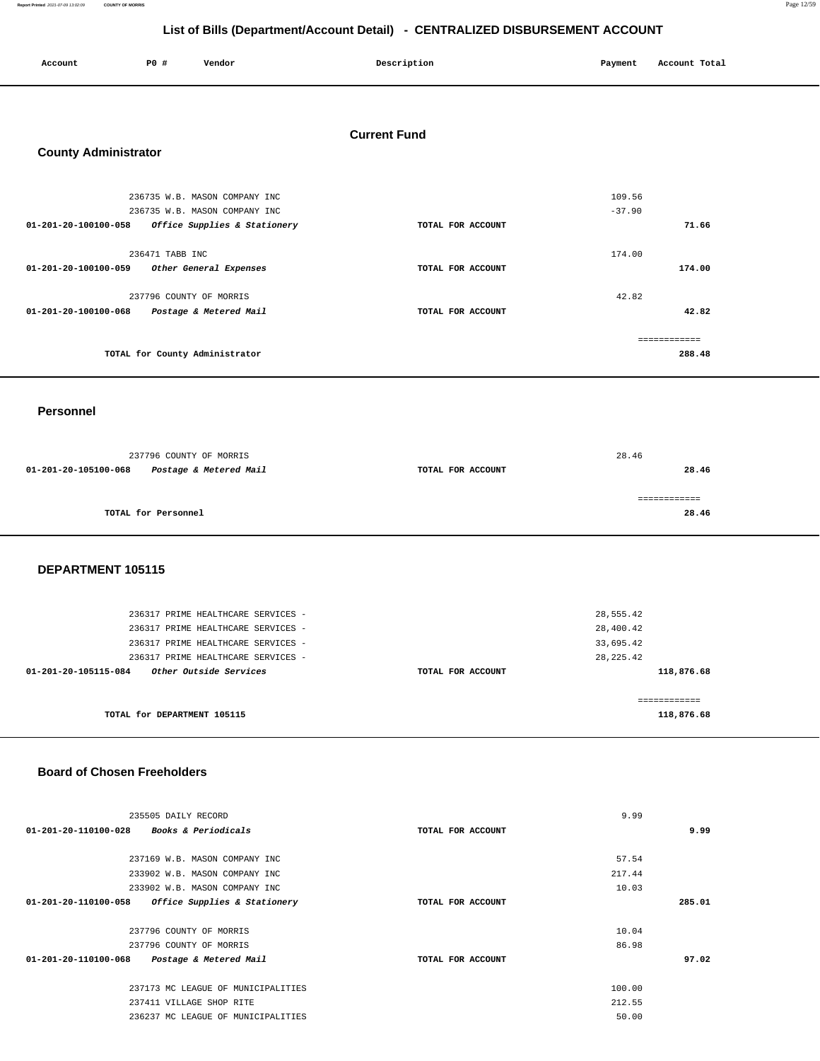# List of Bills (Department/Account Detail) - CENTRALIZED DISBURSEMENT ACCOUNT

| Account | PO # | Vendor | Description | Payment | Account Total |
|---|---|---|---|---|---|

## Current Fund

### County Administrator

| Account | PO # | Vendor | Description | Payment | Account Total |
|---|---|---|---|---|---|
| | 236735 | W.B. MASON COMPANY INC | | 109.56 | |
| | 236735 | W.B. MASON COMPANY INC | | -37.90 | |
| 01-201-20-100100-058 | | *Office Supplies & Stationery* | TOTAL FOR ACCOUNT | | 71.66 |
| | 236471 | TABB INC | | 174.00 | |
| 01-201-20-100100-059 | | *Other General Expenses* | TOTAL FOR ACCOUNT | | 174.00 |
| | 237796 | COUNTY OF MORRIS | | 42.82 | |
| 01-201-20-100100-068 | | *Postage & Metered Mail* | TOTAL FOR ACCOUNT | | 42.82 |
| | | TOTAL for County Administrator | | | 288.48 |

### Personnel

| Account | PO # | Vendor | Description | Payment | Account Total |
|---|---|---|---|---|---|
| | 237796 | COUNTY OF MORRIS | | 28.46 | |
| 01-201-20-105100-068 | | *Postage & Metered Mail* | TOTAL FOR ACCOUNT | | 28.46 |
| | | TOTAL for Personnel | | | 28.46 |

### DEPARTMENT 105115

| Account | PO # | Vendor | Description | Payment | Account Total |
|---|---|---|---|---|---|
| | 236317 | PRIME HEALTHCARE SERVICES - | | 28,555.42 | |
| | 236317 | PRIME HEALTHCARE SERVICES - | | 28,400.42 | |
| | 236317 | PRIME HEALTHCARE SERVICES - | | 33,695.42 | |
| | 236317 | PRIME HEALTHCARE SERVICES - | | 28,225.42 | |
| 01-201-20-105115-084 | | *Other Outside Services* | TOTAL FOR ACCOUNT | | 118,876.68 |
| | | TOTAL for DEPARTMENT 105115 | | | 118,876.68 |

### Board of Chosen Freeholders

| Account | PO # | Vendor | Description | Payment | Account Total |
|---|---|---|---|---|---|
| | 235505 | DAILY RECORD | | 9.99 | |
| 01-201-20-110100-028 | | *Books & Periodicals* | TOTAL FOR ACCOUNT | | 9.99 |
| | 237169 | W.B. MASON COMPANY INC | | 57.54 | |
| | 233902 | W.B. MASON COMPANY INC | | 217.44 | |
| | 233902 | W.B. MASON COMPANY INC | | 10.03 | |
| 01-201-20-110100-058 | | *Office Supplies & Stationery* | TOTAL FOR ACCOUNT | | 285.01 |
| | 237796 | COUNTY OF MORRIS | | 10.04 | |
| | 237796 | COUNTY OF MORRIS | | 86.98 | |
| 01-201-20-110100-068 | | *Postage & Metered Mail* | TOTAL FOR ACCOUNT | | 97.02 |
| | 237173 | MC LEAGUE OF MUNICIPALITIES | | 100.00 | |
| | 237411 | VILLAGE SHOP RITE | | 212.55 | |
| | 236237 | MC LEAGUE OF MUNICIPALITIES | | 50.00 | |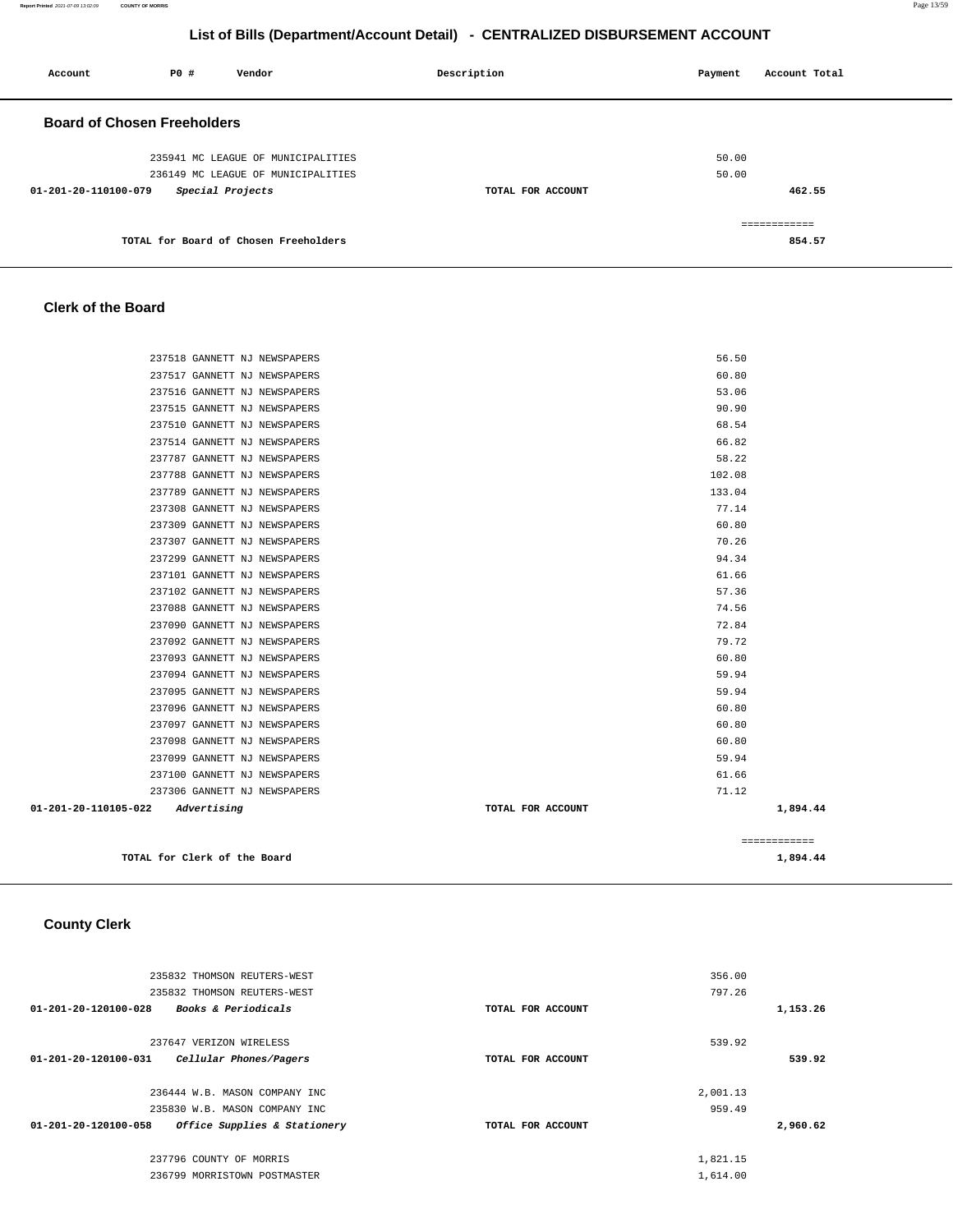## List of Bills (Department/Account Detail) - CENTRALIZED DISBURSEMENT ACCOUNT

| Account | PO # | Vendor | Description | Payment | Account Total |
|---|---|---|---|---|---|

### Board of Chosen Freeholders

| Account | PO # | Vendor | Description | Payment | Account Total |
|---|---|---|---|---|---|
| | 235941 | MC LEAGUE OF MUNICIPALITIES | | 50.00 | |
| | 236149 | MC LEAGUE OF MUNICIPALITIES | | 50.00 | |
| 01-201-20-110100-079 | | *Special Projects* | TOTAL FOR ACCOUNT | | 462.55 |
| | | | | | ============ |
| | | TOTAL for Board of Chosen Freeholders | | | 854.57 |

### Clerk of the Board

| Account | PO # | Vendor | Description | Payment | Account Total |
|---|---|---|---|---|---|
| | 237518 | GANNETT NJ NEWSPAPERS | | 56.50 | |
| | 237517 | GANNETT NJ NEWSPAPERS | | 60.80 | |
| | 237516 | GANNETT NJ NEWSPAPERS | | 53.06 | |
| | 237515 | GANNETT NJ NEWSPAPERS | | 90.90 | |
| | 237510 | GANNETT NJ NEWSPAPERS | | 68.54 | |
| | 237514 | GANNETT NJ NEWSPAPERS | | 66.82 | |
| | 237787 | GANNETT NJ NEWSPAPERS | | 58.22 | |
| | 237788 | GANNETT NJ NEWSPAPERS | | 102.08 | |
| | 237789 | GANNETT NJ NEWSPAPERS | | 133.04 | |
| | 237308 | GANNETT NJ NEWSPAPERS | | 77.14 | |
| | 237309 | GANNETT NJ NEWSPAPERS | | 60.80 | |
| | 237307 | GANNETT NJ NEWSPAPERS | | 70.26 | |
| | 237299 | GANNETT NJ NEWSPAPERS | | 94.34 | |
| | 237101 | GANNETT NJ NEWSPAPERS | | 61.66 | |
| | 237102 | GANNETT NJ NEWSPAPERS | | 57.36 | |
| | 237088 | GANNETT NJ NEWSPAPERS | | 74.56 | |
| | 237090 | GANNETT NJ NEWSPAPERS | | 72.84 | |
| | 237092 | GANNETT NJ NEWSPAPERS | | 79.72 | |
| | 237093 | GANNETT NJ NEWSPAPERS | | 60.80 | |
| | 237094 | GANNETT NJ NEWSPAPERS | | 59.94 | |
| | 237095 | GANNETT NJ NEWSPAPERS | | 59.94 | |
| | 237096 | GANNETT NJ NEWSPAPERS | | 60.80 | |
| | 237097 | GANNETT NJ NEWSPAPERS | | 60.80 | |
| | 237098 | GANNETT NJ NEWSPAPERS | | 60.80 | |
| | 237099 | GANNETT NJ NEWSPAPERS | | 59.94 | |
| | 237100 | GANNETT NJ NEWSPAPERS | | 61.66 | |
| | 237306 | GANNETT NJ NEWSPAPERS | | 71.12 | |
| 01-201-20-110105-022 | | *Advertising* | TOTAL FOR ACCOUNT | | 1,894.44 |
| | | | | | ============ |
| | | TOTAL for Clerk of the Board | | | 1,894.44 |

### County Clerk

| Account | PO # | Vendor | Description | Payment | Account Total |
|---|---|---|---|---|---|
| | 235832 | THOMSON REUTERS-WEST | | 356.00 | |
| | 235832 | THOMSON REUTERS-WEST | | 797.26 | |
| 01-201-20-120100-028 | | *Books & Periodicals* | TOTAL FOR ACCOUNT | | 1,153.26 |
| | 237647 | VERIZON WIRELESS | | 539.92 | |
| 01-201-20-120100-031 | | *Cellular Phones/Pagers* | TOTAL FOR ACCOUNT | | 539.92 |
| | 236444 | W.B. MASON COMPANY INC | | 2,001.13 | |
| | 235830 | W.B. MASON COMPANY INC | | 959.49 | |
| 01-201-20-120100-058 | | *Office Supplies & Stationery* | TOTAL FOR ACCOUNT | | 2,960.62 |
| | 237796 | COUNTY OF MORRIS | | 1,821.15 | |
| | 236799 | MORRISTOWN POSTMASTER | | 1,614.00 | |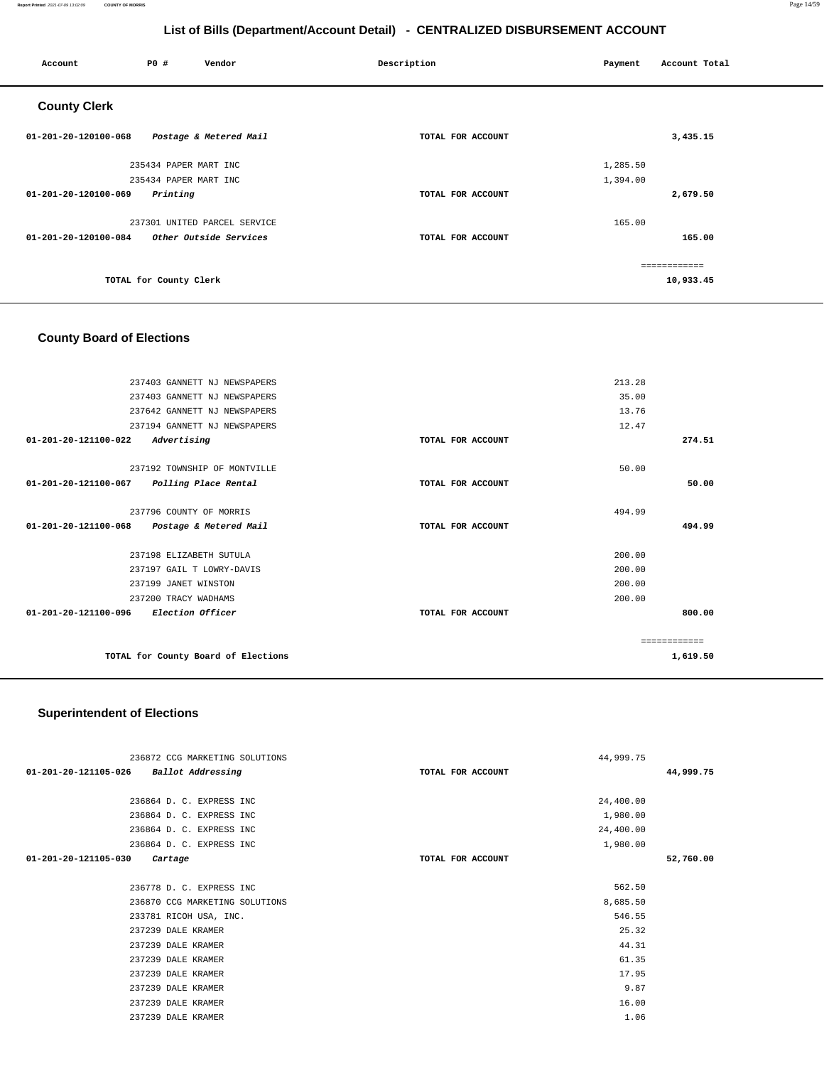## List of Bills (Department/Account Detail) - CENTRALIZED DISBURSEMENT ACCOUNT

| Account | PO # | Vendor | Description | Payment | Account Total |
|---|---|---|---|---|---|

### County Clerk

| Account | PO # | Vendor | Description | Payment | Account Total |
|---|---|---|---|---|---|
| 01-201-20-120100-068 | | *Postage & Metered Mail* | TOTAL FOR ACCOUNT | | 3,435.15 |
| | 235434 | PAPER MART INC | | 1,285.50 | |
| | 235434 | PAPER MART INC | | 1,394.00 | |
| 01-201-20-120100-069 | | *Printing* | TOTAL FOR ACCOUNT | | 2,679.50 |
| | 237301 | UNITED PARCEL SERVICE | | 165.00 | |
| 01-201-20-120100-084 | | *Other Outside Services* | TOTAL FOR ACCOUNT | | 165.00 |
| | | | | | ============ |
| | | TOTAL for County Clerk | | | 10,933.45 |

### County Board of Elections

| Account | PO # | Vendor | Description | Payment | Account Total |
|---|---|---|---|---|---|
| | 237403 | GANNETT NJ NEWSPAPERS | | 213.28 | |
| | 237403 | GANNETT NJ NEWSPAPERS | | 35.00 | |
| | 237642 | GANNETT NJ NEWSPAPERS | | 13.76 | |
| | 237194 | GANNETT NJ NEWSPAPERS | | 12.47 | |
| 01-201-20-121100-022 | | *Advertising* | TOTAL FOR ACCOUNT | | 274.51 |
| | 237192 | TOWNSHIP OF MONTVILLE | | 50.00 | |
| 01-201-20-121100-067 | | *Polling Place Rental* | TOTAL FOR ACCOUNT | | 50.00 |
| | 237796 | COUNTY OF MORRIS | | 494.99 | |
| 01-201-20-121100-068 | | *Postage & Metered Mail* | TOTAL FOR ACCOUNT | | 494.99 |
| | 237198 | ELIZABETH SUTULA | | 200.00 | |
| | 237197 | GAIL T LOWRY-DAVIS | | 200.00 | |
| | 237199 | JANET WINSTON | | 200.00 | |
| | 237200 | TRACY WADHAMS | | 200.00 | |
| 01-201-20-121100-096 | | *Election Officer* | TOTAL FOR ACCOUNT | | 800.00 |
| | | | | | ============ |
| | | TOTAL for County Board of Elections | | | 1,619.50 |

### Superintendent of Elections

| Account | PO # | Vendor | Description | Payment | Account Total |
|---|---|---|---|---|---|
| | 236872 | CCG MARKETING SOLUTIONS | | 44,999.75 | |
| 01-201-20-121105-026 | | *Ballot Addressing* | TOTAL FOR ACCOUNT | | 44,999.75 |
| | 236864 | D. C. EXPRESS INC | | 24,400.00 | |
| | 236864 | D. C. EXPRESS INC | | 1,980.00 | |
| | 236864 | D. C. EXPRESS INC | | 24,400.00 | |
| | 236864 | D. C. EXPRESS INC | | 1,980.00 | |
| 01-201-20-121105-030 | | *Cartage* | TOTAL FOR ACCOUNT | | 52,760.00 |
| | 236778 | D. C. EXPRESS INC | | 562.50 | |
| | 236870 | CCG MARKETING SOLUTIONS | | 8,685.50 | |
| | 233781 | RICOH USA, INC. | | 546.55 | |
| | 237239 | DALE KRAMER | | 25.32 | |
| | 237239 | DALE KRAMER | | 44.31 | |
| | 237239 | DALE KRAMER | | 61.35 | |
| | 237239 | DALE KRAMER | | 17.95 | |
| | 237239 | DALE KRAMER | | 9.87 | |
| | 237239 | DALE KRAMER | | 16.00 | |
| | 237239 | DALE KRAMER | | 1.06 | |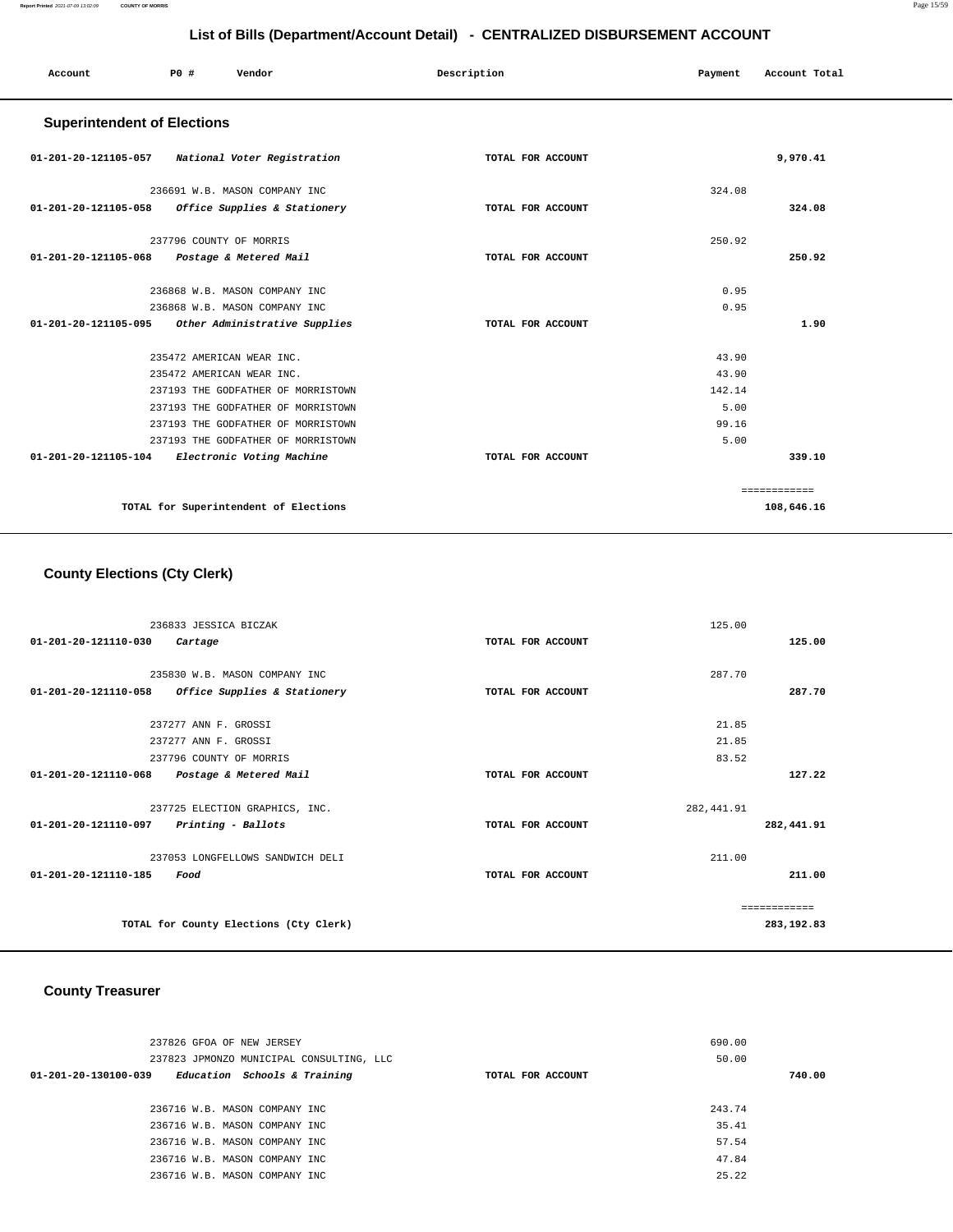## List of Bills (Department/Account Detail) - CENTRALIZED DISBURSEMENT ACCOUNT

| Account | PO # | Vendor | Description | Payment | Account Total |
|---|---|---|---|---|---|

### Superintendent of Elections

| Account | PO # | Vendor | Description | Payment | Account Total |
|---|---|---|---|---|---|
| 01-201-20-121105-057 | | *National Voter Registration* | TOTAL FOR ACCOUNT | | 9,970.41 |
| | 236691 | W.B. MASON COMPANY INC | | 324.08 | |
| 01-201-20-121105-058 | | *Office Supplies & Stationery* | TOTAL FOR ACCOUNT | | 324.08 |
| | 237796 | COUNTY OF MORRIS | | 250.92 | |
| 01-201-20-121105-068 | | *Postage & Metered Mail* | TOTAL FOR ACCOUNT | | 250.92 |
| | 236868 | W.B. MASON COMPANY INC | | 0.95 | |
| | 236868 | W.B. MASON COMPANY INC | | 0.95 | |
| 01-201-20-121105-095 | | *Other Administrative Supplies* | TOTAL FOR ACCOUNT | | 1.90 |
| | 235472 | AMERICAN WEAR INC. | | 43.90 | |
| | 235472 | AMERICAN WEAR INC. | | 43.90 | |
| | 237193 | THE GODFATHER OF MORRISTOWN | | 142.14 | |
| | 237193 | THE GODFATHER OF MORRISTOWN | | 5.00 | |
| | 237193 | THE GODFATHER OF MORRISTOWN | | 99.16 | |
| | 237193 | THE GODFATHER OF MORRISTOWN | | 5.00 | |
| 01-201-20-121105-104 | | *Electronic Voting Machine* | TOTAL FOR ACCOUNT | | 339.10 |
| | | | | | ============ |
| | | TOTAL for Superintendent of Elections | | | 108,646.16 |

### County Elections (Cty Clerk)

| Account | PO # | Vendor | Description | Payment | Account Total |
|---|---|---|---|---|---|
| | 236833 | JESSICA BICZAK | | 125.00 | |
| 01-201-20-121110-030 | | *Cartage* | TOTAL FOR ACCOUNT | | 125.00 |
| | 235830 | W.B. MASON COMPANY INC | | 287.70 | |
| 01-201-20-121110-058 | | *Office Supplies & Stationery* | TOTAL FOR ACCOUNT | | 287.70 |
| | 237277 | ANN F. GROSSI | | 21.85 | |
| | 237277 | ANN F. GROSSI | | 21.85 | |
| | 237796 | COUNTY OF MORRIS | | 83.52 | |
| 01-201-20-121110-068 | | *Postage & Metered Mail* | TOTAL FOR ACCOUNT | | 127.22 |
| | 237725 | ELECTION GRAPHICS, INC. | | 282,441.91 | |
| 01-201-20-121110-097 | | *Printing - Ballots* | TOTAL FOR ACCOUNT | | 282,441.91 |
| | 237053 | LONGFELLOWS SANDWICH DELI | | 211.00 | |
| 01-201-20-121110-185 | | *Food* | TOTAL FOR ACCOUNT | | 211.00 |
| | | | | | ============ |
| | | TOTAL for County Elections (Cty Clerk) | | | 283,192.83 |

### County Treasurer

| Account | PO # | Vendor | Description | Payment | Account Total |
|---|---|---|---|---|---|
| | 237826 | GFOA OF NEW JERSEY | | 690.00 | |
| | 237823 | JPMONZO MUNICIPAL CONSULTING, LLC | | 50.00 | |
| 01-201-20-130100-039 | | *Education Schools & Training* | TOTAL FOR ACCOUNT | | 740.00 |
| | 236716 | W.B. MASON COMPANY INC | | 243.74 | |
| | 236716 | W.B. MASON COMPANY INC | | 35.41 | |
| | 236716 | W.B. MASON COMPANY INC | | 57.54 | |
| | 236716 | W.B. MASON COMPANY INC | | 47.84 | |
| | 236716 | W.B. MASON COMPANY INC | | 25.22 | |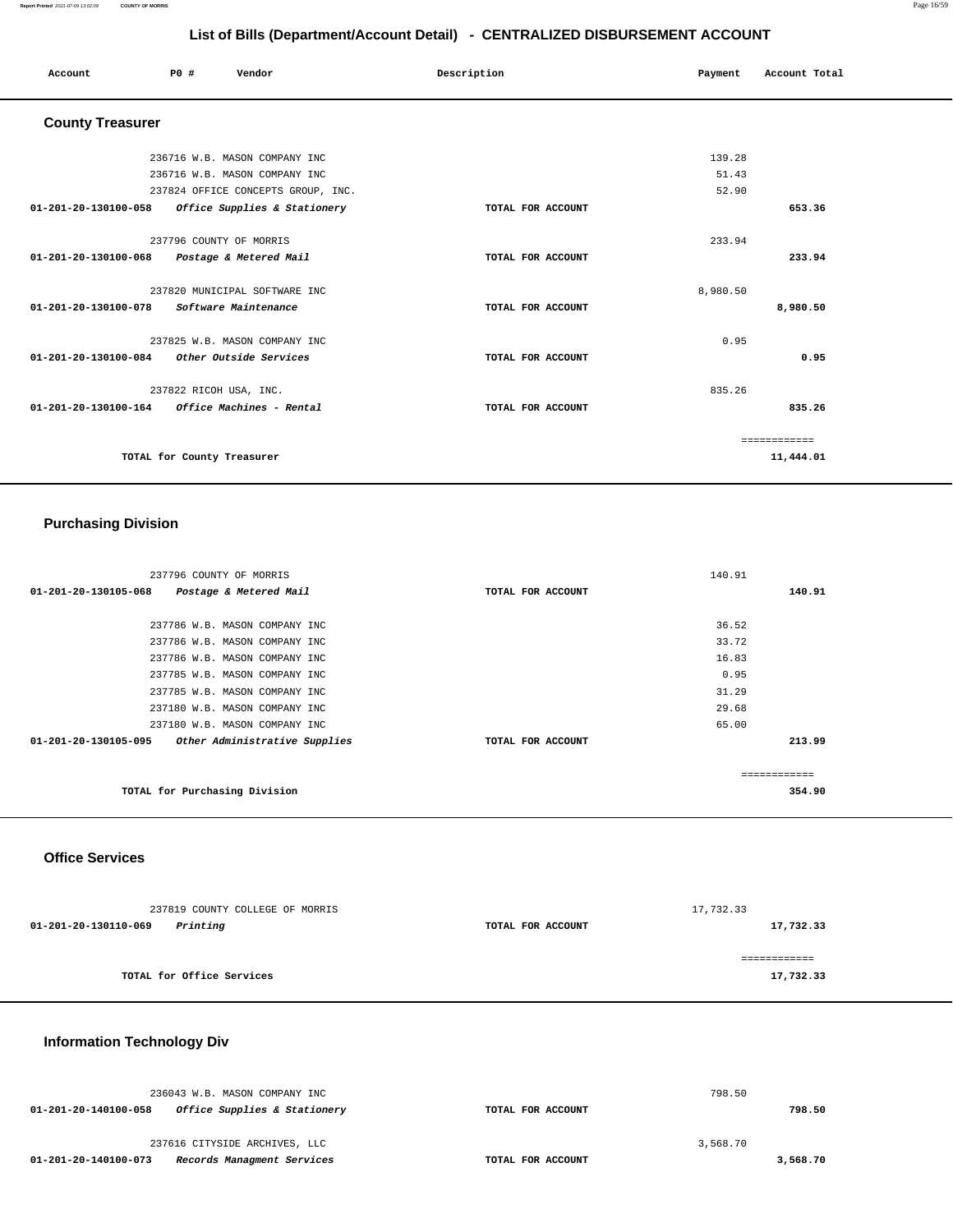## List of Bills (Department/Account Detail) - CENTRALIZED DISBURSEMENT ACCOUNT

| Account | PO # | Vendor | Description | Payment | Account Total |
|---|---|---|---|---|---|

### County Treasurer

| Account | PO # | Vendor | Description | Payment | Account Total |
|---|---|---|---|---|---|
| | 236716 | W.B. MASON COMPANY INC | | 139.28 | |
| | 236716 | W.B. MASON COMPANY INC | | 51.43 | |
| | 237824 | OFFICE CONCEPTS GROUP, INC. | | 52.90 | |
| 01-201-20-130100-058 | | *Office Supplies & Stationery* | TOTAL FOR ACCOUNT | | 653.36 |
| | 237796 | COUNTY OF MORRIS | | 233.94 | |
| 01-201-20-130100-068 | | *Postage & Metered Mail* | TOTAL FOR ACCOUNT | | 233.94 |
| | 237820 | MUNICIPAL SOFTWARE INC | | 8,980.50 | |
| 01-201-20-130100-078 | | *Software Maintenance* | TOTAL FOR ACCOUNT | | 8,980.50 |
| | 237825 | W.B. MASON COMPANY INC | | 0.95 | |
| 01-201-20-130100-084 | | *Other Outside Services* | TOTAL FOR ACCOUNT | | 0.95 |
| | 237822 | RICOH USA, INC. | | 835.26 | |
| 01-201-20-130100-164 | | *Office Machines - Rental* | TOTAL FOR ACCOUNT | | 835.26 |
| | | | | | ============ |
| | | TOTAL for County Treasurer | | | 11,444.01 |

### Purchasing Division

| Account | PO # | Vendor | Description | Payment | Account Total |
|---|---|---|---|---|---|
| | 237796 | COUNTY OF MORRIS | | 140.91 | |
| 01-201-20-130105-068 | | *Postage & Metered Mail* | TOTAL FOR ACCOUNT | | 140.91 |
| | 237786 | W.B. MASON COMPANY INC | | 36.52 | |
| | 237786 | W.B. MASON COMPANY INC | | 33.72 | |
| | 237786 | W.B. MASON COMPANY INC | | 16.83 | |
| | 237785 | W.B. MASON COMPANY INC | | 0.95 | |
| | 237785 | W.B. MASON COMPANY INC | | 31.29 | |
| | 237180 | W.B. MASON COMPANY INC | | 29.68 | |
| | 237180 | W.B. MASON COMPANY INC | | 65.00 | |
| 01-201-20-130105-095 | | *Other Administrative Supplies* | TOTAL FOR ACCOUNT | | 213.99 |
| | | | | | ============ |
| | | TOTAL for Purchasing Division | | | 354.90 |

### Office Services

| Account | PO # | Vendor | Description | Payment | Account Total |
|---|---|---|---|---|---|
| | 237819 | COUNTY COLLEGE OF MORRIS | | 17,732.33 | |
| 01-201-20-130110-069 | | *Printing* | TOTAL FOR ACCOUNT | | 17,732.33 |
| | | | | | ============ |
| | | TOTAL for Office Services | | | 17,732.33 |

### Information Technology Div

| Account | PO # | Vendor | Description | Payment | Account Total |
|---|---|---|---|---|---|
| | 236043 | W.B. MASON COMPANY INC | | 798.50 | |
| 01-201-20-140100-058 | | *Office Supplies & Stationery* | TOTAL FOR ACCOUNT | | 798.50 |
| | 237616 | CITYSIDE ARCHIVES, LLC | | 3,568.70 | |
| 01-201-20-140100-073 | | *Records Managment Services* | TOTAL FOR ACCOUNT | | 3,568.70 |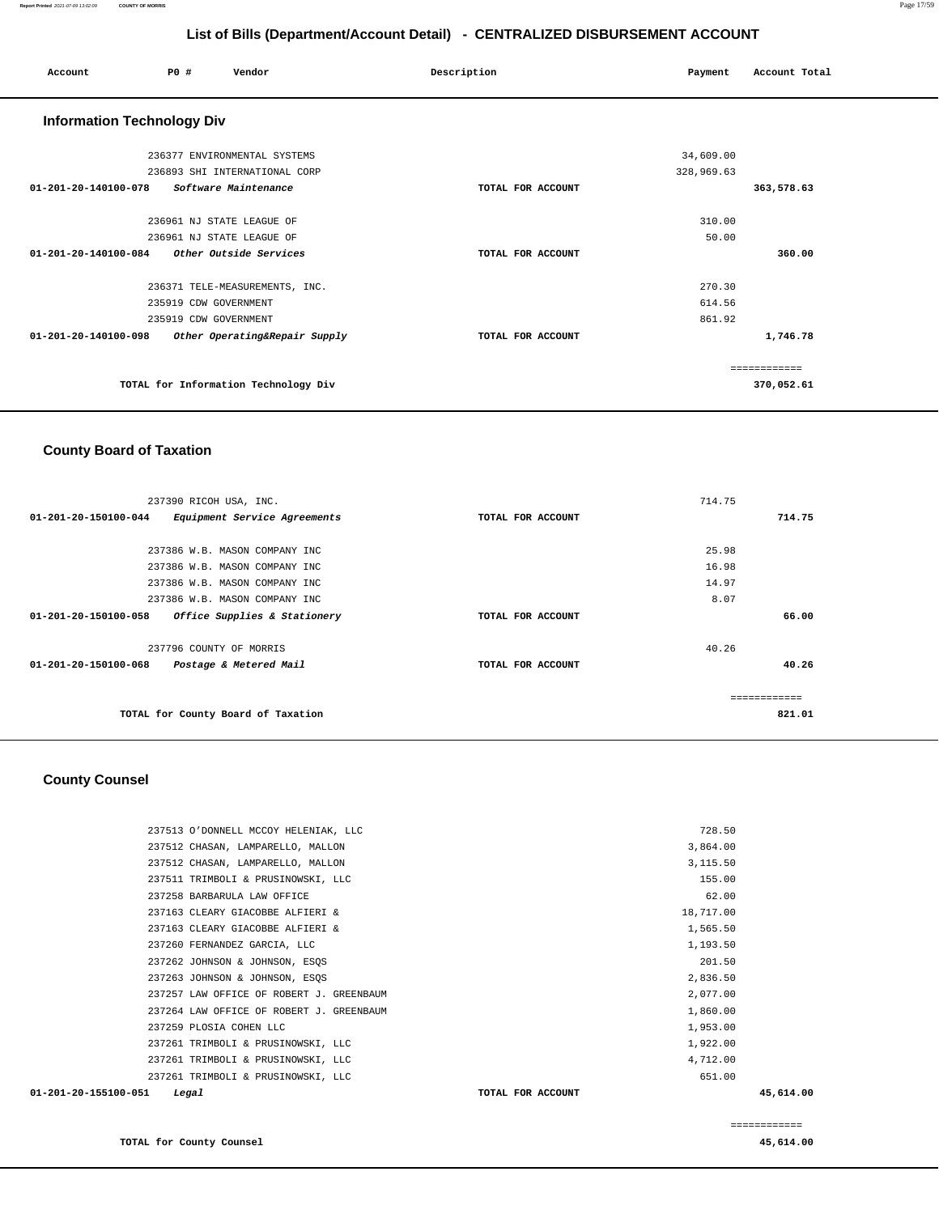## List of Bills (Department/Account Detail) - CENTRALIZED DISBURSEMENT ACCOUNT

| Account | PO # | Vendor | Description | Payment | Account Total |
|---|---|---|---|---|---|

### Information Technology Div

| Account | PO # | Vendor | Description | Payment | Account Total |
|---|---|---|---|---|---|
| | 236377 | ENVIRONMENTAL SYSTEMS | | 34,609.00 | |
| | 236893 | SHI INTERNATIONAL CORP | | 328,969.63 | |
| 01-201-20-140100-078 | | *Software Maintenance* | TOTAL FOR ACCOUNT | | 363,578.63 |
| | 236961 | NJ STATE LEAGUE OF | | 310.00 | |
| | 236961 | NJ STATE LEAGUE OF | | 50.00 | |
| 01-201-20-140100-084 | | *Other Outside Services* | TOTAL FOR ACCOUNT | | 360.00 |
| | 236371 | TELE-MEASUREMENTS, INC. | | 270.30 | |
| | 235919 | CDW GOVERNMENT | | 614.56 | |
| | 235919 | CDW GOVERNMENT | | 861.92 | |
| 01-201-20-140100-098 | | *Other Operating&Repair Supply* | TOTAL FOR ACCOUNT | | 1,746.78 |
| | | TOTAL for Information Technology Div | | | 370,052.61 |

### County Board of Taxation

| Account | PO # | Vendor | Description | Payment | Account Total |
|---|---|---|---|---|---|
| | 237390 | RICOH USA, INC. | | 714.75 | |
| 01-201-20-150100-044 | | *Equipment Service Agreements* | TOTAL FOR ACCOUNT | | 714.75 |
| | 237386 | W.B. MASON COMPANY INC | | 25.98 | |
| | 237386 | W.B. MASON COMPANY INC | | 16.98 | |
| | 237386 | W.B. MASON COMPANY INC | | 14.97 | |
| | 237386 | W.B. MASON COMPANY INC | | 8.07 | |
| 01-201-20-150100-058 | | *Office Supplies & Stationery* | TOTAL FOR ACCOUNT | | 66.00 |
| | 237796 | COUNTY OF MORRIS | | 40.26 | |
| 01-201-20-150100-068 | | *Postage & Metered Mail* | TOTAL FOR ACCOUNT | | 40.26 |
| | | TOTAL for County Board of Taxation | | | 821.01 |

### County Counsel

| Account | PO # | Vendor | Description | Payment | Account Total |
|---|---|---|---|---|---|
| | 237513 | O'DONNELL MCCOY HELENIAK, LLC | | 728.50 | |
| | 237512 | CHASAN, LAMPARELLO, MALLON | | 3,864.00 | |
| | 237512 | CHASAN, LAMPARELLO, MALLON | | 3,115.50 | |
| | 237511 | TRIMBOLI & PRUSINOWSKI, LLC | | 155.00 | |
| | 237258 | BARBARULA LAW OFFICE | | 62.00 | |
| | 237163 | CLEARY GIACOBBE ALFIERI & | | 18,717.00 | |
| | 237163 | CLEARY GIACOBBE ALFIERI & | | 1,565.50 | |
| | 237260 | FERNANDEZ GARCIA, LLC | | 1,193.50 | |
| | 237262 | JOHNSON & JOHNSON, ESQS | | 201.50 | |
| | 237263 | JOHNSON & JOHNSON, ESQS | | 2,836.50 | |
| | 237257 | LAW OFFICE OF ROBERT J. GREENBAUM | | 2,077.00 | |
| | 237264 | LAW OFFICE OF ROBERT J. GREENBAUM | | 1,860.00 | |
| | 237259 | PLOSIA COHEN LLC | | 1,953.00 | |
| | 237261 | TRIMBOLI & PRUSINOWSKI, LLC | | 1,922.00 | |
| | 237261 | TRIMBOLI & PRUSINOWSKI, LLC | | 4,712.00 | |
| | 237261 | TRIMBOLI & PRUSINOWSKI, LLC | | 651.00 | |
| 01-201-20-155100-051 | | *Legal* | TOTAL FOR ACCOUNT | | 45,614.00 |
| | | TOTAL for County Counsel | | | 45,614.00 |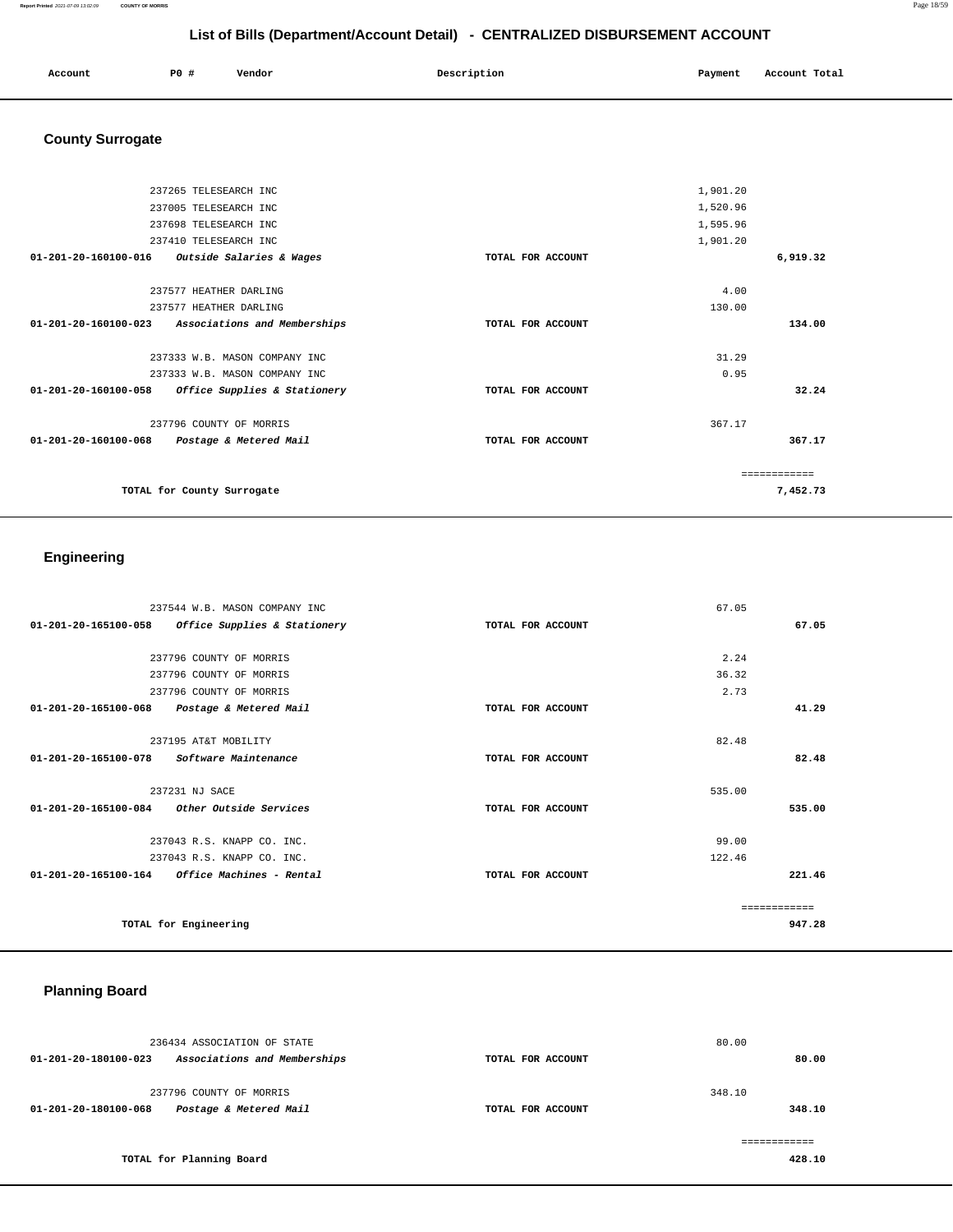## List of Bills (Department/Account Detail) - CENTRALIZED DISBURSEMENT ACCOUNT

| Account | PO # | Vendor | Description | Payment | Account Total |
|---|---|---|---|---|---|

### County Surrogate

| Account | PO # | Vendor | Description | Payment | Account Total |
|---|---|---|---|---|---|
| | 237265 | TELESEARCH INC | | 1,901.20 | |
| | 237005 | TELESEARCH INC | | 1,520.96 | |
| | 237698 | TELESEARCH INC | | 1,595.96 | |
| | 237410 | TELESEARCH INC | | 1,901.20 | |
| 01-201-20-160100-016 | | *Outside Salaries & Wages* | TOTAL FOR ACCOUNT | | 6,919.32 |
| | 237577 | HEATHER DARLING | | 4.00 | |
| | 237577 | HEATHER DARLING | | 130.00 | |
| 01-201-20-160100-023 | | *Associations and Memberships* | TOTAL FOR ACCOUNT | | 134.00 |
| | 237333 | W.B. MASON COMPANY INC | | 31.29 | |
| | 237333 | W.B. MASON COMPANY INC | | 0.95 | |
| 01-201-20-160100-058 | | *Office Supplies & Stationery* | TOTAL FOR ACCOUNT | | 32.24 |
| | 237796 | COUNTY OF MORRIS | | 367.17 | |
| 01-201-20-160100-068 | | *Postage & Metered Mail* | TOTAL FOR ACCOUNT | | 367.17 |
| | | | | | ============ |
| | | TOTAL for County Surrogate | | | 7,452.73 |

### Engineering

| Account | PO # | Vendor | Description | Payment | Account Total |
|---|---|---|---|---|---|
| | 237544 | W.B. MASON COMPANY INC | | 67.05 | |
| 01-201-20-165100-058 | | *Office Supplies & Stationery* | TOTAL FOR ACCOUNT | | 67.05 |
| | 237796 | COUNTY OF MORRIS | | 2.24 | |
| | 237796 | COUNTY OF MORRIS | | 36.32 | |
| | 237796 | COUNTY OF MORRIS | | 2.73 | |
| 01-201-20-165100-068 | | *Postage & Metered Mail* | TOTAL FOR ACCOUNT | | 41.29 |
| | 237195 | AT&T MOBILITY | | 82.48 | |
| 01-201-20-165100-078 | | *Software Maintenance* | TOTAL FOR ACCOUNT | | 82.48 |
| | 237231 | NJ SACE | | 535.00 | |
| 01-201-20-165100-084 | | *Other Outside Services* | TOTAL FOR ACCOUNT | | 535.00 |
| | 237043 | R.S. KNAPP CO. INC. | | 99.00 | |
| | 237043 | R.S. KNAPP CO. INC. | | 122.46 | |
| 01-201-20-165100-164 | | *Office Machines - Rental* | TOTAL FOR ACCOUNT | | 221.46 |
| | | | | | ============ |
| | | TOTAL for Engineering | | | 947.28 |

### Planning Board

| Account | PO # | Vendor | Description | Payment | Account Total |
|---|---|---|---|---|---|
| | 236434 | ASSOCIATION OF STATE | | 80.00 | |
| 01-201-20-180100-023 | | *Associations and Memberships* | TOTAL FOR ACCOUNT | | 80.00 |
| | 237796 | COUNTY OF MORRIS | | 348.10 | |
| 01-201-20-180100-068 | | *Postage & Metered Mail* | TOTAL FOR ACCOUNT | | 348.10 |
| | | | | | ============ |
| | | TOTAL for Planning Board | | | 428.10 |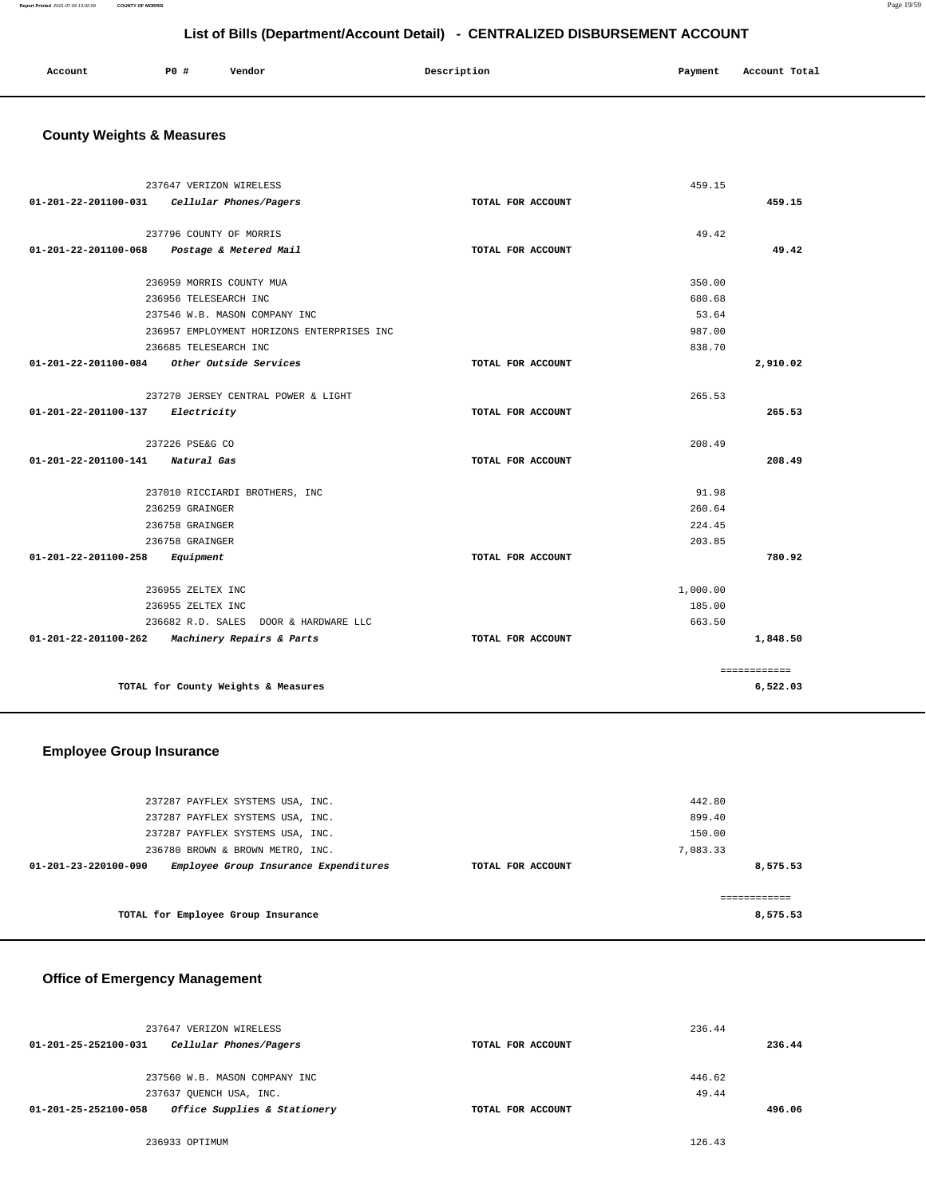## List of Bills (Department/Account Detail) - CENTRALIZED DISBURSEMENT ACCOUNT

| Account | PO # | Vendor | Description | Payment | Account Total |
|---|---|---|---|---|---|

### County Weights & Measures

| Account | PO # | Vendor | Description | Payment | Account Total |
|---|---|---|---|---|---|
| | 237647 | VERIZON WIRELESS | | 459.15 | |
| 01-201-22-201100-031 | | *Cellular Phones/Pagers* | TOTAL FOR ACCOUNT | | 459.15 |
| | 237796 | COUNTY OF MORRIS | | 49.42 | |
| 01-201-22-201100-068 | | *Postage & Metered Mail* | TOTAL FOR ACCOUNT | | 49.42 |
| | 236959 | MORRIS COUNTY MUA | | 350.00 | |
| | 236956 | TELESEARCH INC | | 680.68 | |
| | 237546 | W.B. MASON COMPANY INC | | 53.64 | |
| | 236957 | EMPLOYMENT HORIZONS ENTERPRISES INC | | 987.00 | |
| | 236685 | TELESEARCH INC | | 838.70 | |
| 01-201-22-201100-084 | | *Other Outside Services* | TOTAL FOR ACCOUNT | | 2,910.02 |
| | 237270 | JERSEY CENTRAL POWER & LIGHT | | 265.53 | |
| 01-201-22-201100-137 | | *Electricity* | TOTAL FOR ACCOUNT | | 265.53 |
| | 237226 | PSE&G CO | | 208.49 | |
| 01-201-22-201100-141 | | *Natural Gas* | TOTAL FOR ACCOUNT | | 208.49 |
| | 237010 | RICCIARDI BROTHERS, INC | | 91.98 | |
| | 236259 | GRAINGER | | 260.64 | |
| | 236758 | GRAINGER | | 224.45 | |
| | 236758 | GRAINGER | | 203.85 | |
| 01-201-22-201100-258 | | *Equipment* | TOTAL FOR ACCOUNT | | 780.92 |
| | 236955 | ZELTEX INC | | 1,000.00 | |
| | 236955 | ZELTEX INC | | 185.00 | |
| | 236682 | R.D. SALES DOOR & HARDWARE LLC | | 663.50 | |
| 01-201-22-201100-262 | | *Machinery Repairs & Parts* | TOTAL FOR ACCOUNT | | 1,848.50 |
| | | | | | ============ |
| | | TOTAL for County Weights & Measures | | | 6,522.03 |

### Employee Group Insurance

| Account | PO # | Vendor | Description | Payment | Account Total |
|---|---|---|---|---|---|
| | 237287 | PAYFLEX SYSTEMS USA, INC. | | 442.80 | |
| | 237287 | PAYFLEX SYSTEMS USA, INC. | | 899.40 | |
| | 237287 | PAYFLEX SYSTEMS USA, INC. | | 150.00 | |
| | 236780 | BROWN & BROWN METRO, INC. | | 7,083.33 | |
| 01-201-23-220100-090 | | *Employee Group Insurance Expenditures* | TOTAL FOR ACCOUNT | | 8,575.53 |
| | | | | | ============ |
| | | TOTAL for Employee Group Insurance | | | 8,575.53 |

### Office of Emergency Management

| Account | PO # | Vendor | Description | Payment | Account Total |
|---|---|---|---|---|---|
| | 237647 | VERIZON WIRELESS | | 236.44 | |
| 01-201-25-252100-031 | | *Cellular Phones/Pagers* | TOTAL FOR ACCOUNT | | 236.44 |
| | 237560 | W.B. MASON COMPANY INC | | 446.62 | |
| | 237637 | QUENCH USA, INC. | | 49.44 | |
| 01-201-25-252100-058 | | *Office Supplies & Stationery* | TOTAL FOR ACCOUNT | | 496.06 |
| | 236933 | OPTIMUM | | 126.43 | |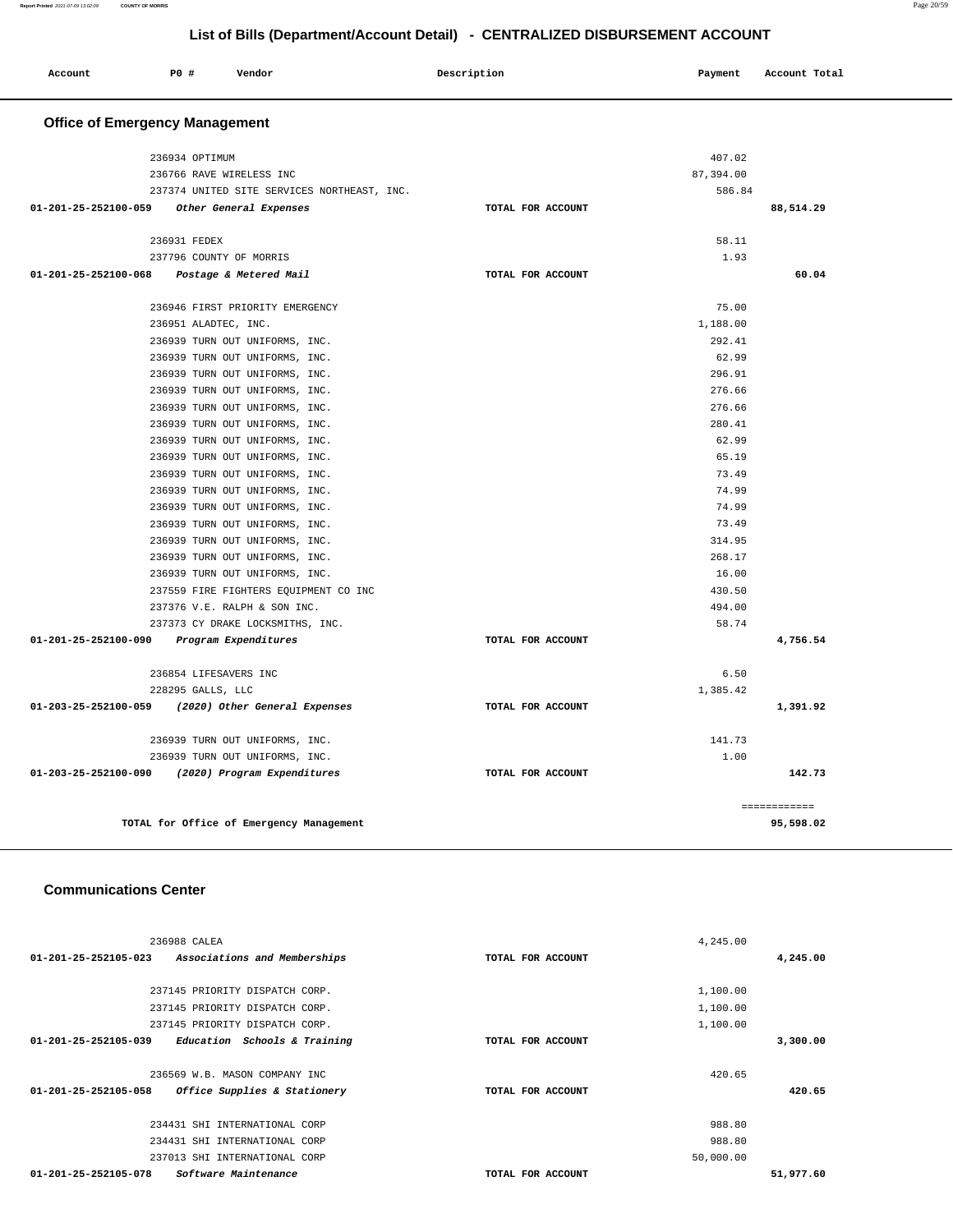# List of Bills (Department/Account Detail) - CENTRALIZED DISBURSEMENT ACCOUNT

| Account | PO # | Vendor | Description | Payment | Account Total |
|---|---|---|---|---|---|

## Office of Emergency Management

| Account | PO # | Vendor | Description | Payment | Account Total |
|---|---|---|---|---|---|
| | 236934 | OPTIMUM | | 407.02 | |
| | 236766 | RAVE WIRELESS INC | | 87,394.00 | |
| | 237374 | UNITED SITE SERVICES NORTHEAST, INC. | | 586.84 | |
| 01-201-25-252100-059 | | *Other General Expenses* | TOTAL FOR ACCOUNT | | 88,514.29 |
| | 236931 | FEDEX | | 58.11 | |
| | 237796 | COUNTY OF MORRIS | | 1.93 | |
| 01-201-25-252100-068 | | *Postage & Metered Mail* | TOTAL FOR ACCOUNT | | 60.04 |
| | 236946 | FIRST PRIORITY EMERGENCY | | 75.00 | |
| | 236951 | ALADTEC, INC. | | 1,188.00 | |
| | 236939 | TURN OUT UNIFORMS, INC. | | 292.41 | |
| | 236939 | TURN OUT UNIFORMS, INC. | | 62.99 | |
| | 236939 | TURN OUT UNIFORMS, INC. | | 296.91 | |
| | 236939 | TURN OUT UNIFORMS, INC. | | 276.66 | |
| | 236939 | TURN OUT UNIFORMS, INC. | | 276.66 | |
| | 236939 | TURN OUT UNIFORMS, INC. | | 280.41 | |
| | 236939 | TURN OUT UNIFORMS, INC. | | 62.99 | |
| | 236939 | TURN OUT UNIFORMS, INC. | | 65.19 | |
| | 236939 | TURN OUT UNIFORMS, INC. | | 73.49 | |
| | 236939 | TURN OUT UNIFORMS, INC. | | 74.99 | |
| | 236939 | TURN OUT UNIFORMS, INC. | | 74.99 | |
| | 236939 | TURN OUT UNIFORMS, INC. | | 73.49 | |
| | 236939 | TURN OUT UNIFORMS, INC. | | 314.95 | |
| | 236939 | TURN OUT UNIFORMS, INC. | | 268.17 | |
| | 236939 | TURN OUT UNIFORMS, INC. | | 16.00 | |
| | 237559 | FIRE FIGHTERS EQUIPMENT CO INC | | 430.50 | |
| | 237376 | V.E. RALPH & SON INC. | | 494.00 | |
| | 237373 | CY DRAKE LOCKSMITHS, INC. | | 58.74 | |
| 01-201-25-252100-090 | | *Program Expenditures* | TOTAL FOR ACCOUNT | | 4,756.54 |
| | 236854 | LIFESAVERS INC | | 6.50 | |
| | 228295 | GALLS, LLC | | 1,385.42 | |
| 01-203-25-252100-059 | | *(2020) Other General Expenses* | TOTAL FOR ACCOUNT | | 1,391.92 |
| | 236939 | TURN OUT UNIFORMS, INC. | | 141.73 | |
| | 236939 | TURN OUT UNIFORMS, INC. | | 1.00 | |
| 01-203-25-252100-090 | | *(2020) Program Expenditures* | TOTAL FOR ACCOUNT | | 142.73 |
| | | | | | ============ |
| | | TOTAL for Office of Emergency Management | | | 95,598.02 |

## Communications Center

| Account | PO # | Vendor | Description | Payment | Account Total |
|---|---|---|---|---|---|
| | 236988 | CALEA | | 4,245.00 | |
| 01-201-25-252105-023 | | *Associations and Memberships* | TOTAL FOR ACCOUNT | | 4,245.00 |
| | 237145 | PRIORITY DISPATCH CORP. | | 1,100.00 | |
| | 237145 | PRIORITY DISPATCH CORP. | | 1,100.00 | |
| | 237145 | PRIORITY DISPATCH CORP. | | 1,100.00 | |
| 01-201-25-252105-039 | | *Education Schools & Training* | TOTAL FOR ACCOUNT | | 3,300.00 |
| | 236569 | W.B. MASON COMPANY INC | | 420.65 | |
| 01-201-25-252105-058 | | *Office Supplies & Stationery* | TOTAL FOR ACCOUNT | | 420.65 |
| | 234431 | SHI INTERNATIONAL CORP | | 988.80 | |
| | 234431 | SHI INTERNATIONAL CORP | | 988.80 | |
| | 237013 | SHI INTERNATIONAL CORP | | 50,000.00 | |
| 01-201-25-252105-078 | | *Software Maintenance* | TOTAL FOR ACCOUNT | | 51,977.60 |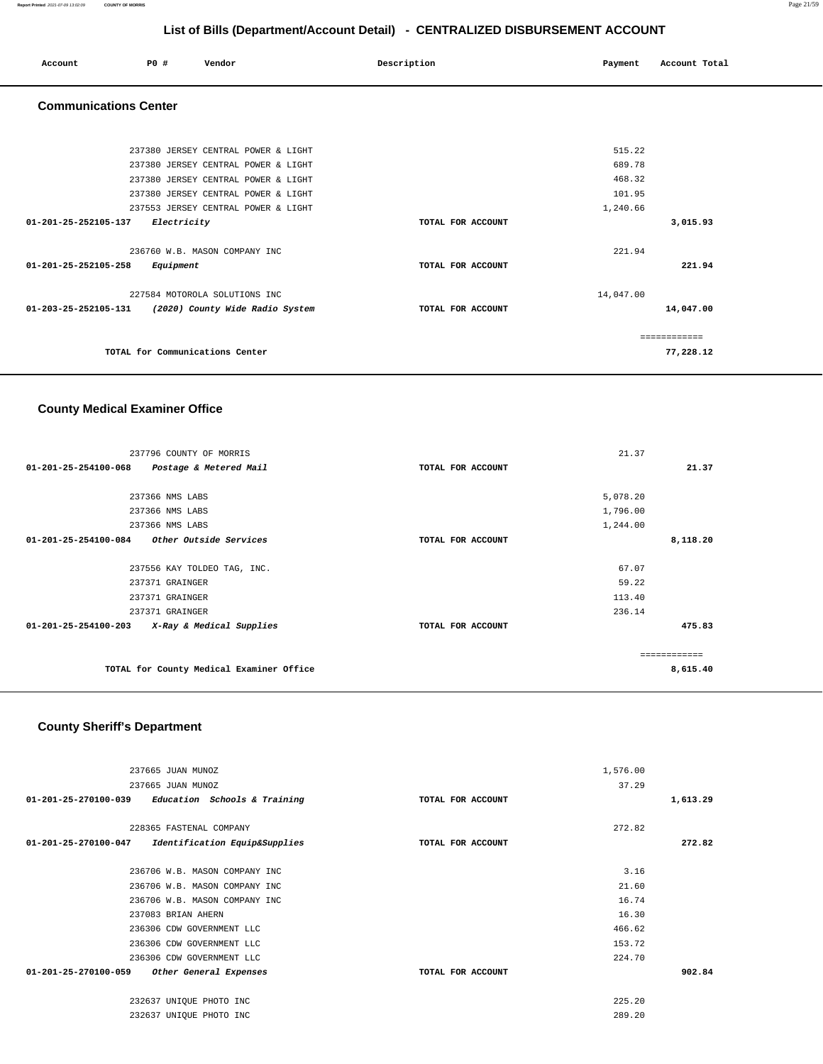## List of Bills (Department/Account Detail) - CENTRALIZED DISBURSEMENT ACCOUNT

| Account | PO # | Vendor | Description | Payment | Account Total |
|---|---|---|---|---|---|

### Communications Center

| Account | PO # | Vendor | Description | Payment | Account Total |
|---|---|---|---|---|---|
| | 237380 | JERSEY CENTRAL POWER & LIGHT | | 515.22 | |
| | 237380 | JERSEY CENTRAL POWER & LIGHT | | 689.78 | |
| | 237380 | JERSEY CENTRAL POWER & LIGHT | | 468.32 | |
| | 237380 | JERSEY CENTRAL POWER & LIGHT | | 101.95 | |
| | 237553 | JERSEY CENTRAL POWER & LIGHT | | 1,240.66 | |
| 01-201-25-252105-137 | | *Electricity* | TOTAL FOR ACCOUNT | | 3,015.93 |
| | 236760 | W.B. MASON COMPANY INC | | 221.94 | |
| 01-201-25-252105-258 | | *Equipment* | TOTAL FOR ACCOUNT | | 221.94 |
| | 227584 | MOTOROLA SOLUTIONS INC | | 14,047.00 | |
| 01-203-25-252105-131 | | *(2020) County Wide Radio System* | TOTAL FOR ACCOUNT | | 14,047.00 |
| | | | | | ============ |
| | | TOTAL for Communications Center | | | 77,228.12 |

### County Medical Examiner Office

| Account | PO # | Vendor | Description | Payment | Account Total |
|---|---|---|---|---|---|
| | 237796 | COUNTY OF MORRIS | | 21.37 | |
| 01-201-25-254100-068 | | *Postage & Metered Mail* | TOTAL FOR ACCOUNT | | 21.37 |
| | 237366 | NMS LABS | | 5,078.20 | |
| | 237366 | NMS LABS | | 1,796.00 | |
| | 237366 | NMS LABS | | 1,244.00 | |
| 01-201-25-254100-084 | | *Other Outside Services* | TOTAL FOR ACCOUNT | | 8,118.20 |
| | 237556 | KAY TOLDEO TAG, INC. | | 67.07 | |
| | 237371 | GRAINGER | | 59.22 | |
| | 237371 | GRAINGER | | 113.40 | |
| | 237371 | GRAINGER | | 236.14 | |
| 01-201-25-254100-203 | | *X-Ray & Medical Supplies* | TOTAL FOR ACCOUNT | | 475.83 |
| | | | | | ============ |
| | | TOTAL for County Medical Examiner Office | | | 8,615.40 |

### County Sheriff's Department

| Account | PO # | Vendor | Description | Payment | Account Total |
|---|---|---|---|---|---|
| | 237665 | JUAN MUNOZ | | 1,576.00 | |
| | 237665 | JUAN MUNOZ | | 37.29 | |
| 01-201-25-270100-039 | | *Education Schools & Training* | TOTAL FOR ACCOUNT | | 1,613.29 |
| | 228365 | FASTENAL COMPANY | | 272.82 | |
| 01-201-25-270100-047 | | *Identification Equip&Supplies* | TOTAL FOR ACCOUNT | | 272.82 |
| | 236706 | W.B. MASON COMPANY INC | | 3.16 | |
| | 236706 | W.B. MASON COMPANY INC | | 21.60 | |
| | 236706 | W.B. MASON COMPANY INC | | 16.74 | |
| | 237083 | BRIAN AHERN | | 16.30 | |
| | 236306 | CDW GOVERNMENT LLC | | 466.62 | |
| | 236306 | CDW GOVERNMENT LLC | | 153.72 | |
| | 236306 | CDW GOVERNMENT LLC | | 224.70 | |
| 01-201-25-270100-059 | | *Other General Expenses* | TOTAL FOR ACCOUNT | | 902.84 |
| | 232637 | UNIQUE PHOTO INC | | 225.20 | |
| | 232637 | UNIQUE PHOTO INC | | 289.20 | |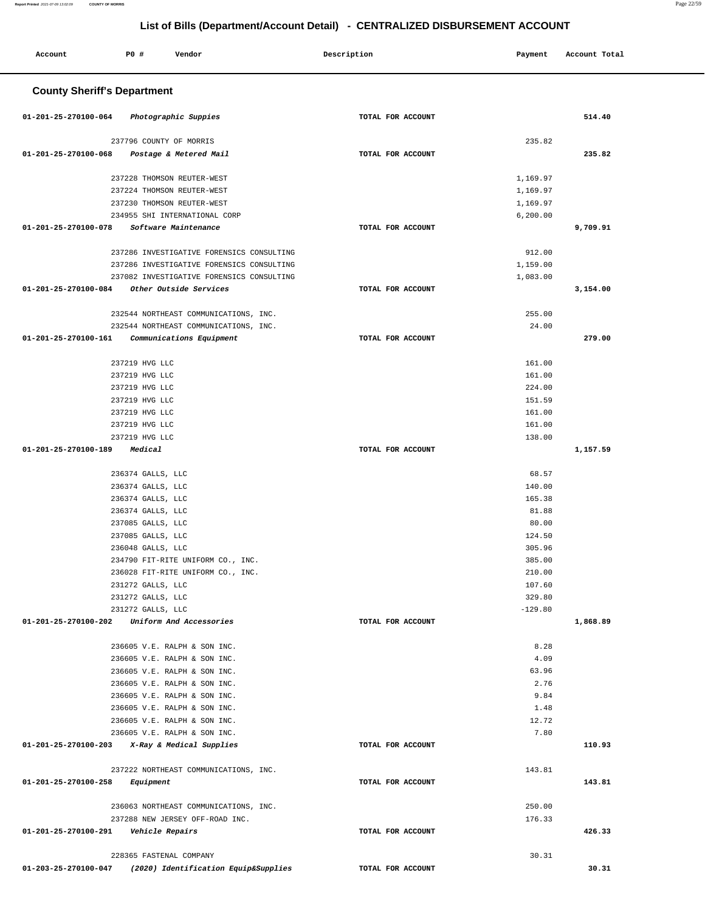## List of Bills (Department/Account Detail) - CENTRALIZED DISBURSEMENT ACCOUNT

| Account | PO # | Vendor | Description | Payment | Account Total |
|---|---|---|---|---|---|

### County Sheriff's Department

| Account | PO # | Vendor | Description | Payment | Account Total |
|---|---|---|---|---|---|
| 01-201-25-270100-064 | | *Photographic Suppies* | TOTAL FOR ACCOUNT | | 514.40 |
| | 237796 | COUNTY OF MORRIS | | 235.82 | |
| 01-201-25-270100-068 | | *Postage & Metered Mail* | TOTAL FOR ACCOUNT | | 235.82 |
| | 237228 | THOMSON REUTER-WEST | | 1,169.97 | |
| | 237224 | THOMSON REUTER-WEST | | 1,169.97 | |
| | 237230 | THOMSON REUTER-WEST | | 1,169.97 | |
| | 234955 | SHI INTERNATIONAL CORP | | 6,200.00 | |
| 01-201-25-270100-078 | | *Software Maintenance* | TOTAL FOR ACCOUNT | | 9,709.91 |
| | 237286 | INVESTIGATIVE FORENSICS CONSULTING | | 912.00 | |
| | 237286 | INVESTIGATIVE FORENSICS CONSULTING | | 1,159.00 | |
| | 237082 | INVESTIGATIVE FORENSICS CONSULTING | | 1,083.00 | |
| 01-201-25-270100-084 | | *Other Outside Services* | TOTAL FOR ACCOUNT | | 3,154.00 |
| | 232544 | NORTHEAST COMMUNICATIONS, INC. | | 255.00 | |
| | 232544 | NORTHEAST COMMUNICATIONS, INC. | | 24.00 | |
| 01-201-25-270100-161 | | *Communications Equipment* | TOTAL FOR ACCOUNT | | 279.00 |
| | 237219 | HVG LLC | | 161.00 | |
| | 237219 | HVG LLC | | 161.00 | |
| | 237219 | HVG LLC | | 224.00 | |
| | 237219 | HVG LLC | | 151.59 | |
| | 237219 | HVG LLC | | 161.00 | |
| | 237219 | HVG LLC | | 161.00 | |
| | 237219 | HVG LLC | | 138.00 | |
| 01-201-25-270100-189 | | *Medical* | TOTAL FOR ACCOUNT | | 1,157.59 |
| | 236374 | GALLS, LLC | | 68.57 | |
| | 236374 | GALLS, LLC | | 140.00 | |
| | 236374 | GALLS, LLC | | 165.38 | |
| | 236374 | GALLS, LLC | | 81.88 | |
| | 237085 | GALLS, LLC | | 80.00 | |
| | 237085 | GALLS, LLC | | 124.50 | |
| | 236048 | GALLS, LLC | | 305.96 | |
| | 234790 | FIT-RITE UNIFORM CO., INC. | | 385.00 | |
| | 236028 | FIT-RITE UNIFORM CO., INC. | | 210.00 | |
| | 231272 | GALLS, LLC | | 107.60 | |
| | 231272 | GALLS, LLC | | 329.80 | |
| | 231272 | GALLS, LLC | | -129.80 | |
| 01-201-25-270100-202 | | *Uniform And Accessories* | TOTAL FOR ACCOUNT | | 1,868.89 |
| | 236605 | V.E. RALPH & SON INC. | | 8.28 | |
| | 236605 | V.E. RALPH & SON INC. | | 4.09 | |
| | 236605 | V.E. RALPH & SON INC. | | 63.96 | |
| | 236605 | V.E. RALPH & SON INC. | | 2.76 | |
| | 236605 | V.E. RALPH & SON INC. | | 9.84 | |
| | 236605 | V.E. RALPH & SON INC. | | 1.48 | |
| | 236605 | V.E. RALPH & SON INC. | | 12.72 | |
| | 236605 | V.E. RALPH & SON INC. | | 7.80 | |
| 01-201-25-270100-203 | | *X-Ray & Medical Supplies* | TOTAL FOR ACCOUNT | | 110.93 |
| | 237222 | NORTHEAST COMMUNICATIONS, INC. | | 143.81 | |
| 01-201-25-270100-258 | | *Equipment* | TOTAL FOR ACCOUNT | | 143.81 |
| | 236063 | NORTHEAST COMMUNICATIONS, INC. | | 250.00 | |
| | 237288 | NEW JERSEY OFF-ROAD INC. | | 176.33 | |
| 01-201-25-270100-291 | | *Vehicle Repairs* | TOTAL FOR ACCOUNT | | 426.33 |
| | 228365 | FASTENAL COMPANY | | 30.31 | |
| 01-203-25-270100-047 | | *(2020) Identification Equip&Supplies* | TOTAL FOR ACCOUNT | | 30.31 |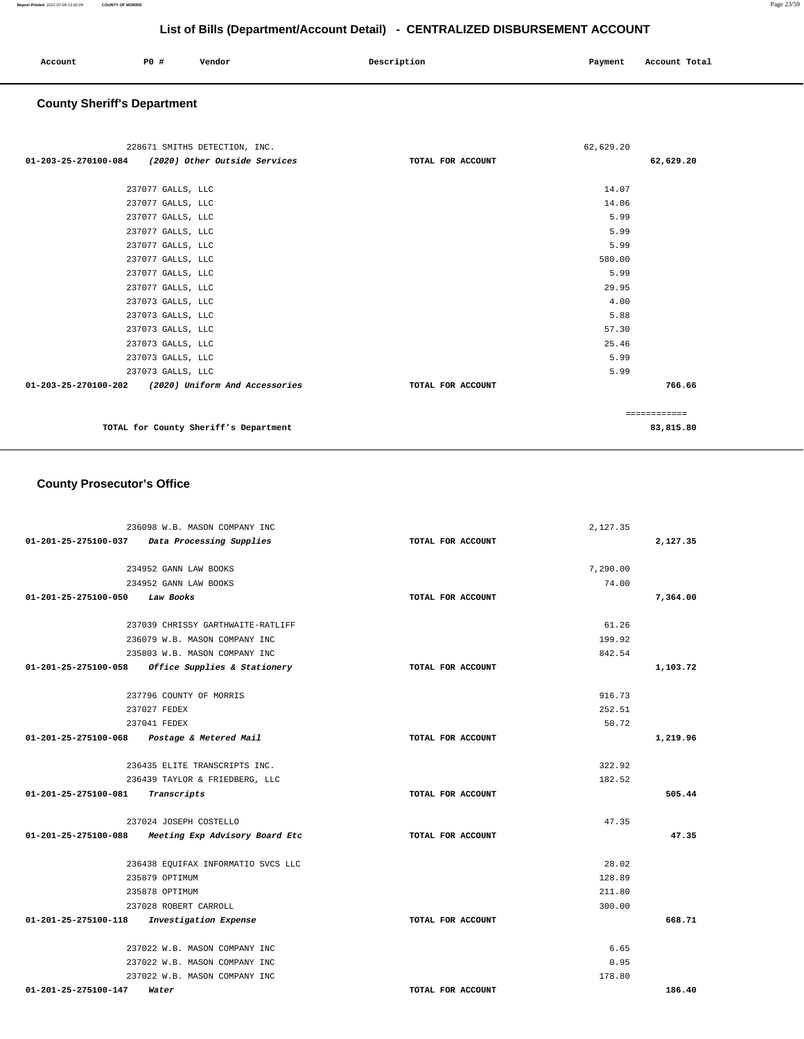# List of Bills (Department/Account Detail) - CENTRALIZED DISBURSEMENT ACCOUNT

| Account | PO # | Vendor | Description | Payment | Account Total |
|---|---|---|---|---|---|

## County Sheriff's Department

| Account | PO # | Vendor | Description | Payment | Account Total |
|---|---|---|---|---|---|
| | 228671 | SMITHS DETECTION, INC. | | 62,629.20 | |
| 01-203-25-270100-084 | | *(2020) Other Outside Services* | TOTAL FOR ACCOUNT | | 62,629.20 |
| | 237077 | GALLS, LLC | | 14.07 | |
| | 237077 | GALLS, LLC | | 14.06 | |
| | 237077 | GALLS, LLC | | 5.99 | |
| | 237077 | GALLS, LLC | | 5.99 | |
| | 237077 | GALLS, LLC | | 5.99 | |
| | 237077 | GALLS, LLC | | 580.00 | |
| | 237077 | GALLS, LLC | | 5.99 | |
| | 237077 | GALLS, LLC | | 29.95 | |
| | 237073 | GALLS, LLC | | 4.00 | |
| | 237073 | GALLS, LLC | | 5.88 | |
| | 237073 | GALLS, LLC | | 57.30 | |
| | 237073 | GALLS, LLC | | 25.46 | |
| | 237073 | GALLS, LLC | | 5.99 | |
| | 237073 | GALLS, LLC | | 5.99 | |
| 01-203-25-270100-202 | | *(2020) Uniform And Accessories* | TOTAL FOR ACCOUNT | | 766.66 |
| | | | | | ============ |
| | | TOTAL for County Sheriff's Department | | | 83,815.80 |

## County Prosecutor's Office

| Account | PO # | Vendor | Description | Payment | Account Total |
|---|---|---|---|---|---|
| | 236098 | W.B. MASON COMPANY INC | | 2,127.35 | |
| 01-201-25-275100-037 | | *Data Processing Supplies* | TOTAL FOR ACCOUNT | | 2,127.35 |
| | 234952 | GANN LAW BOOKS | | 7,290.00 | |
| | 234952 | GANN LAW BOOKS | | 74.00 | |
| 01-201-25-275100-050 | | *Law Books* | TOTAL FOR ACCOUNT | | 7,364.00 |
| | 237039 | CHRISSY GARTHWAITE-RATLIFF | | 61.26 | |
| | 236079 | W.B. MASON COMPANY INC | | 199.92 | |
| | 235803 | W.B. MASON COMPANY INC | | 842.54 | |
| 01-201-25-275100-058 | | *Office Supplies & Stationery* | TOTAL FOR ACCOUNT | | 1,103.72 |
| | 237796 | COUNTY OF MORRIS | | 916.73 | |
| | 237027 | FEDEX | | 252.51 | |
| | 237041 | FEDEX | | 50.72 | |
| 01-201-25-275100-068 | | *Postage & Metered Mail* | TOTAL FOR ACCOUNT | | 1,219.96 |
| | 236435 | ELITE TRANSCRIPTS INC. | | 322.92 | |
| | 236439 | TAYLOR & FRIEDBERG, LLC | | 182.52 | |
| 01-201-25-275100-081 | | *Transcripts* | TOTAL FOR ACCOUNT | | 505.44 |
| | 237024 | JOSEPH COSTELLO | | 47.35 | |
| 01-201-25-275100-088 | | *Meeting Exp Advisory Board Etc* | TOTAL FOR ACCOUNT | | 47.35 |
| | 236438 | EQUIFAX INFORMATIO SVCS LLC | | 28.02 | |
| | 235879 | OPTIMUM | | 128.89 | |
| | 235878 | OPTIMUM | | 211.80 | |
| | 237028 | ROBERT CARROLL | | 300.00 | |
| 01-201-25-275100-118 | | *Investigation Expense* | TOTAL FOR ACCOUNT | | 668.71 |
| | 237022 | W.B. MASON COMPANY INC | | 6.65 | |
| | 237022 | W.B. MASON COMPANY INC | | 0.95 | |
| | 237022 | W.B. MASON COMPANY INC | | 178.80 | |
| 01-201-25-275100-147 | | *Water* | TOTAL FOR ACCOUNT | | 186.40 |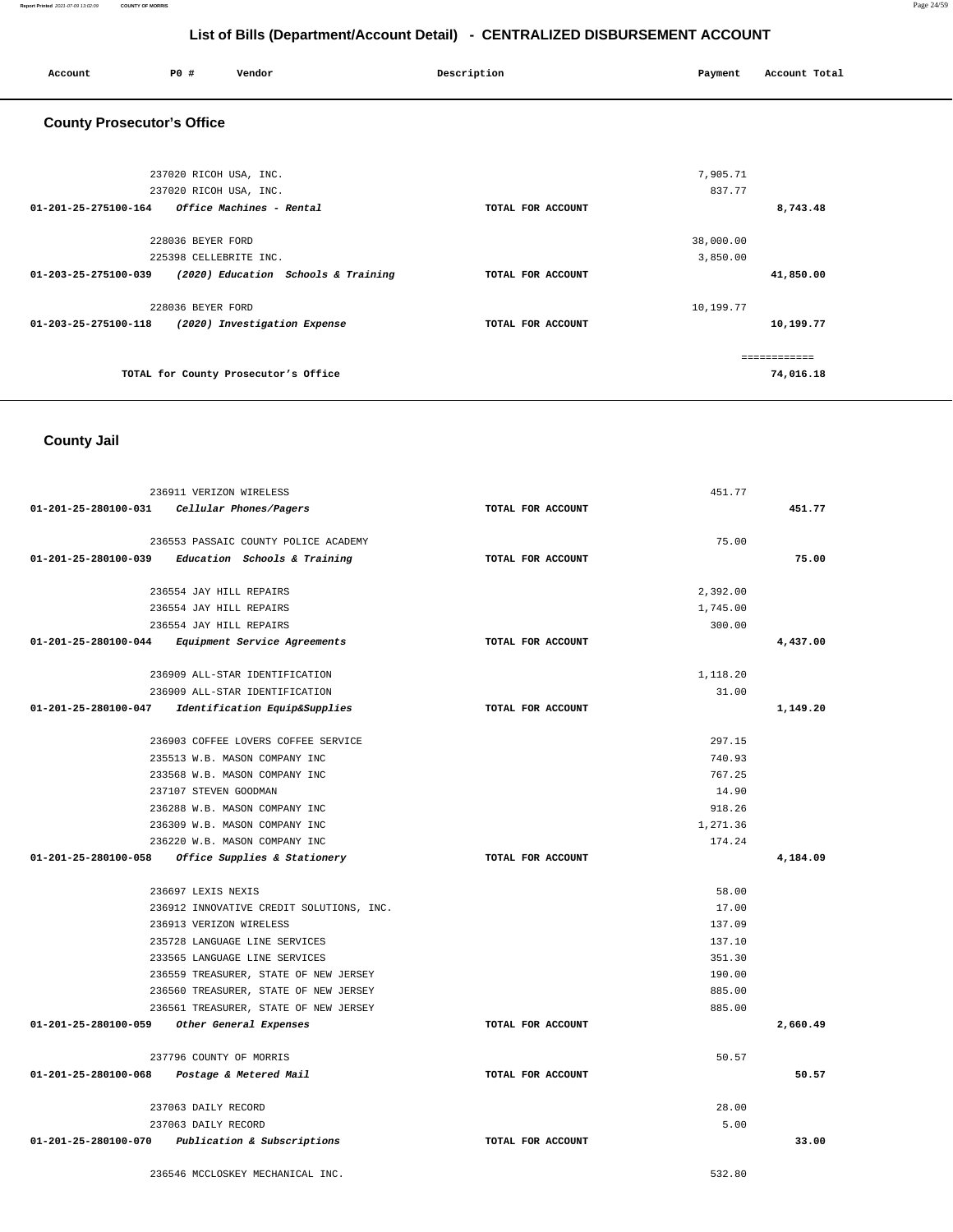## List of Bills (Department/Account Detail) - CENTRALIZED DISBURSEMENT ACCOUNT

| Account | PO # | Vendor | Description | Payment | Account Total |
|---|---|---|---|---|---|

### County Prosecutor's Office

| Account | PO # | Vendor | Description | Payment | Account Total |
|---|---|---|---|---|---|
| | 237020 | RICOH USA, INC. | | 7,905.71 | |
| | 237020 | RICOH USA, INC. | | 837.77 | |
| 01-201-25-275100-164 | | *Office Machines - Rental* | TOTAL FOR ACCOUNT | | 8,743.48 |
| | 228036 | BEYER FORD | | 38,000.00 | |
| | 225398 | CELLEBRITE INC. | | 3,850.00 | |
| 01-203-25-275100-039 | | *(2020) Education Schools & Training* | TOTAL FOR ACCOUNT | | 41,850.00 |
| | 228036 | BEYER FORD | | 10,199.77 | |
| 01-203-25-275100-118 | | *(2020) Investigation Expense* | TOTAL FOR ACCOUNT | | 10,199.77 |
| | | | | | ============ |
| | | TOTAL for County Prosecutor's Office | | | 74,016.18 |

### County Jail

| Account | PO # | Vendor | Description | Payment | Account Total |
|---|---|---|---|---|---|
| | 236911 | VERIZON WIRELESS | | 451.77 | |
| 01-201-25-280100-031 | | *Cellular Phones/Pagers* | TOTAL FOR ACCOUNT | | 451.77 |
| | 236553 | PASSAIC COUNTY POLICE ACADEMY | | 75.00 | |
| 01-201-25-280100-039 | | *Education Schools & Training* | TOTAL FOR ACCOUNT | | 75.00 |
| | 236554 | JAY HILL REPAIRS | | 2,392.00 | |
| | 236554 | JAY HILL REPAIRS | | 1,745.00 | |
| | 236554 | JAY HILL REPAIRS | | 300.00 | |
| 01-201-25-280100-044 | | *Equipment Service Agreements* | TOTAL FOR ACCOUNT | | 4,437.00 |
| | 236909 | ALL-STAR IDENTIFICATION | | 1,118.20 | |
| | 236909 | ALL-STAR IDENTIFICATION | | 31.00 | |
| 01-201-25-280100-047 | | *Identification Equip&Supplies* | TOTAL FOR ACCOUNT | | 1,149.20 |
| | 236903 | COFFEE LOVERS COFFEE SERVICE | | 297.15 | |
| | 235513 | W.B. MASON COMPANY INC | | 740.93 | |
| | 233568 | W.B. MASON COMPANY INC | | 767.25 | |
| | 237107 | STEVEN GOODMAN | | 14.90 | |
| | 236288 | W.B. MASON COMPANY INC | | 918.26 | |
| | 236309 | W.B. MASON COMPANY INC | | 1,271.36 | |
| | 236220 | W.B. MASON COMPANY INC | | 174.24 | |
| 01-201-25-280100-058 | | *Office Supplies & Stationery* | TOTAL FOR ACCOUNT | | 4,184.09 |
| | 236697 | LEXIS NEXIS | | 58.00 | |
| | 236912 | INNOVATIVE CREDIT SOLUTIONS, INC. | | 17.00 | |
| | 236913 | VERIZON WIRELESS | | 137.09 | |
| | 235728 | LANGUAGE LINE SERVICES | | 137.10 | |
| | 233565 | LANGUAGE LINE SERVICES | | 351.30 | |
| | 236559 | TREASURER, STATE OF NEW JERSEY | | 190.00 | |
| | 236560 | TREASURER, STATE OF NEW JERSEY | | 885.00 | |
| | 236561 | TREASURER, STATE OF NEW JERSEY | | 885.00 | |
| 01-201-25-280100-059 | | *Other General Expenses* | TOTAL FOR ACCOUNT | | 2,660.49 |
| | 237796 | COUNTY OF MORRIS | | 50.57 | |
| 01-201-25-280100-068 | | *Postage & Metered Mail* | TOTAL FOR ACCOUNT | | 50.57 |
| | 237063 | DAILY RECORD | | 28.00 | |
| | 237063 | DAILY RECORD | | 5.00 | |
| 01-201-25-280100-070 | | *Publication & Subscriptions* | TOTAL FOR ACCOUNT | | 33.00 |
| | 236546 | MCCLOSKEY MECHANICAL INC. | | 532.80 | |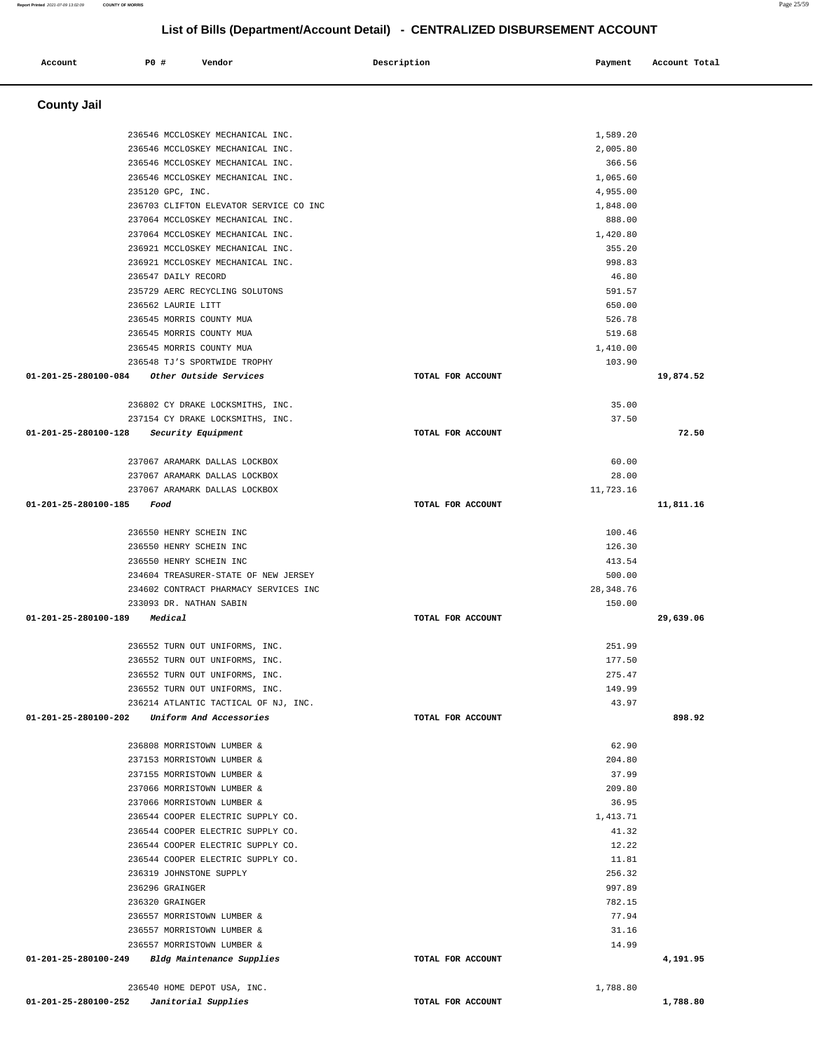## List of Bills (Department/Account Detail) - CENTRALIZED DISBURSEMENT ACCOUNT

| Account | PO # | Vendor | Description | Payment | Account Total |
|---|---|---|---|---|---|

### County Jail

| Account | PO # | Vendor | Description | Payment | Account Total |
|---|---|---|---|---|---|
| | 236546 | MCCLOSKEY MECHANICAL INC. | | 1,589.20 | |
| | 236546 | MCCLOSKEY MECHANICAL INC. | | 2,005.80 | |
| | 236546 | MCCLOSKEY MECHANICAL INC. | | 366.56 | |
| | 236546 | MCCLOSKEY MECHANICAL INC. | | 1,065.60 | |
| | 235120 | GPC, INC. | | 4,955.00 | |
| | 236703 | CLIFTON ELEVATOR SERVICE CO INC | | 1,848.00 | |
| | 237064 | MCCLOSKEY MECHANICAL INC. | | 888.00 | |
| | 237064 | MCCLOSKEY MECHANICAL INC. | | 1,420.80 | |
| | 236921 | MCCLOSKEY MECHANICAL INC. | | 355.20 | |
| | 236921 | MCCLOSKEY MECHANICAL INC. | | 998.83 | |
| | 236547 | DAILY RECORD | | 46.80 | |
| | 235729 | AERC RECYCLING SOLUTONS | | 591.57 | |
| | 236562 | LAURIE LITT | | 650.00 | |
| | 236545 | MORRIS COUNTY MUA | | 526.78 | |
| | 236545 | MORRIS COUNTY MUA | | 519.68 | |
| | 236545 | MORRIS COUNTY MUA | | 1,410.00 | |
| | 236548 | TJ'S SPORTWIDE TROPHY | | 103.90 | |
| **01-201-25-280100-084** | | *Other Outside Services* | TOTAL FOR ACCOUNT | | **19,874.52** |
| | 236802 | CY DRAKE LOCKSMITHS, INC. | | 35.00 | |
| | 237154 | CY DRAKE LOCKSMITHS, INC. | | 37.50 | |
| **01-201-25-280100-128** | | *Security Equipment* | TOTAL FOR ACCOUNT | | **72.50** |
| | 237067 | ARAMARK DALLAS LOCKBOX | | 60.00 | |
| | 237067 | ARAMARK DALLAS LOCKBOX | | 28.00 | |
| | 237067 | ARAMARK DALLAS LOCKBOX | | 11,723.16 | |
| **01-201-25-280100-185** | | *Food* | TOTAL FOR ACCOUNT | | **11,811.16** |
| | 236550 | HENRY SCHEIN INC | | 100.46 | |
| | 236550 | HENRY SCHEIN INC | | 126.30 | |
| | 236550 | HENRY SCHEIN INC | | 413.54 | |
| | 234604 | TREASURER-STATE OF NEW JERSEY | | 500.00 | |
| | 234602 | CONTRACT PHARMACY SERVICES INC | | 28,348.76 | |
| | 233093 | DR. NATHAN SABIN | | 150.00 | |
| **01-201-25-280100-189** | | *Medical* | TOTAL FOR ACCOUNT | | **29,639.06** |
| | 236552 | TURN OUT UNIFORMS, INC. | | 251.99 | |
| | 236552 | TURN OUT UNIFORMS, INC. | | 177.50 | |
| | 236552 | TURN OUT UNIFORMS, INC. | | 275.47 | |
| | 236552 | TURN OUT UNIFORMS, INC. | | 149.99 | |
| | 236214 | ATLANTIC TACTICAL OF NJ, INC. | | 43.97 | |
| **01-201-25-280100-202** | | *Uniform And Accessories* | TOTAL FOR ACCOUNT | | **898.92** |
| | 236808 | MORRISTOWN LUMBER & | | 62.90 | |
| | 237153 | MORRISTOWN LUMBER & | | 204.80 | |
| | 237155 | MORRISTOWN LUMBER & | | 37.99 | |
| | 237066 | MORRISTOWN LUMBER & | | 209.80 | |
| | 237066 | MORRISTOWN LUMBER & | | 36.95 | |
| | 236544 | COOPER ELECTRIC SUPPLY CO. | | 1,413.71 | |
| | 236544 | COOPER ELECTRIC SUPPLY CO. | | 41.32 | |
| | 236544 | COOPER ELECTRIC SUPPLY CO. | | 12.22 | |
| | 236544 | COOPER ELECTRIC SUPPLY CO. | | 11.81 | |
| | 236319 | JOHNSTONE SUPPLY | | 256.32 | |
| | 236296 | GRAINGER | | 997.89 | |
| | 236320 | GRAINGER | | 782.15 | |
| | 236557 | MORRISTOWN LUMBER & | | 77.94 | |
| | 236557 | MORRISTOWN LUMBER & | | 31.16 | |
| | 236557 | MORRISTOWN LUMBER & | | 14.99 | |
| **01-201-25-280100-249** | | *Bldg Maintenance Supplies* | TOTAL FOR ACCOUNT | | **4,191.95** |
| | 236540 | HOME DEPOT USA, INC. | | 1,788.80 | |
| **01-201-25-280100-252** | | *Janitorial Supplies* | TOTAL FOR ACCOUNT | | **1,788.80** |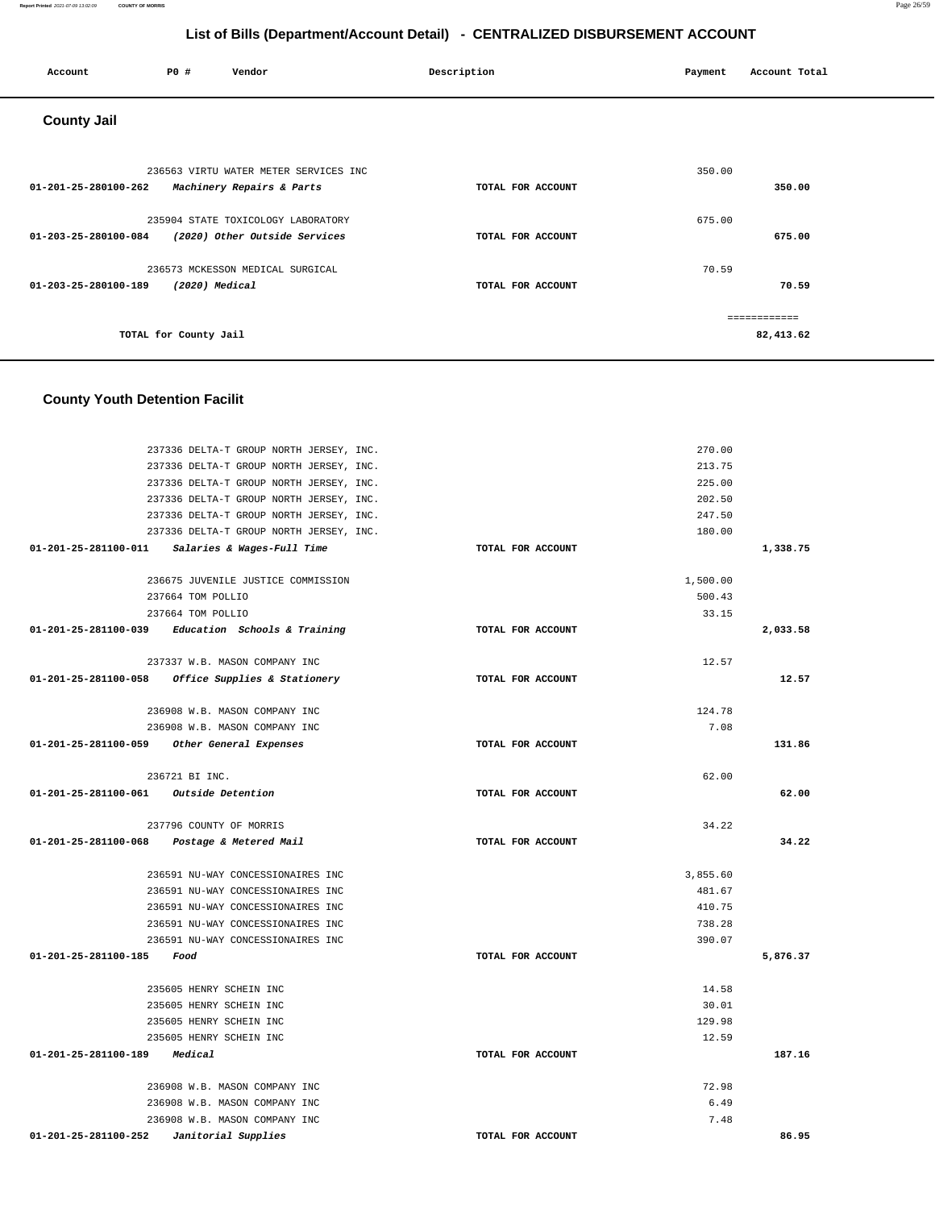## List of Bills (Department/Account Detail) - CENTRALIZED DISBURSEMENT ACCOUNT

| Account | PO # | Vendor | Description | Payment | Account Total |
|---|---|---|---|---|---|

### County Jail

| Account | PO # | Vendor | Description | Payment | Account Total |
|---|---|---|---|---|---|
| | 236563 | VIRTU WATER METER SERVICES INC | | 350.00 | |
| 01-201-25-280100-262 | | *Machinery Repairs & Parts* | TOTAL FOR ACCOUNT | | 350.00 |
| | 235904 | STATE TOXICOLOGY LABORATORY | | 675.00 | |
| 01-203-25-280100-084 | | *(2020) Other Outside Services* | TOTAL FOR ACCOUNT | | 675.00 |
| | 236573 | MCKESSON MEDICAL SURGICAL | | 70.59 | |
| 01-203-25-280100-189 | | *(2020) Medical* | TOTAL FOR ACCOUNT | | 70.59 |
| | | | | | ============ |
| | | TOTAL for County Jail | | | 82,413.62 |

### County Youth Detention Facilit

| Account | PO # | Vendor | Description | Payment | Account Total |
|---|---|---|---|---|---|
| | 237336 | DELTA-T GROUP NORTH JERSEY, INC. | | 270.00 | |
| | 237336 | DELTA-T GROUP NORTH JERSEY, INC. | | 213.75 | |
| | 237336 | DELTA-T GROUP NORTH JERSEY, INC. | | 225.00 | |
| | 237336 | DELTA-T GROUP NORTH JERSEY, INC. | | 202.50 | |
| | 237336 | DELTA-T GROUP NORTH JERSEY, INC. | | 247.50 | |
| | 237336 | DELTA-T GROUP NORTH JERSEY, INC. | | 180.00 | |
| 01-201-25-281100-011 | | *Salaries & Wages-Full Time* | TOTAL FOR ACCOUNT | | 1,338.75 |
| | 236675 | JUVENILE JUSTICE COMMISSION | | 1,500.00 | |
| | 237664 | TOM POLLIO | | 500.43 | |
| | 237664 | TOM POLLIO | | 33.15 | |
| 01-201-25-281100-039 | | *Education Schools & Training* | TOTAL FOR ACCOUNT | | 2,033.58 |
| | 237337 | W.B. MASON COMPANY INC | | 12.57 | |
| 01-201-25-281100-058 | | *Office Supplies & Stationery* | TOTAL FOR ACCOUNT | | 12.57 |
| | 236908 | W.B. MASON COMPANY INC | | 124.78 | |
| | 236908 | W.B. MASON COMPANY INC | | 7.08 | |
| 01-201-25-281100-059 | | *Other General Expenses* | TOTAL FOR ACCOUNT | | 131.86 |
| | 236721 | BI INC. | | 62.00 | |
| 01-201-25-281100-061 | | *Outside Detention* | TOTAL FOR ACCOUNT | | 62.00 |
| | 237796 | COUNTY OF MORRIS | | 34.22 | |
| 01-201-25-281100-068 | | *Postage & Metered Mail* | TOTAL FOR ACCOUNT | | 34.22 |
| | 236591 | NU-WAY CONCESSIONAIRES INC | | 3,855.60 | |
| | 236591 | NU-WAY CONCESSIONAIRES INC | | 481.67 | |
| | 236591 | NU-WAY CONCESSIONAIRES INC | | 410.75 | |
| | 236591 | NU-WAY CONCESSIONAIRES INC | | 738.28 | |
| | 236591 | NU-WAY CONCESSIONAIRES INC | | 390.07 | |
| 01-201-25-281100-185 | | *Food* | TOTAL FOR ACCOUNT | | 5,876.37 |
| | 235605 | HENRY SCHEIN INC | | 14.58 | |
| | 235605 | HENRY SCHEIN INC | | 30.01 | |
| | 235605 | HENRY SCHEIN INC | | 129.98 | |
| | 235605 | HENRY SCHEIN INC | | 12.59 | |
| 01-201-25-281100-189 | | *Medical* | TOTAL FOR ACCOUNT | | 187.16 |
| | 236908 | W.B. MASON COMPANY INC | | 72.98 | |
| | 236908 | W.B. MASON COMPANY INC | | 6.49 | |
| | 236908 | W.B. MASON COMPANY INC | | 7.48 | |
| 01-201-25-281100-252 | | *Janitorial Supplies* | TOTAL FOR ACCOUNT | | 86.95 |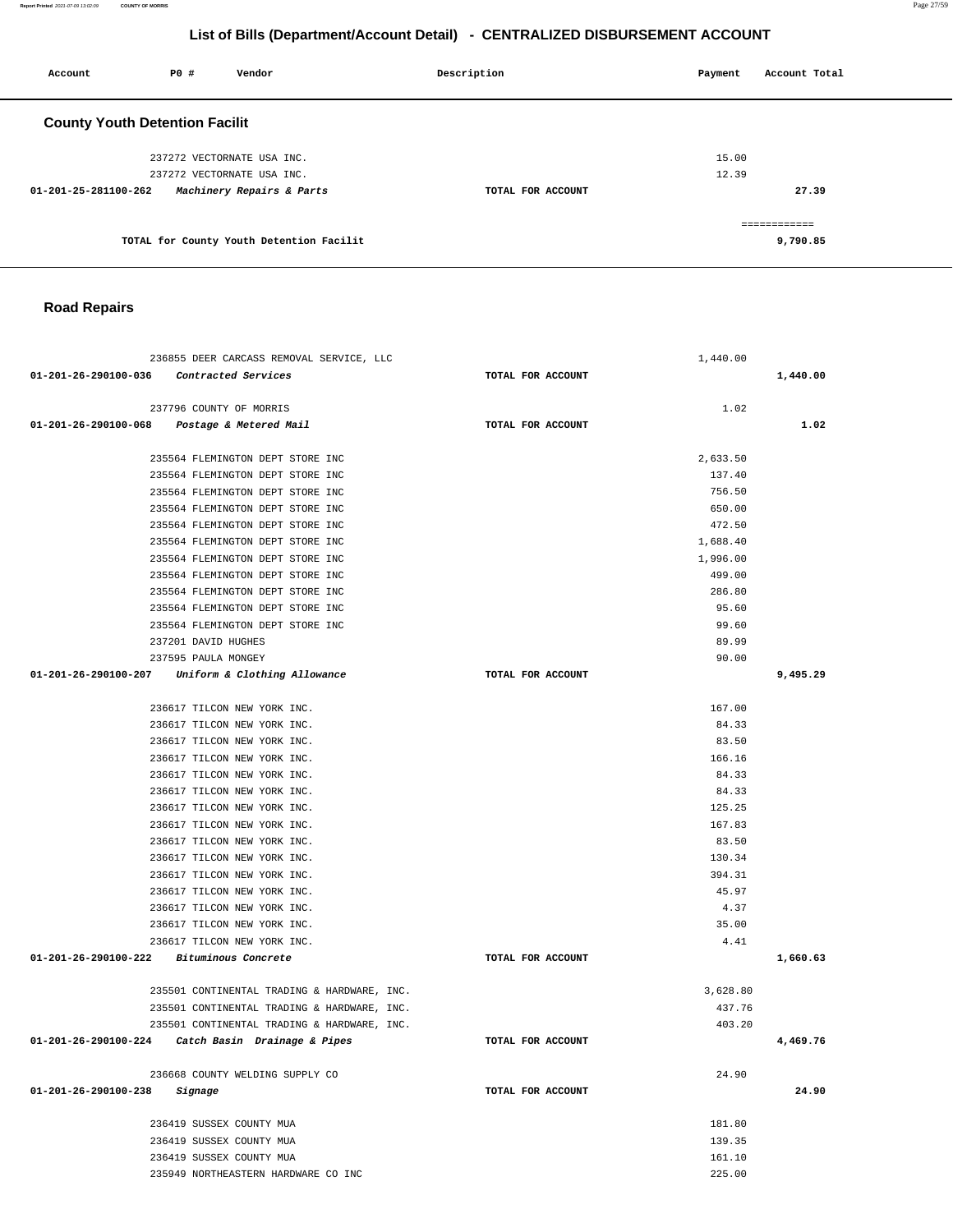# List of Bills (Department/Account Detail) - CENTRALIZED DISBURSEMENT ACCOUNT

| Account | PO # | Vendor | Description | Payment | Account Total |
|---|---|---|---|---|---|

## County Youth Detention Facilit

| Account | PO # | Vendor | Description | Payment | Account Total |
|---|---|---|---|---|---|
| | 237272 | VECTORNATE USA INC. | | 15.00 | |
| | 237272 | VECTORNATE USA INC. | | 12.39 | |
| 01-201-25-281100-262 | | *Machinery Repairs & Parts* | TOTAL FOR ACCOUNT | | 27.39 |
| | | TOTAL for County Youth Detention Facilit | | | 9,790.85 |

## Road Repairs

| Account | PO # | Vendor | Description | Payment | Account Total |
|---|---|---|---|---|---|
| | 236855 | DEER CARCASS REMOVAL SERVICE, LLC | | 1,440.00 | |
| 01-201-26-290100-036 | | *Contracted Services* | TOTAL FOR ACCOUNT | | 1,440.00 |
| | 237796 | COUNTY OF MORRIS | | 1.02 | |
| 01-201-26-290100-068 | | *Postage & Metered Mail* | TOTAL FOR ACCOUNT | | 1.02 |
| | 235564 | FLEMINGTON DEPT STORE INC | | 2,633.50 | |
| | 235564 | FLEMINGTON DEPT STORE INC | | 137.40 | |
| | 235564 | FLEMINGTON DEPT STORE INC | | 756.50 | |
| | 235564 | FLEMINGTON DEPT STORE INC | | 650.00 | |
| | 235564 | FLEMINGTON DEPT STORE INC | | 472.50 | |
| | 235564 | FLEMINGTON DEPT STORE INC | | 1,688.40 | |
| | 235564 | FLEMINGTON DEPT STORE INC | | 1,996.00 | |
| | 235564 | FLEMINGTON DEPT STORE INC | | 499.00 | |
| | 235564 | FLEMINGTON DEPT STORE INC | | 286.80 | |
| | 235564 | FLEMINGTON DEPT STORE INC | | 95.60 | |
| | 235564 | FLEMINGTON DEPT STORE INC | | 99.60 | |
| | 237201 | DAVID HUGHES | | 89.99 | |
| | 237595 | PAULA MONGEY | | 90.00 | |
| 01-201-26-290100-207 | | *Uniform & Clothing Allowance* | TOTAL FOR ACCOUNT | | 9,495.29 |
| | 236617 | TILCON NEW YORK INC. | | 167.00 | |
| | 236617 | TILCON NEW YORK INC. | | 84.33 | |
| | 236617 | TILCON NEW YORK INC. | | 83.50 | |
| | 236617 | TILCON NEW YORK INC. | | 166.16 | |
| | 236617 | TILCON NEW YORK INC. | | 84.33 | |
| | 236617 | TILCON NEW YORK INC. | | 84.33 | |
| | 236617 | TILCON NEW YORK INC. | | 125.25 | |
| | 236617 | TILCON NEW YORK INC. | | 167.83 | |
| | 236617 | TILCON NEW YORK INC. | | 83.50 | |
| | 236617 | TILCON NEW YORK INC. | | 130.34 | |
| | 236617 | TILCON NEW YORK INC. | | 394.31 | |
| | 236617 | TILCON NEW YORK INC. | | 45.97 | |
| | 236617 | TILCON NEW YORK INC. | | 4.37 | |
| | 236617 | TILCON NEW YORK INC. | | 35.00 | |
| | 236617 | TILCON NEW YORK INC. | | 4.41 | |
| 01-201-26-290100-222 | | *Bituminous Concrete* | TOTAL FOR ACCOUNT | | 1,660.63 |
| | 235501 | CONTINENTAL TRADING & HARDWARE, INC. | | 3,628.80 | |
| | 235501 | CONTINENTAL TRADING & HARDWARE, INC. | | 437.76 | |
| | 235501 | CONTINENTAL TRADING & HARDWARE, INC. | | 403.20 | |
| 01-201-26-290100-224 | | *Catch Basin Drainage & Pipes* | TOTAL FOR ACCOUNT | | 4,469.76 |
| | 236668 | COUNTY WELDING SUPPLY CO | | 24.90 | |
| 01-201-26-290100-238 | | *Signage* | TOTAL FOR ACCOUNT | | 24.90 |
| | 236419 | SUSSEX COUNTY MUA | | 181.80 | |
| | 236419 | SUSSEX COUNTY MUA | | 139.35 | |
| | 236419 | SUSSEX COUNTY MUA | | 161.10 | |
| | 235949 | NORTHEASTERN HARDWARE CO INC | | 225.00 | |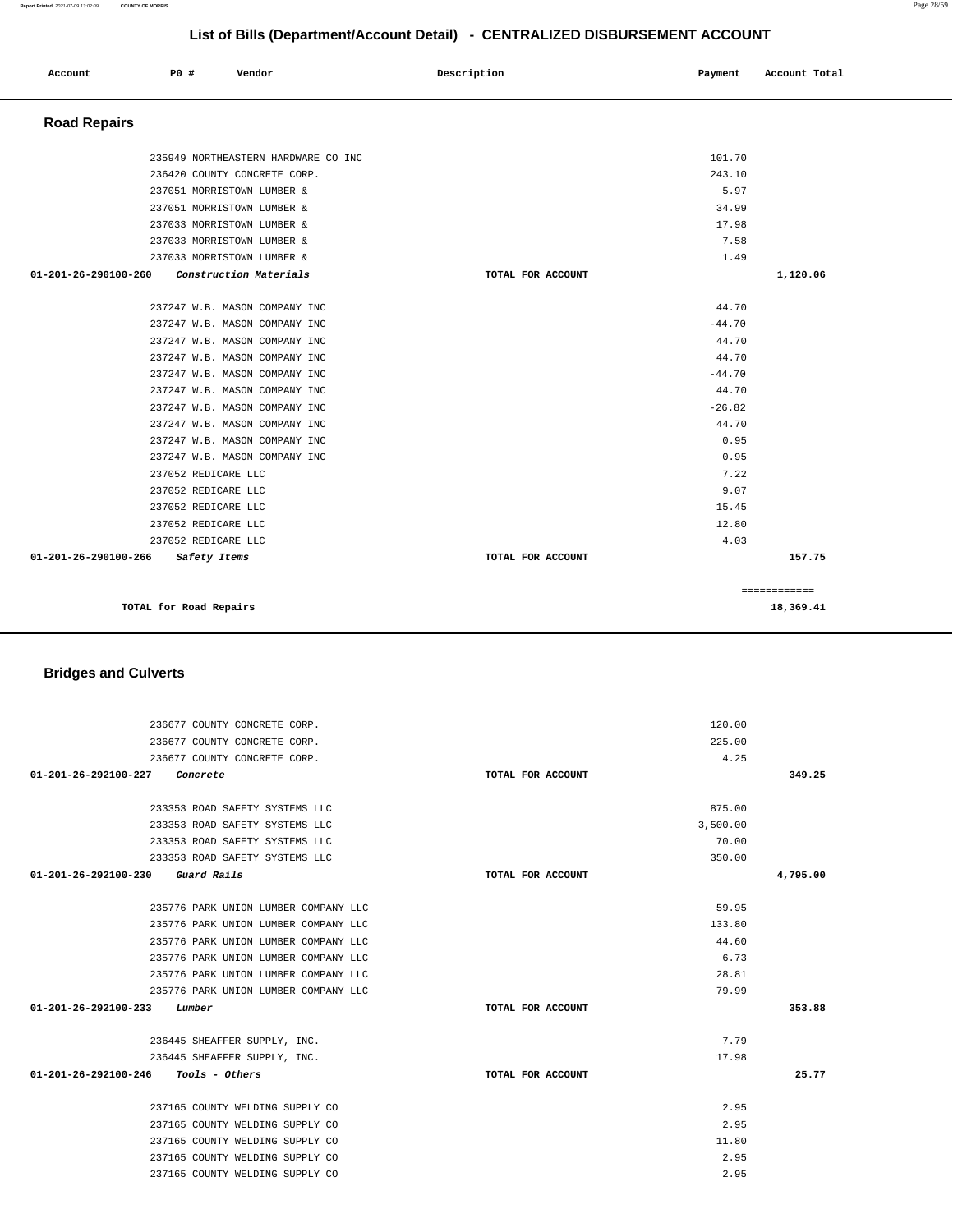## List of Bills (Department/Account Detail) - CENTRALIZED DISBURSEMENT ACCOUNT

| Account | PO # | Vendor | Description | Payment | Account Total |
|---|---|---|---|---|---|

### Road Repairs

| Account | PO # | Vendor | Description | Payment | Account Total |
|---|---|---|---|---|---|
| | 235949 | NORTHEASTERN HARDWARE CO INC | | 101.70 | |
| | 236420 | COUNTY CONCRETE CORP. | | 243.10 | |
| | 237051 | MORRISTOWN LUMBER & | | 5.97 | |
| | 237051 | MORRISTOWN LUMBER & | | 34.99 | |
| | 237033 | MORRISTOWN LUMBER & | | 17.98 | |
| | 237033 | MORRISTOWN LUMBER & | | 7.58 | |
| | 237033 | MORRISTOWN LUMBER & | | 1.49 | |
| 01-201-26-290100-260 | | *Construction Materials* | TOTAL FOR ACCOUNT | | 1,120.06 |
| | 237247 | W.B. MASON COMPANY INC | | 44.70 | |
| | 237247 | W.B. MASON COMPANY INC | | -44.70 | |
| | 237247 | W.B. MASON COMPANY INC | | 44.70 | |
| | 237247 | W.B. MASON COMPANY INC | | 44.70 | |
| | 237247 | W.B. MASON COMPANY INC | | -44.70 | |
| | 237247 | W.B. MASON COMPANY INC | | 44.70 | |
| | 237247 | W.B. MASON COMPANY INC | | -26.82 | |
| | 237247 | W.B. MASON COMPANY INC | | 44.70 | |
| | 237247 | W.B. MASON COMPANY INC | | 0.95 | |
| | 237247 | W.B. MASON COMPANY INC | | 0.95 | |
| | 237052 | REDICARE LLC | | 7.22 | |
| | 237052 | REDICARE LLC | | 9.07 | |
| | 237052 | REDICARE LLC | | 15.45 | |
| | 237052 | REDICARE LLC | | 12.80 | |
| | 237052 | REDICARE LLC | | 4.03 | |
| 01-201-26-290100-266 | | *Safety Items* | TOTAL FOR ACCOUNT | | 157.75 |
| | | | | | ============ |
| TOTAL for Road Repairs | | | | | 18,369.41 |

### Bridges and Culverts

| Account | PO # | Vendor | Description | Payment | Account Total |
|---|---|---|---|---|---|
| | 236677 | COUNTY CONCRETE CORP. | | 120.00 | |
| | 236677 | COUNTY CONCRETE CORP. | | 225.00 | |
| | 236677 | COUNTY CONCRETE CORP. | | 4.25 | |
| 01-201-26-292100-227 | | *Concrete* | TOTAL FOR ACCOUNT | | 349.25 |
| | 233353 | ROAD SAFETY SYSTEMS LLC | | 875.00 | |
| | 233353 | ROAD SAFETY SYSTEMS LLC | | 3,500.00 | |
| | 233353 | ROAD SAFETY SYSTEMS LLC | | 70.00 | |
| | 233353 | ROAD SAFETY SYSTEMS LLC | | 350.00 | |
| 01-201-26-292100-230 | | *Guard Rails* | TOTAL FOR ACCOUNT | | 4,795.00 |
| | 235776 | PARK UNION LUMBER COMPANY LLC | | 59.95 | |
| | 235776 | PARK UNION LUMBER COMPANY LLC | | 133.80 | |
| | 235776 | PARK UNION LUMBER COMPANY LLC | | 44.60 | |
| | 235776 | PARK UNION LUMBER COMPANY LLC | | 6.73 | |
| | 235776 | PARK UNION LUMBER COMPANY LLC | | 28.81 | |
| | 235776 | PARK UNION LUMBER COMPANY LLC | | 79.99 | |
| 01-201-26-292100-233 | | *Lumber* | TOTAL FOR ACCOUNT | | 353.88 |
| | 236445 | SHEAFFER SUPPLY, INC. | | 7.79 | |
| | 236445 | SHEAFFER SUPPLY, INC. | | 17.98 | |
| 01-201-26-292100-246 | | *Tools - Others* | TOTAL FOR ACCOUNT | | 25.77 |
| | 237165 | COUNTY WELDING SUPPLY CO | | 2.95 | |
| | 237165 | COUNTY WELDING SUPPLY CO | | 2.95 | |
| | 237165 | COUNTY WELDING SUPPLY CO | | 11.80 | |
| | 237165 | COUNTY WELDING SUPPLY CO | | 2.95 | |
| | 237165 | COUNTY WELDING SUPPLY CO | | 2.95 | |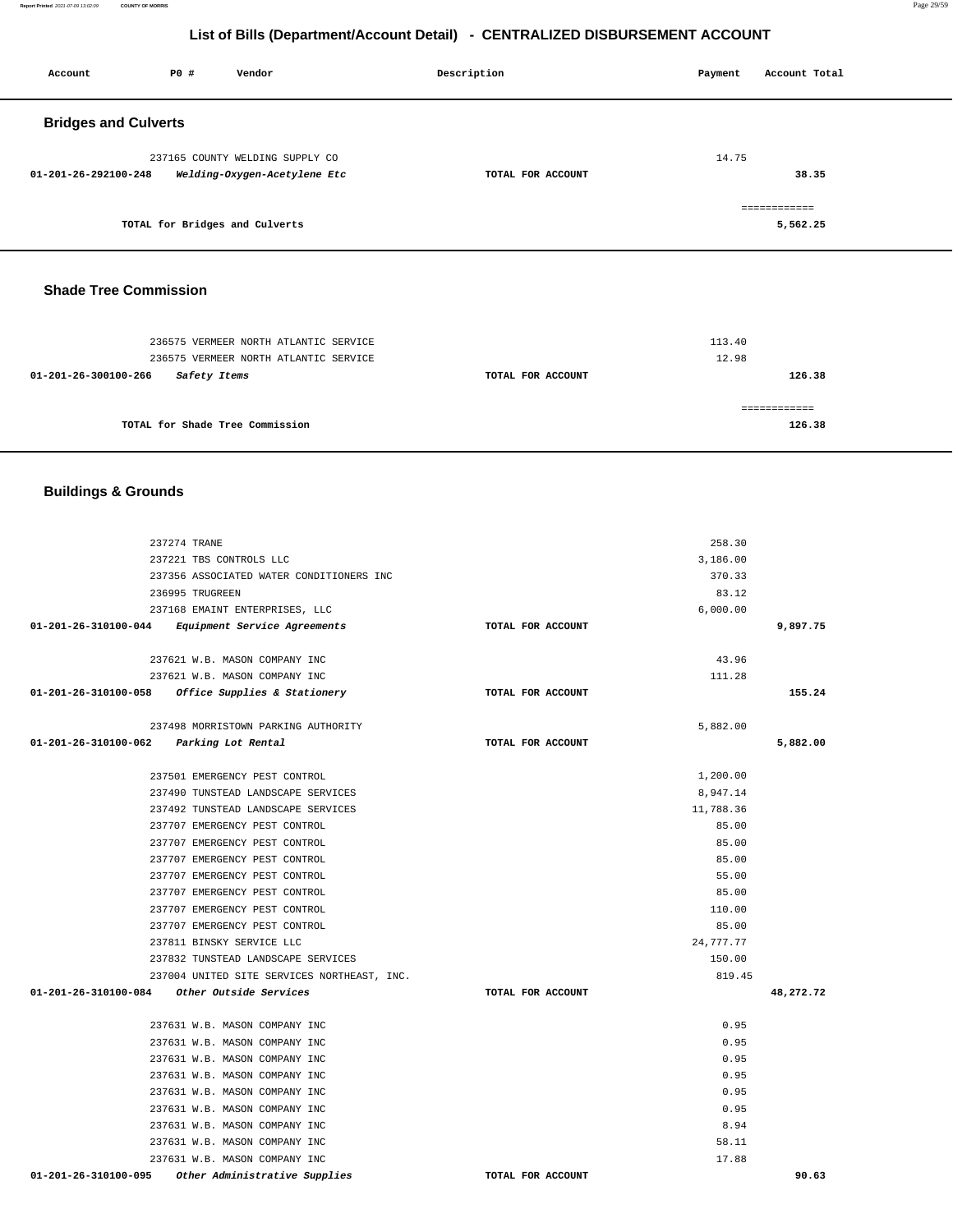## List of Bills (Department/Account Detail) - CENTRALIZED DISBURSEMENT ACCOUNT

| Account | PO # | Vendor | Description | Payment | Account Total |
|---|---|---|---|---|---|

### Bridges and Culverts

| Account | PO # | Vendor | Description | Payment | Account Total |
|---|---|---|---|---|---|
| | 237165 | COUNTY WELDING SUPPLY CO | | 14.75 | |
| 01-201-26-292100-248 | | *Welding-Oxygen-Acetylene Etc* | TOTAL FOR ACCOUNT | | 38.35 |
| | | TOTAL for Bridges and Culverts | | | 5,562.25 |

### Shade Tree Commission

| Account | PO # | Vendor | Description | Payment | Account Total |
|---|---|---|---|---|---|
| | 236575 | VERMEER NORTH ATLANTIC SERVICE | | 113.40 | |
| | 236575 | VERMEER NORTH ATLANTIC SERVICE | | 12.98 | |
| 01-201-26-300100-266 | | *Safety Items* | TOTAL FOR ACCOUNT | | 126.38 |
| | | TOTAL for Shade Tree Commission | | | 126.38 |

### Buildings & Grounds

| Account | PO # | Vendor | Description | Payment | Account Total |
|---|---|---|---|---|---|
| | 237274 | TRANE | | 258.30 | |
| | 237221 | TBS CONTROLS LLC | | 3,186.00 | |
| | 237356 | ASSOCIATED WATER CONDITIONERS INC | | 370.33 | |
| | 236995 | TRUGREEN | | 83.12 | |
| | 237168 | EMAINT ENTERPRISES, LLC | | 6,000.00 | |
| 01-201-26-310100-044 | | *Equipment Service Agreements* | TOTAL FOR ACCOUNT | | 9,897.75 |
| | 237621 | W.B. MASON COMPANY INC | | 43.96 | |
| | 237621 | W.B. MASON COMPANY INC | | 111.28 | |
| 01-201-26-310100-058 | | *Office Supplies & Stationery* | TOTAL FOR ACCOUNT | | 155.24 |
| | 237498 | MORRISTOWN PARKING AUTHORITY | | 5,882.00 | |
| 01-201-26-310100-062 | | *Parking Lot Rental* | TOTAL FOR ACCOUNT | | 5,882.00 |
| | 237501 | EMERGENCY PEST CONTROL | | 1,200.00 | |
| | 237490 | TUNSTEAD LANDSCAPE SERVICES | | 8,947.14 | |
| | 237492 | TUNSTEAD LANDSCAPE SERVICES | | 11,788.36 | |
| | 237707 | EMERGENCY PEST CONTROL | | 85.00 | |
| | 237707 | EMERGENCY PEST CONTROL | | 85.00 | |
| | 237707 | EMERGENCY PEST CONTROL | | 85.00 | |
| | 237707 | EMERGENCY PEST CONTROL | | 55.00 | |
| | 237707 | EMERGENCY PEST CONTROL | | 85.00 | |
| | 237707 | EMERGENCY PEST CONTROL | | 110.00 | |
| | 237707 | EMERGENCY PEST CONTROL | | 85.00 | |
| | 237811 | BINSKY SERVICE LLC | | 24,777.77 | |
| | 237832 | TUNSTEAD LANDSCAPE SERVICES | | 150.00 | |
| | 237004 | UNITED SITE SERVICES NORTHEAST, INC. | | 819.45 | |
| 01-201-26-310100-084 | | *Other Outside Services* | TOTAL FOR ACCOUNT | | 48,272.72 |
| | 237631 | W.B. MASON COMPANY INC | | 0.95 | |
| | 237631 | W.B. MASON COMPANY INC | | 0.95 | |
| | 237631 | W.B. MASON COMPANY INC | | 0.95 | |
| | 237631 | W.B. MASON COMPANY INC | | 0.95 | |
| | 237631 | W.B. MASON COMPANY INC | | 0.95 | |
| | 237631 | W.B. MASON COMPANY INC | | 0.95 | |
| | 237631 | W.B. MASON COMPANY INC | | 8.94 | |
| | 237631 | W.B. MASON COMPANY INC | | 58.11 | |
| | 237631 | W.B. MASON COMPANY INC | | 17.88 | |
| 01-201-26-310100-095 | | *Other Administrative Supplies* | TOTAL FOR ACCOUNT | | 90.63 |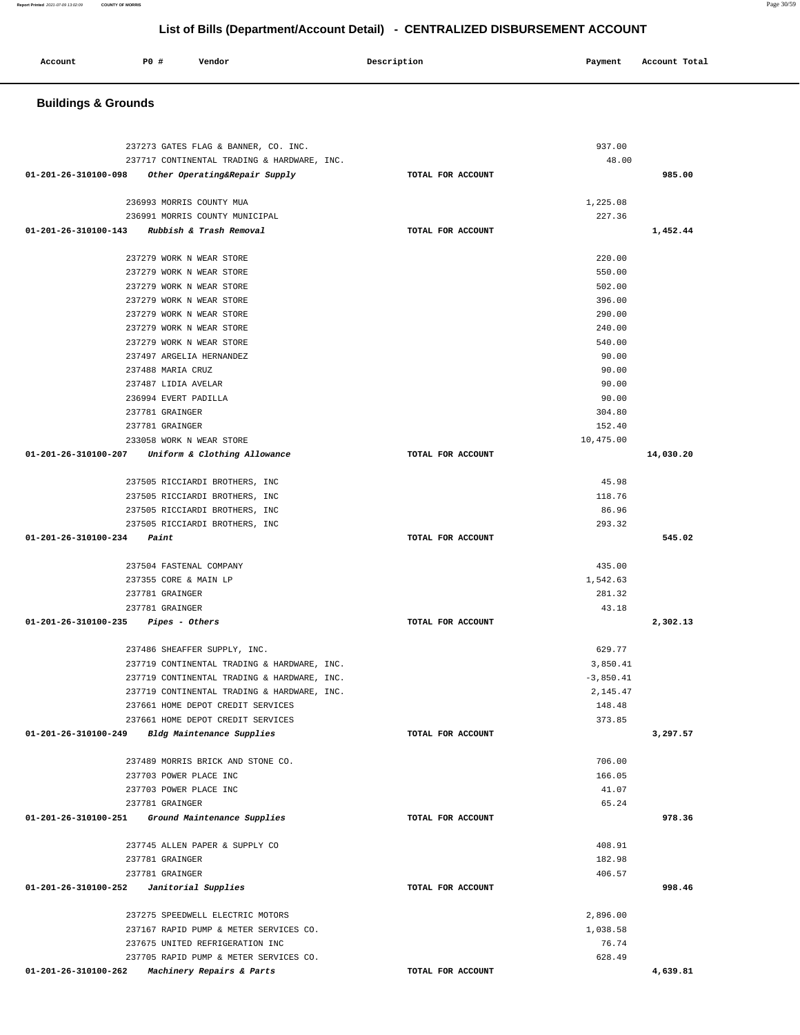# List of Bills (Department/Account Detail) - CENTRALIZED DISBURSEMENT ACCOUNT

| Account | PO # | Vendor | Description | Payment | Account Total |
|---|---|---|---|---|---|

## Buildings & Grounds

| Account | PO # | Vendor | Description | Payment | Account Total |
|---|---|---|---|---|---|
| | 237273 | GATES FLAG & BANNER, CO. INC. | | 937.00 | |
| | 237717 | CONTINENTAL TRADING & HARDWARE, INC. | | 48.00 | |
| 01-201-26-310100-098 | | *Other Operating&Repair Supply* | TOTAL FOR ACCOUNT | | 985.00 |
| | 236993 | MORRIS COUNTY MUA | | 1,225.08 | |
| | 236991 | MORRIS COUNTY MUNICIPAL | | 227.36 | |
| 01-201-26-310100-143 | | *Rubbish & Trash Removal* | TOTAL FOR ACCOUNT | | 1,452.44 |
| | 237279 | WORK N WEAR STORE | | 220.00 | |
| | 237279 | WORK N WEAR STORE | | 550.00 | |
| | 237279 | WORK N WEAR STORE | | 502.00 | |
| | 237279 | WORK N WEAR STORE | | 396.00 | |
| | 237279 | WORK N WEAR STORE | | 290.00 | |
| | 237279 | WORK N WEAR STORE | | 240.00 | |
| | 237279 | WORK N WEAR STORE | | 540.00 | |
| | 237497 | ARGELIA HERNANDEZ | | 90.00 | |
| | 237488 | MARIA CRUZ | | 90.00 | |
| | 237487 | LIDIA AVELAR | | 90.00 | |
| | 236994 | EVERT PADILLA | | 90.00 | |
| | 237781 | GRAINGER | | 304.80 | |
| | 237781 | GRAINGER | | 152.40 | |
| | 233058 | WORK N WEAR STORE | | 10,475.00 | |
| 01-201-26-310100-207 | | *Uniform & Clothing Allowance* | TOTAL FOR ACCOUNT | | 14,030.20 |
| | 237505 | RICCIARDI BROTHERS, INC | | 45.98 | |
| | 237505 | RICCIARDI BROTHERS, INC | | 118.76 | |
| | 237505 | RICCIARDI BROTHERS, INC | | 86.96 | |
| | 237505 | RICCIARDI BROTHERS, INC | | 293.32 | |
| 01-201-26-310100-234 | | *Paint* | TOTAL FOR ACCOUNT | | 545.02 |
| | 237504 | FASTENAL COMPANY | | 435.00 | |
| | 237355 | CORE & MAIN LP | | 1,542.63 | |
| | 237781 | GRAINGER | | 281.32 | |
| | 237781 | GRAINGER | | 43.18 | |
| 01-201-26-310100-235 | | *Pipes - Others* | TOTAL FOR ACCOUNT | | 2,302.13 |
| | 237486 | SHEAFFER SUPPLY, INC. | | 629.77 | |
| | 237719 | CONTINENTAL TRADING & HARDWARE, INC. | | 3,850.41 | |
| | 237719 | CONTINENTAL TRADING & HARDWARE, INC. | | -3,850.41 | |
| | 237719 | CONTINENTAL TRADING & HARDWARE, INC. | | 2,145.47 | |
| | 237661 | HOME DEPOT CREDIT SERVICES | | 148.48 | |
| | 237661 | HOME DEPOT CREDIT SERVICES | | 373.85 | |
| 01-201-26-310100-249 | | *Bldg Maintenance Supplies* | TOTAL FOR ACCOUNT | | 3,297.57 |
| | 237489 | MORRIS BRICK AND STONE CO. | | 706.00 | |
| | 237703 | POWER PLACE INC | | 166.05 | |
| | 237703 | POWER PLACE INC | | 41.07 | |
| | 237781 | GRAINGER | | 65.24 | |
| 01-201-26-310100-251 | | *Ground Maintenance Supplies* | TOTAL FOR ACCOUNT | | 978.36 |
| | 237745 | ALLEN PAPER & SUPPLY CO | | 408.91 | |
| | 237781 | GRAINGER | | 182.98 | |
| | 237781 | GRAINGER | | 406.57 | |
| 01-201-26-310100-252 | | *Janitorial Supplies* | TOTAL FOR ACCOUNT | | 998.46 |
| | 237275 | SPEEDWELL ELECTRIC MOTORS | | 2,896.00 | |
| | 237167 | RAPID PUMP & METER SERVICES CO. | | 1,038.58 | |
| | 237675 | UNITED REFRIGERATION INC | | 76.74 | |
| | 237705 | RAPID PUMP & METER SERVICES CO. | | 628.49 | |
| 01-201-26-310100-262 | | *Machinery Repairs & Parts* | TOTAL FOR ACCOUNT | | 4,639.81 |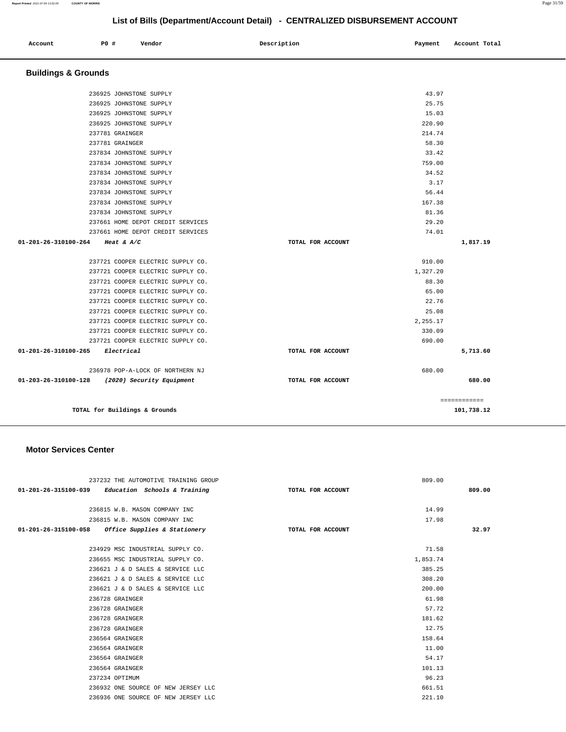## List of Bills (Department/Account Detail) - CENTRALIZED DISBURSEMENT ACCOUNT

| Account | PO # | Vendor | Description | Payment | Account Total |
|---|---|---|---|---|---|

### Buildings & Grounds

| Account | PO # | Vendor | Description | Payment | Account Total |
|---|---|---|---|---|---|
| | 236925 | JOHNSTONE SUPPLY | | 43.97 | |
| | 236925 | JOHNSTONE SUPPLY | | 25.75 | |
| | 236925 | JOHNSTONE SUPPLY | | 15.03 | |
| | 236925 | JOHNSTONE SUPPLY | | 220.90 | |
| | 237781 | GRAINGER | | 214.74 | |
| | 237781 | GRAINGER | | 58.30 | |
| | 237834 | JOHNSTONE SUPPLY | | 33.42 | |
| | 237834 | JOHNSTONE SUPPLY | | 759.00 | |
| | 237834 | JOHNSTONE SUPPLY | | 34.52 | |
| | 237834 | JOHNSTONE SUPPLY | | 3.17 | |
| | 237834 | JOHNSTONE SUPPLY | | 56.44 | |
| | 237834 | JOHNSTONE SUPPLY | | 167.38 | |
| | 237834 | JOHNSTONE SUPPLY | | 81.36 | |
| | 237661 | HOME DEPOT CREDIT SERVICES | | 29.20 | |
| | 237661 | HOME DEPOT CREDIT SERVICES | | 74.01 | |
| **01-201-26-310100-264** | | *Heat & A/C* | TOTAL FOR ACCOUNT | | **1,817.19** |
| | 237721 | COOPER ELECTRIC SUPPLY CO. | | 910.00 | |
| | 237721 | COOPER ELECTRIC SUPPLY CO. | | 1,327.20 | |
| | 237721 | COOPER ELECTRIC SUPPLY CO. | | 88.30 | |
| | 237721 | COOPER ELECTRIC SUPPLY CO. | | 65.00 | |
| | 237721 | COOPER ELECTRIC SUPPLY CO. | | 22.76 | |
| | 237721 | COOPER ELECTRIC SUPPLY CO. | | 25.08 | |
| | 237721 | COOPER ELECTRIC SUPPLY CO. | | 2,255.17 | |
| | 237721 | COOPER ELECTRIC SUPPLY CO. | | 330.09 | |
| | 237721 | COOPER ELECTRIC SUPPLY CO. | | 690.00 | |
| **01-201-26-310100-265** | | *Electrical* | TOTAL FOR ACCOUNT | | **5,713.60** |
| | 236978 | POP-A-LOCK OF NORTHERN NJ | | 680.00 | |
| **01-203-26-310100-128** | | *(2020) Security Equipment* | TOTAL FOR ACCOUNT | | **680.00** |
| | | | | | ============ |
| | | **TOTAL for Buildings & Grounds** | | | **101,738.12** |

### Motor Services Center

| Account | PO # | Vendor | Description | Payment | Account Total |
|---|---|---|---|---|---|
| | 237232 | THE AUTOMOTIVE TRAINING GROUP | | 809.00 | |
| **01-201-26-315100-039** | | *Education Schools & Training* | TOTAL FOR ACCOUNT | | **809.00** |
| | 236815 | W.B. MASON COMPANY INC | | 14.99 | |
| | 236815 | W.B. MASON COMPANY INC | | 17.98 | |
| **01-201-26-315100-058** | | *Office Supplies & Stationery* | TOTAL FOR ACCOUNT | | **32.97** |
| | 234929 | MSC INDUSTRIAL SUPPLY CO. | | 71.58 | |
| | 236655 | MSC INDUSTRIAL SUPPLY CO. | | 1,853.74 | |
| | 236621 | J & D SALES & SERVICE LLC | | 385.25 | |
| | 236621 | J & D SALES & SERVICE LLC | | 308.20 | |
| | 236621 | J & D SALES & SERVICE LLC | | 200.00 | |
| | 236728 | GRAINGER | | 61.98 | |
| | 236728 | GRAINGER | | 57.72 | |
| | 236728 | GRAINGER | | 181.62 | |
| | 236728 | GRAINGER | | 12.75 | |
| | 236564 | GRAINGER | | 158.64 | |
| | 236564 | GRAINGER | | 11.00 | |
| | 236564 | GRAINGER | | 54.17 | |
| | 236564 | GRAINGER | | 101.13 | |
| | 237234 | OPTIMUM | | 96.23 | |
| | 236932 | ONE SOURCE OF NEW JERSEY LLC | | 661.51 | |
| | 236936 | ONE SOURCE OF NEW JERSEY LLC | | 221.10 | |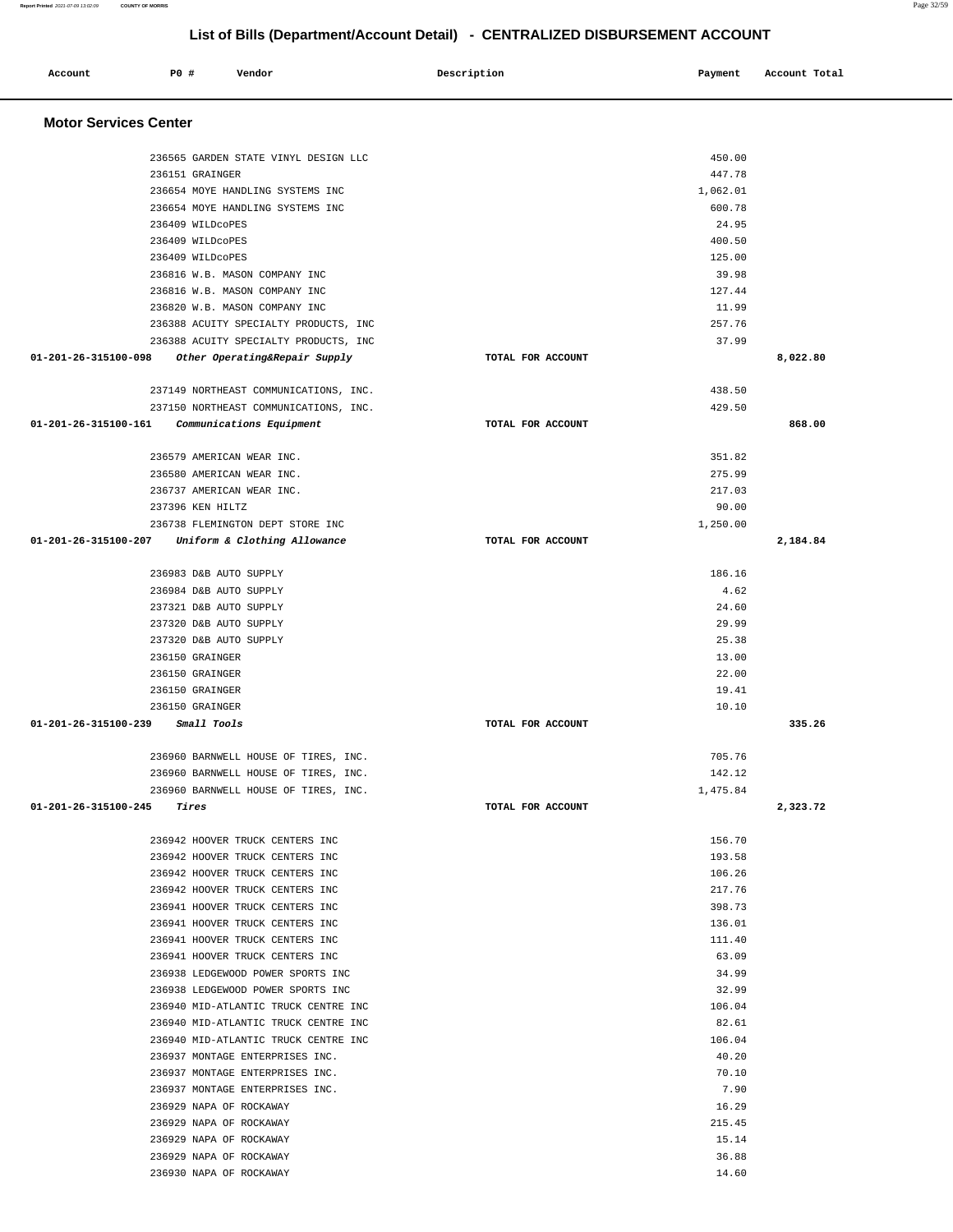# List of Bills (Department/Account Detail) - CENTRALIZED DISBURSEMENT ACCOUNT

| Account | PO # | Vendor | Description | Payment | Account Total |
|---|---|---|---|---|---|

## Motor Services Center

| Account | PO # | Vendor | Description | Payment | Account Total |
|---|---|---|---|---|---|
| | 236565 | GARDEN STATE VINYL DESIGN LLC | | 450.00 | |
| | 236151 | GRAINGER | | 447.78 | |
| | 236654 | MOYE HANDLING SYSTEMS INC | | 1,062.01 | |
| | 236654 | MOYE HANDLING SYSTEMS INC | | 600.78 | |
| | 236409 | WILDcoPES | | 24.95 | |
| | 236409 | WILDcoPES | | 400.50 | |
| | 236409 | WILDcoPES | | 125.00 | |
| | 236816 | W.B. MASON COMPANY INC | | 39.98 | |
| | 236816 | W.B. MASON COMPANY INC | | 127.44 | |
| | 236820 | W.B. MASON COMPANY INC | | 11.99 | |
| | 236388 | ACUITY SPECIALTY PRODUCTS, INC | | 257.76 | |
| | 236388 | ACUITY SPECIALTY PRODUCTS, INC | | 37.99 | |
| **01-201-26-315100-098** | | ***Other Operating&Repair Supply*** | **TOTAL FOR ACCOUNT** | | **8,022.80** |
| | 237149 | NORTHEAST COMMUNICATIONS, INC. | | 438.50 | |
| | 237150 | NORTHEAST COMMUNICATIONS, INC. | | 429.50 | |
| **01-201-26-315100-161** | | ***Communications Equipment*** | **TOTAL FOR ACCOUNT** | | **868.00** |
| | 236579 | AMERICAN WEAR INC. | | 351.82 | |
| | 236580 | AMERICAN WEAR INC. | | 275.99 | |
| | 236737 | AMERICAN WEAR INC. | | 217.03 | |
| | 237396 | KEN HILTZ | | 90.00 | |
| | 236738 | FLEMINGTON DEPT STORE INC | | 1,250.00 | |
| **01-201-26-315100-207** | | ***Uniform & Clothing Allowance*** | **TOTAL FOR ACCOUNT** | | **2,184.84** |
| | 236983 | D&B AUTO SUPPLY | | 186.16 | |
| | 236984 | D&B AUTO SUPPLY | | 4.62 | |
| | 237321 | D&B AUTO SUPPLY | | 24.60 | |
| | 237320 | D&B AUTO SUPPLY | | 29.99 | |
| | 237320 | D&B AUTO SUPPLY | | 25.38 | |
| | 236150 | GRAINGER | | 13.00 | |
| | 236150 | GRAINGER | | 22.00 | |
| | 236150 | GRAINGER | | 19.41 | |
| | 236150 | GRAINGER | | 10.10 | |
| **01-201-26-315100-239** | | ***Small Tools*** | **TOTAL FOR ACCOUNT** | | **335.26** |
| | 236960 | BARNWELL HOUSE OF TIRES, INC. | | 705.76 | |
| | 236960 | BARNWELL HOUSE OF TIRES, INC. | | 142.12 | |
| | 236960 | BARNWELL HOUSE OF TIRES, INC. | | 1,475.84 | |
| **01-201-26-315100-245** | | ***Tires*** | **TOTAL FOR ACCOUNT** | | **2,323.72** |
| | 236942 | HOOVER TRUCK CENTERS INC | | 156.70 | |
| | 236942 | HOOVER TRUCK CENTERS INC | | 193.58 | |
| | 236942 | HOOVER TRUCK CENTERS INC | | 106.26 | |
| | 236942 | HOOVER TRUCK CENTERS INC | | 217.76 | |
| | 236941 | HOOVER TRUCK CENTERS INC | | 398.73 | |
| | 236941 | HOOVER TRUCK CENTERS INC | | 136.01 | |
| | 236941 | HOOVER TRUCK CENTERS INC | | 111.40 | |
| | 236941 | HOOVER TRUCK CENTERS INC | | 63.09 | |
| | 236938 | LEDGEWOOD POWER SPORTS INC | | 34.99 | |
| | 236938 | LEDGEWOOD POWER SPORTS INC | | 32.99 | |
| | 236940 | MID-ATLANTIC TRUCK CENTRE INC | | 106.04 | |
| | 236940 | MID-ATLANTIC TRUCK CENTRE INC | | 82.61 | |
| | 236940 | MID-ATLANTIC TRUCK CENTRE INC | | 106.04 | |
| | 236937 | MONTAGE ENTERPRISES INC. | | 40.20 | |
| | 236937 | MONTAGE ENTERPRISES INC. | | 70.10 | |
| | 236937 | MONTAGE ENTERPRISES INC. | | 7.90 | |
| | 236929 | NAPA OF ROCKAWAY | | 16.29 | |
| | 236929 | NAPA OF ROCKAWAY | | 215.45 | |
| | 236929 | NAPA OF ROCKAWAY | | 15.14 | |
| | 236929 | NAPA OF ROCKAWAY | | 36.88 | |
| | 236930 | NAPA OF ROCKAWAY | | 14.60 | |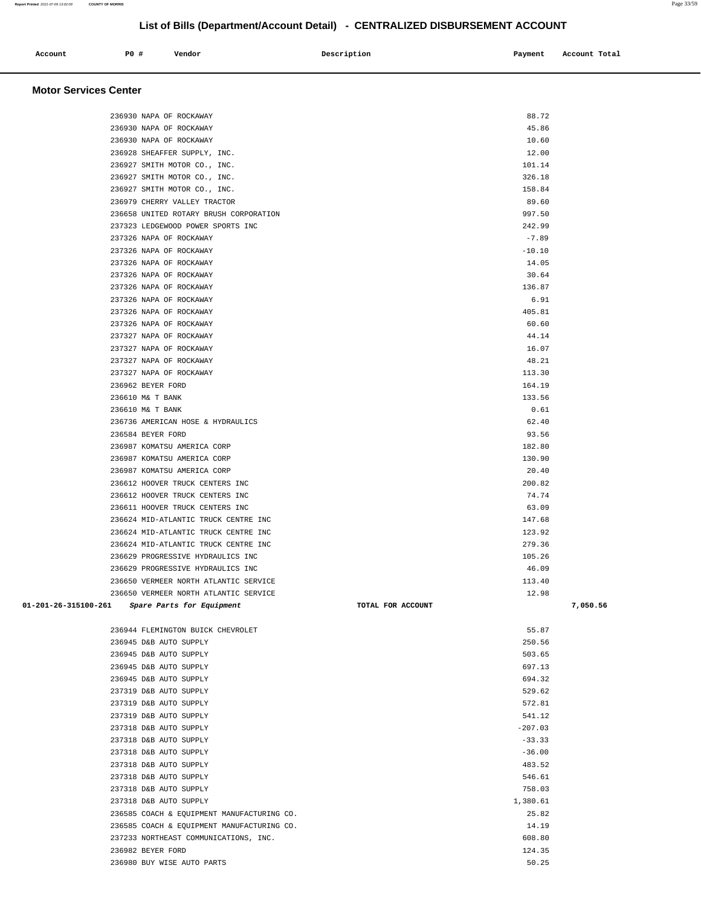## List of Bills (Department/Account Detail) - CENTRALIZED DISBURSEMENT ACCOUNT

| Account | PO # | Vendor | Description | Payment | Account Total |
|---|---|---|---|---|---|

### Motor Services Center

| Account | PO # | Vendor | Description | Payment | Account Total |
|---|---|---|---|---|---|
| | 236930 | NAPA OF ROCKAWAY | | 88.72 | |
| | 236930 | NAPA OF ROCKAWAY | | 45.86 | |
| | 236930 | NAPA OF ROCKAWAY | | 10.60 | |
| | 236928 | SHEAFFER SUPPLY, INC. | | 12.00 | |
| | 236927 | SMITH MOTOR CO., INC. | | 101.14 | |
| | 236927 | SMITH MOTOR CO., INC. | | 326.18 | |
| | 236927 | SMITH MOTOR CO., INC. | | 158.84 | |
| | 236979 | CHERRY VALLEY TRACTOR | | 89.60 | |
| | 236658 | UNITED ROTARY BRUSH CORPORATION | | 997.50 | |
| | 237323 | LEDGEWOOD POWER SPORTS INC | | 242.99 | |
| | 237326 | NAPA OF ROCKAWAY | | -7.89 | |
| | 237326 | NAPA OF ROCKAWAY | | -10.10 | |
| | 237326 | NAPA OF ROCKAWAY | | 14.05 | |
| | 237326 | NAPA OF ROCKAWAY | | 30.64 | |
| | 237326 | NAPA OF ROCKAWAY | | 136.87 | |
| | 237326 | NAPA OF ROCKAWAY | | 6.91 | |
| | 237326 | NAPA OF ROCKAWAY | | 405.81 | |
| | 237326 | NAPA OF ROCKAWAY | | 60.60 | |
| | 237327 | NAPA OF ROCKAWAY | | 44.14 | |
| | 237327 | NAPA OF ROCKAWAY | | 16.07 | |
| | 237327 | NAPA OF ROCKAWAY | | 48.21 | |
| | 237327 | NAPA OF ROCKAWAY | | 113.30 | |
| | 236962 | BEYER FORD | | 164.19 | |
| | 236610 | M& T BANK | | 133.56 | |
| | 236610 | M& T BANK | | 0.61 | |
| | 236736 | AMERICAN HOSE & HYDRAULICS | | 62.40 | |
| | 236584 | BEYER FORD | | 93.56 | |
| | 236987 | KOMATSU AMERICA CORP | | 182.80 | |
| | 236987 | KOMATSU AMERICA CORP | | 130.90 | |
| | 236987 | KOMATSU AMERICA CORP | | 20.40 | |
| | 236612 | HOOVER TRUCK CENTERS INC | | 200.82 | |
| | 236612 | HOOVER TRUCK CENTERS INC | | 74.74 | |
| | 236611 | HOOVER TRUCK CENTERS INC | | 63.09 | |
| | 236624 | MID-ATLANTIC TRUCK CENTRE INC | | 147.68 | |
| | 236624 | MID-ATLANTIC TRUCK CENTRE INC | | 123.92 | |
| | 236624 | MID-ATLANTIC TRUCK CENTRE INC | | 279.36 | |
| | 236629 | PROGRESSIVE HYDRAULICS INC | | 105.26 | |
| | 236629 | PROGRESSIVE HYDRAULICS INC | | 46.09 | |
| | 236650 | VERMEER NORTH ATLANTIC SERVICE | | 113.40 | |
| | 236650 | VERMEER NORTH ATLANTIC SERVICE | | 12.98 | |
| **01-201-26-315100-261** | | *Spare Parts for Equipment* | TOTAL FOR ACCOUNT | | **7,050.56** |
| | 236944 | FLEMINGTON BUICK CHEVROLET | | 55.87 | |
| | 236945 | D&B AUTO SUPPLY | | 250.56 | |
| | 236945 | D&B AUTO SUPPLY | | 503.65 | |
| | 236945 | D&B AUTO SUPPLY | | 697.13 | |
| | 236945 | D&B AUTO SUPPLY | | 694.32 | |
| | 237319 | D&B AUTO SUPPLY | | 529.62 | |
| | 237319 | D&B AUTO SUPPLY | | 572.81 | |
| | 237319 | D&B AUTO SUPPLY | | 541.12 | |
| | 237318 | D&B AUTO SUPPLY | | -207.03 | |
| | 237318 | D&B AUTO SUPPLY | | -33.33 | |
| | 237318 | D&B AUTO SUPPLY | | -36.00 | |
| | 237318 | D&B AUTO SUPPLY | | 483.52 | |
| | 237318 | D&B AUTO SUPPLY | | 546.61 | |
| | 237318 | D&B AUTO SUPPLY | | 758.03 | |
| | 237318 | D&B AUTO SUPPLY | | 1,380.61 | |
| | 236585 | COACH & EQUIPMENT MANUFACTURING CO. | | 25.82 | |
| | 236585 | COACH & EQUIPMENT MANUFACTURING CO. | | 14.19 | |
| | 237233 | NORTHEAST COMMUNICATIONS, INC. | | 608.80 | |
| | 236982 | BEYER FORD | | 124.35 | |
| | 236980 | BUY WISE AUTO PARTS | | 50.25 | |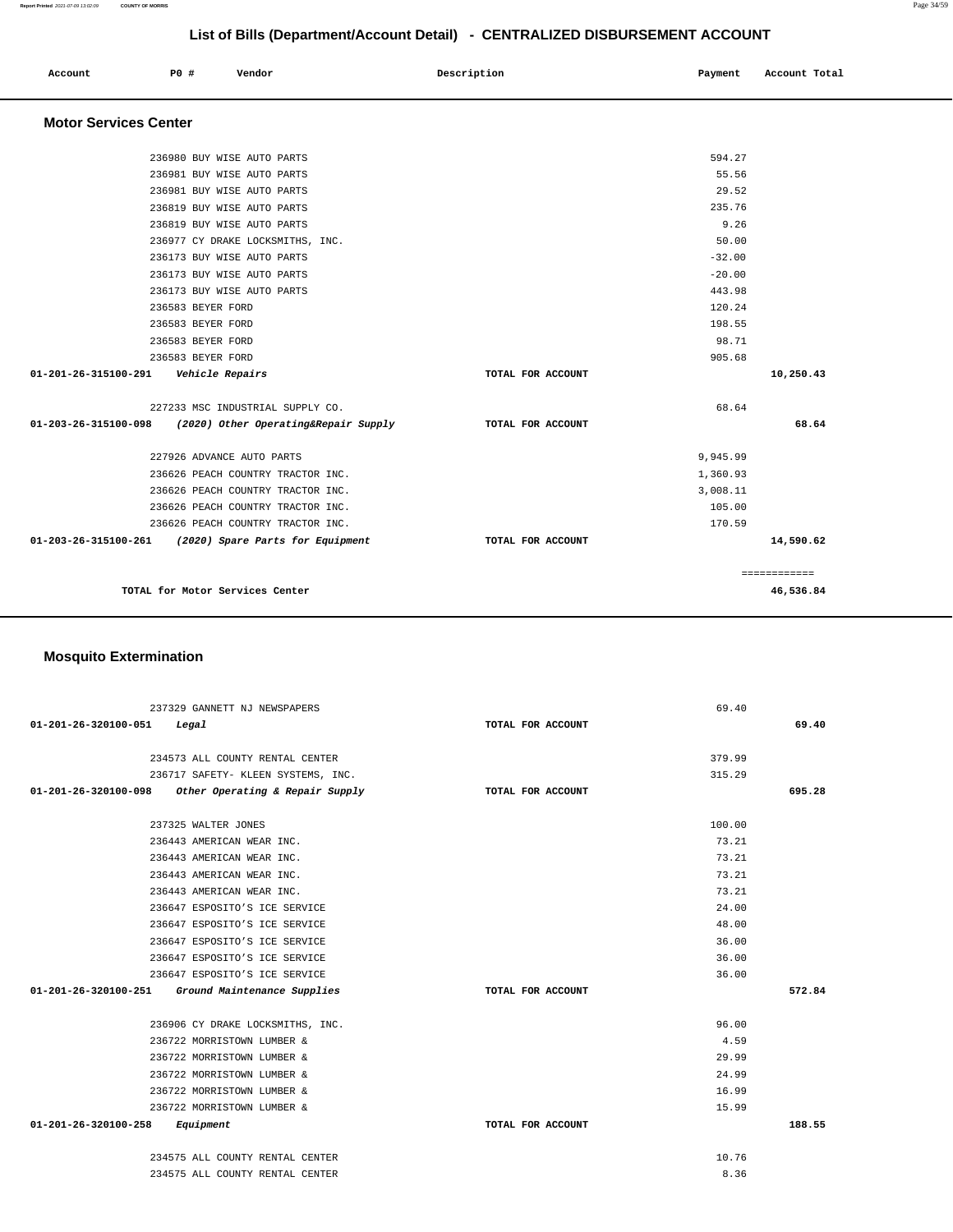## List of Bills (Department/Account Detail) - CENTRALIZED DISBURSEMENT ACCOUNT

| Account | PO # | Vendor | Description | Payment | Account Total |
|---|---|---|---|---|---|

### Motor Services Center

| Account | PO # | Vendor | Description | Payment | Account Total |
|---|---|---|---|---|---|
| | 236980 | BUY WISE AUTO PARTS | | 594.27 | |
| | 236981 | BUY WISE AUTO PARTS | | 55.56 | |
| | 236981 | BUY WISE AUTO PARTS | | 29.52 | |
| | 236819 | BUY WISE AUTO PARTS | | 235.76 | |
| | 236819 | BUY WISE AUTO PARTS | | 9.26 | |
| | 236977 | CY DRAKE LOCKSMITHS, INC. | | 50.00 | |
| | 236173 | BUY WISE AUTO PARTS | | -32.00 | |
| | 236173 | BUY WISE AUTO PARTS | | -20.00 | |
| | 236173 | BUY WISE AUTO PARTS | | 443.98 | |
| | 236583 | BEYER FORD | | 120.24 | |
| | 236583 | BEYER FORD | | 198.55 | |
| | 236583 | BEYER FORD | | 98.71 | |
| | 236583 | BEYER FORD | | 905.68 | |
| **01-201-26-315100-291** | | ***Vehicle Repairs*** | TOTAL FOR ACCOUNT | | **10,250.43** |
| | 227233 | MSC INDUSTRIAL SUPPLY CO. | | 68.64 | |
| **01-203-26-315100-098** | | ***(2020) Other Operating&Repair Supply*** | TOTAL FOR ACCOUNT | | **68.64** |
| | 227926 | ADVANCE AUTO PARTS | | 9,945.99 | |
| | 236626 | PEACH COUNTRY TRACTOR INC. | | 1,360.93 | |
| | 236626 | PEACH COUNTRY TRACTOR INC. | | 3,008.11 | |
| | 236626 | PEACH COUNTRY TRACTOR INC. | | 105.00 | |
| | 236626 | PEACH COUNTRY TRACTOR INC. | | 170.59 | |
| **01-203-26-315100-261** | | ***(2020) Spare Parts for Equipment*** | TOTAL FOR ACCOUNT | | **14,590.62** |
| | | | | | ============ |
| | | **TOTAL for Motor Services Center** | | | **46,536.84** |

### Mosquito Extermination

| Account | PO # | Vendor | Description | Payment | Account Total |
|---|---|---|---|---|---|
| | 237329 | GANNETT NJ NEWSPAPERS | | 69.40 | |
| **01-201-26-320100-051** | | ***Legal*** | TOTAL FOR ACCOUNT | | **69.40** |
| | 234573 | ALL COUNTY RENTAL CENTER | | 379.99 | |
| | 236717 | SAFETY- KLEEN SYSTEMS, INC. | | 315.29 | |
| **01-201-26-320100-098** | | ***Other Operating & Repair Supply*** | TOTAL FOR ACCOUNT | | **695.28** |
| | 237325 | WALTER JONES | | 100.00 | |
| | 236443 | AMERICAN WEAR INC. | | 73.21 | |
| | 236443 | AMERICAN WEAR INC. | | 73.21 | |
| | 236443 | AMERICAN WEAR INC. | | 73.21 | |
| | 236443 | AMERICAN WEAR INC. | | 73.21 | |
| | 236647 | ESPOSITO'S ICE SERVICE | | 24.00 | |
| | 236647 | ESPOSITO'S ICE SERVICE | | 48.00 | |
| | 236647 | ESPOSITO'S ICE SERVICE | | 36.00 | |
| | 236647 | ESPOSITO'S ICE SERVICE | | 36.00 | |
| | 236647 | ESPOSITO'S ICE SERVICE | | 36.00 | |
| **01-201-26-320100-251** | | ***Ground Maintenance Supplies*** | TOTAL FOR ACCOUNT | | **572.84** |
| | 236906 | CY DRAKE LOCKSMITHS, INC. | | 96.00 | |
| | 236722 | MORRISTOWN LUMBER & | | 4.59 | |
| | 236722 | MORRISTOWN LUMBER & | | 29.99 | |
| | 236722 | MORRISTOWN LUMBER & | | 24.99 | |
| | 236722 | MORRISTOWN LUMBER & | | 16.99 | |
| | 236722 | MORRISTOWN LUMBER & | | 15.99 | |
| **01-201-26-320100-258** | | ***Equipment*** | TOTAL FOR ACCOUNT | | **188.55** |
| | 234575 | ALL COUNTY RENTAL CENTER | | 10.76 | |
| | 234575 | ALL COUNTY RENTAL CENTER | | 8.36 | |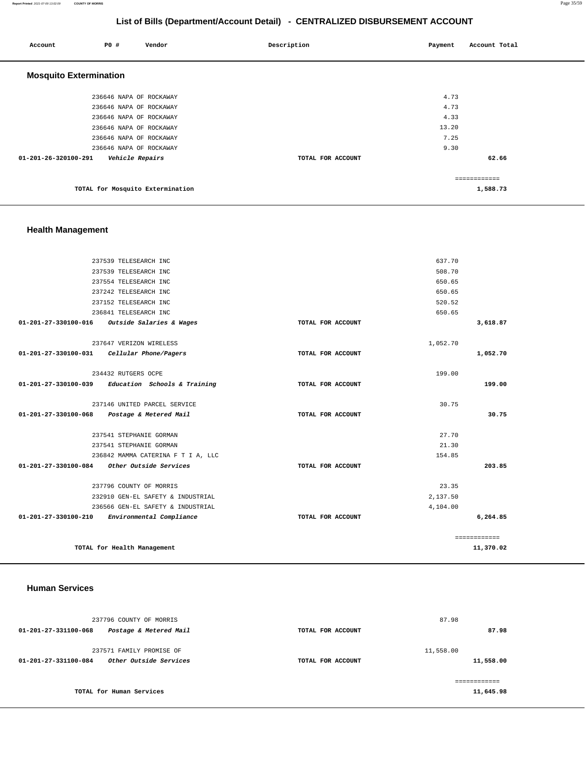## List of Bills (Department/Account Detail) - CENTRALIZED DISBURSEMENT ACCOUNT

| Account | PO # | Vendor | Description | Payment | Account Total |
|---|---|---|---|---|---|

### Mosquito Extermination

| Account | PO # | Vendor | Description | Payment | Account Total |
|---|---|---|---|---|---|
| | 236646 | NAPA OF ROCKAWAY | | 4.73 | |
| | 236646 | NAPA OF ROCKAWAY | | 4.73 | |
| | 236646 | NAPA OF ROCKAWAY | | 4.33 | |
| | 236646 | NAPA OF ROCKAWAY | | 13.20 | |
| | 236646 | NAPA OF ROCKAWAY | | 7.25 | |
| | 236646 | NAPA OF ROCKAWAY | | 9.30 | |
| **01-201-26-320100-291** | | ***Vehicle Repairs*** | **TOTAL FOR ACCOUNT** | | **62.66** |
| | | | | | ============ |
| | | **TOTAL for Mosquito Extermination** | | | **1,588.73** |

### Health Management

| Account | PO # | Vendor | Description | Payment | Account Total |
|---|---|---|---|---|---|
| | 237539 | TELESEARCH INC | | 637.70 | |
| | 237539 | TELESEARCH INC | | 508.70 | |
| | 237554 | TELESEARCH INC | | 650.65 | |
| | 237242 | TELESEARCH INC | | 650.65 | |
| | 237152 | TELESEARCH INC | | 520.52 | |
| | 236841 | TELESEARCH INC | | 650.65 | |
| **01-201-27-330100-016** | | ***Outside Salaries & Wages*** | **TOTAL FOR ACCOUNT** | | **3,618.87** |
| | 237647 | VERIZON WIRELESS | | 1,052.70 | |
| **01-201-27-330100-031** | | ***Cellular Phone/Pagers*** | **TOTAL FOR ACCOUNT** | | **1,052.70** |
| | 234432 | RUTGERS OCPE | | 199.00 | |
| **01-201-27-330100-039** | | ***Education Schools & Training*** | **TOTAL FOR ACCOUNT** | | **199.00** |
| | 237146 | UNITED PARCEL SERVICE | | 30.75 | |
| **01-201-27-330100-068** | | ***Postage & Metered Mail*** | **TOTAL FOR ACCOUNT** | | **30.75** |
| | 237541 | STEPHANIE GORMAN | | 27.70 | |
| | 237541 | STEPHANIE GORMAN | | 21.30 | |
| | 236842 | MAMMA CATERINA F T I A, LLC | | 154.85 | |
| **01-201-27-330100-084** | | ***Other Outside Services*** | **TOTAL FOR ACCOUNT** | | **203.85** |
| | 237796 | COUNTY OF MORRIS | | 23.35 | |
| | 232910 | GEN-EL SAFETY & INDUSTRIAL | | 2,137.50 | |
| | 236566 | GEN-EL SAFETY & INDUSTRIAL | | 4,104.00 | |
| **01-201-27-330100-210** | | ***Environmental Compliance*** | **TOTAL FOR ACCOUNT** | | **6,264.85** |
| | | | | | ============ |
| | | **TOTAL for Health Management** | | | **11,370.02** |

### Human Services

| Account | PO # | Vendor | Description | Payment | Account Total |
|---|---|---|---|---|---|
| | 237796 | COUNTY OF MORRIS | | 87.98 | |
| **01-201-27-331100-068** | | ***Postage & Metered Mail*** | **TOTAL FOR ACCOUNT** | | **87.98** |
| | 237571 | FAMILY PROMISE OF | | 11,558.00 | |
| **01-201-27-331100-084** | | ***Other Outside Services*** | **TOTAL FOR ACCOUNT** | | **11,558.00** |
| | | | | | ============ |
| | | **TOTAL for Human Services** | | | **11,645.98** |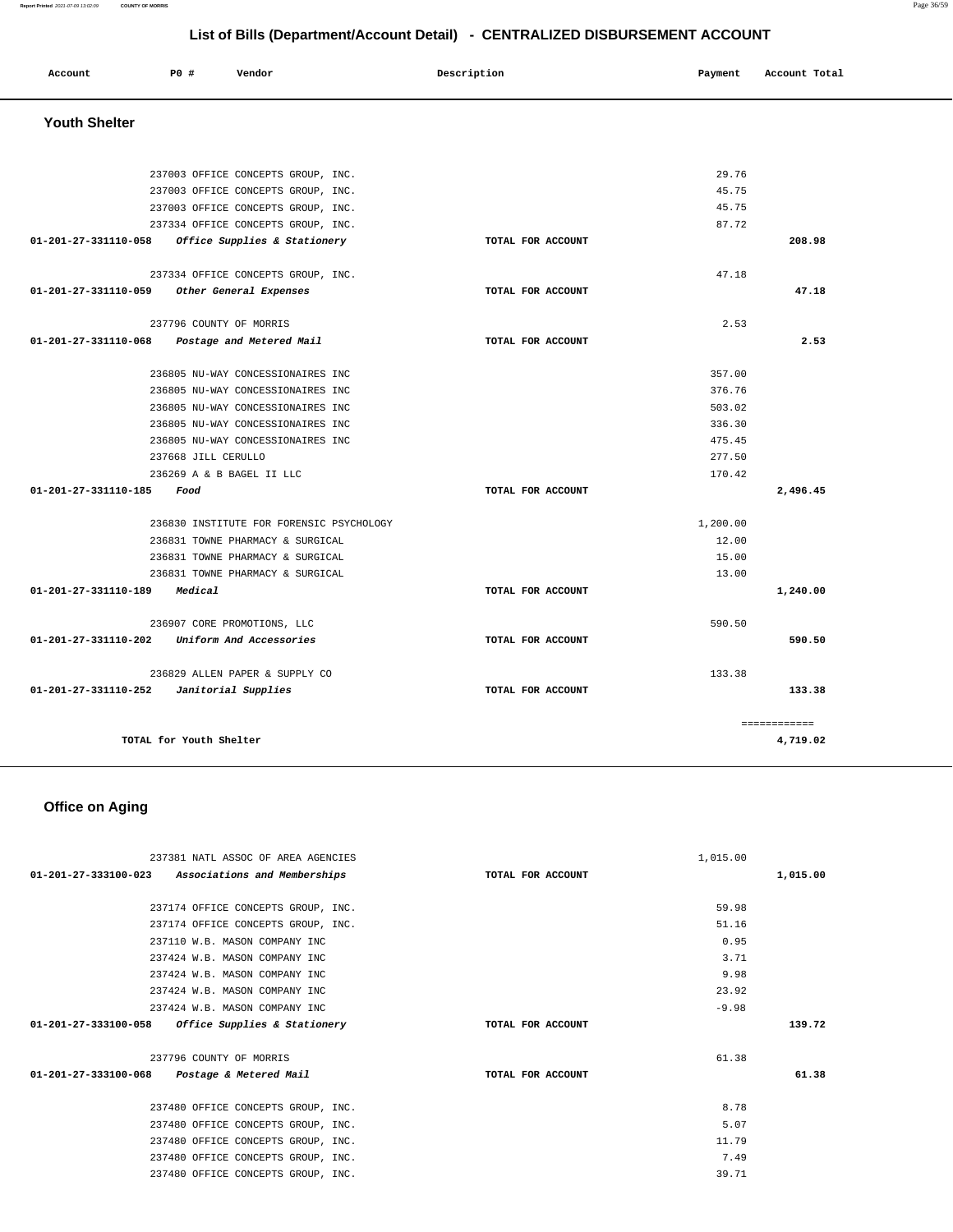## List of Bills (Department/Account Detail) - CENTRALIZED DISBURSEMENT ACCOUNT

| Account | PO # | Vendor | Description | Payment | Account Total |
|---|---|---|---|---|---|

### Youth Shelter

| Account | PO # | Vendor | Description | Payment | Account Total |
|---|---|---|---|---|---|
| | 237003 | OFFICE CONCEPTS GROUP, INC. | | 29.76 | |
| | 237003 | OFFICE CONCEPTS GROUP, INC. | | 45.75 | |
| | 237003 | OFFICE CONCEPTS GROUP, INC. | | 45.75 | |
| | 237334 | OFFICE CONCEPTS GROUP, INC. | | 87.72 | |
| **01-201-27-331110-058** | | *Office Supplies & Stationery* | TOTAL FOR ACCOUNT | | **208.98** |
| | 237334 | OFFICE CONCEPTS GROUP, INC. | | 47.18 | |
| **01-201-27-331110-059** | | *Other General Expenses* | TOTAL FOR ACCOUNT | | **47.18** |
| | 237796 | COUNTY OF MORRIS | | 2.53 | |
| **01-201-27-331110-068** | | *Postage and Metered Mail* | TOTAL FOR ACCOUNT | | **2.53** |
| | 236805 | NU-WAY CONCESSIONAIRES INC | | 357.00 | |
| | 236805 | NU-WAY CONCESSIONAIRES INC | | 376.76 | |
| | 236805 | NU-WAY CONCESSIONAIRES INC | | 503.02 | |
| | 236805 | NU-WAY CONCESSIONAIRES INC | | 336.30 | |
| | 236805 | NU-WAY CONCESSIONAIRES INC | | 475.45 | |
| | 237668 | JILL CERULLO | | 277.50 | |
| | 236269 | A & B BAGEL II LLC | | 170.42 | |
| **01-201-27-331110-185** | | *Food* | TOTAL FOR ACCOUNT | | **2,496.45** |
| | 236830 | INSTITUTE FOR FORENSIC PSYCHOLOGY | | 1,200.00 | |
| | 236831 | TOWNE PHARMACY & SURGICAL | | 12.00 | |
| | 236831 | TOWNE PHARMACY & SURGICAL | | 15.00 | |
| | 236831 | TOWNE PHARMACY & SURGICAL | | 13.00 | |
| **01-201-27-331110-189** | | *Medical* | TOTAL FOR ACCOUNT | | **1,240.00** |
| | 236907 | CORE PROMOTIONS, LLC | | 590.50 | |
| **01-201-27-331110-202** | | *Uniform And Accessories* | TOTAL FOR ACCOUNT | | **590.50** |
| | 236829 | ALLEN PAPER & SUPPLY CO | | 133.38 | |
| **01-201-27-331110-252** | | *Janitorial Supplies* | TOTAL FOR ACCOUNT | | **133.38** |
| | | | | | ============ |
| | | TOTAL for Youth Shelter | | | **4,719.02** |

### Office on Aging

| Account | PO # | Vendor | Description | Payment | Account Total |
|---|---|---|---|---|---|
| | 237381 | NATL ASSOC OF AREA AGENCIES | | 1,015.00 | |
| **01-201-27-333100-023** | | *Associations and Memberships* | TOTAL FOR ACCOUNT | | **1,015.00** |
| | 237174 | OFFICE CONCEPTS GROUP, INC. | | 59.98 | |
| | 237174 | OFFICE CONCEPTS GROUP, INC. | | 51.16 | |
| | 237110 | W.B. MASON COMPANY INC | | 0.95 | |
| | 237424 | W.B. MASON COMPANY INC | | 3.71 | |
| | 237424 | W.B. MASON COMPANY INC | | 9.98 | |
| | 237424 | W.B. MASON COMPANY INC | | 23.92 | |
| | 237424 | W.B. MASON COMPANY INC | | -9.98 | |
| **01-201-27-333100-058** | | *Office Supplies & Stationery* | TOTAL FOR ACCOUNT | | **139.72** |
| | 237796 | COUNTY OF MORRIS | | 61.38 | |
| **01-201-27-333100-068** | | *Postage & Metered Mail* | TOTAL FOR ACCOUNT | | **61.38** |
| | 237480 | OFFICE CONCEPTS GROUP, INC. | | 8.78 | |
| | 237480 | OFFICE CONCEPTS GROUP, INC. | | 5.07 | |
| | 237480 | OFFICE CONCEPTS GROUP, INC. | | 11.79 | |
| | 237480 | OFFICE CONCEPTS GROUP, INC. | | 7.49 | |
| | 237480 | OFFICE CONCEPTS GROUP, INC. | | 39.71 | |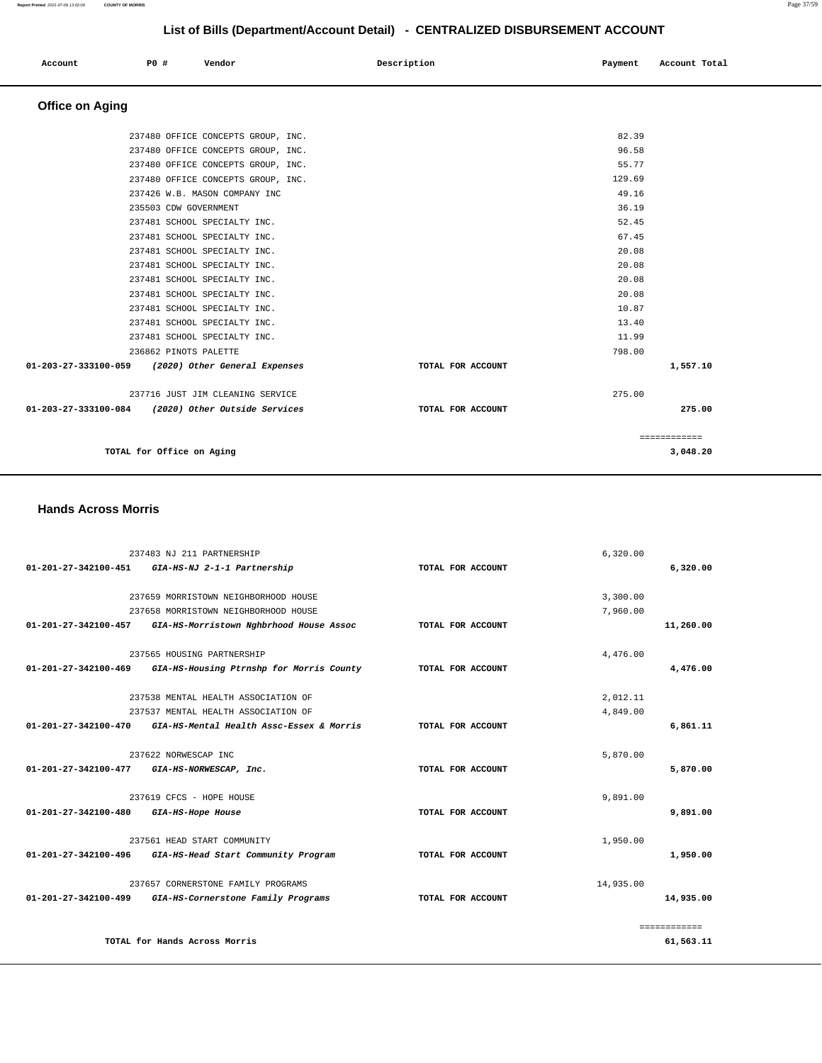# List of Bills (Department/Account Detail) - CENTRALIZED DISBURSEMENT ACCOUNT

| Account | PO # | Vendor | Description | Payment | Account Total |
|---|---|---|---|---|---|

## Office on Aging

| Account | PO # | Vendor | Description | Payment | Account Total |
|---|---|---|---|---|---|
| | 237480 | OFFICE CONCEPTS GROUP, INC. | | 82.39 | |
| | 237480 | OFFICE CONCEPTS GROUP, INC. | | 96.58 | |
| | 237480 | OFFICE CONCEPTS GROUP, INC. | | 55.77 | |
| | 237480 | OFFICE CONCEPTS GROUP, INC. | | 129.69 | |
| | 237426 | W.B. MASON COMPANY INC | | 49.16 | |
| | 235503 | CDW GOVERNMENT | | 36.19 | |
| | 237481 | SCHOOL SPECIALTY INC. | | 52.45 | |
| | 237481 | SCHOOL SPECIALTY INC. | | 67.45 | |
| | 237481 | SCHOOL SPECIALTY INC. | | 20.08 | |
| | 237481 | SCHOOL SPECIALTY INC. | | 20.08 | |
| | 237481 | SCHOOL SPECIALTY INC. | | 20.08 | |
| | 237481 | SCHOOL SPECIALTY INC. | | 20.08 | |
| | 237481 | SCHOOL SPECIALTY INC. | | 10.87 | |
| | 237481 | SCHOOL SPECIALTY INC. | | 13.40 | |
| | 237481 | SCHOOL SPECIALTY INC. | | 11.99 | |
| | 236862 | PINOTS PALETTE | | 798.00 | |
| **01-203-27-333100-059** | | ***(2020) Other General Expenses*** | **TOTAL FOR ACCOUNT** | | **1,557.10** |
| | 237716 | JUST JIM CLEANING SERVICE | | 275.00 | |
| **01-203-27-333100-084** | | ***(2020) Other Outside Services*** | **TOTAL FOR ACCOUNT** | | **275.00** |
| | | | | | ============ |
| | | **TOTAL for Office on Aging** | | | **3,048.20** |

## Hands Across Morris

| Account | PO # | Vendor | Description | Payment | Account Total |
|---|---|---|---|---|---|
| | 237483 | NJ 211 PARTNERSHIP | | 6,320.00 | |
| **01-201-27-342100-451** | | ***GIA-HS-NJ 2-1-1 Partnership*** | **TOTAL FOR ACCOUNT** | | **6,320.00** |
| | 237659 | MORRISTOWN NEIGHBORHOOD HOUSE | | 3,300.00 | |
| | 237658 | MORRISTOWN NEIGHBORHOOD HOUSE | | 7,960.00 | |
| **01-201-27-342100-457** | | ***GIA-HS-Morristown Nghbrhood House Assoc*** | **TOTAL FOR ACCOUNT** | | **11,260.00** |
| | 237565 | HOUSING PARTNERSHIP | | 4,476.00 | |
| **01-201-27-342100-469** | | ***GIA-HS-Housing Ptrnshp for Morris County*** | **TOTAL FOR ACCOUNT** | | **4,476.00** |
| | 237538 | MENTAL HEALTH ASSOCIATION OF | | 2,012.11 | |
| | 237537 | MENTAL HEALTH ASSOCIATION OF | | 4,849.00 | |
| **01-201-27-342100-470** | | ***GIA-HS-Mental Health Assc-Essex & Morris*** | **TOTAL FOR ACCOUNT** | | **6,861.11** |
| | 237622 | NORWESCAP INC | | 5,870.00 | |
| **01-201-27-342100-477** | | ***GIA-HS-NORWESCAP, Inc.*** | **TOTAL FOR ACCOUNT** | | **5,870.00** |
| | 237619 | CFCS - HOPE HOUSE | | 9,891.00 | |
| **01-201-27-342100-480** | | ***GIA-HS-Hope House*** | **TOTAL FOR ACCOUNT** | | **9,891.00** |
| | 237561 | HEAD START COMMUNITY | | 1,950.00 | |
| **01-201-27-342100-496** | | ***GIA-HS-Head Start Community Program*** | **TOTAL FOR ACCOUNT** | | **1,950.00** |
| | 237657 | CORNERSTONE FAMILY PROGRAMS | | 14,935.00 | |
| **01-201-27-342100-499** | | ***GIA-HS-Cornerstone Family Programs*** | **TOTAL FOR ACCOUNT** | | **14,935.00** |
| | | | | | ============ |
| | | **TOTAL for Hands Across Morris** | | | **61,563.11** |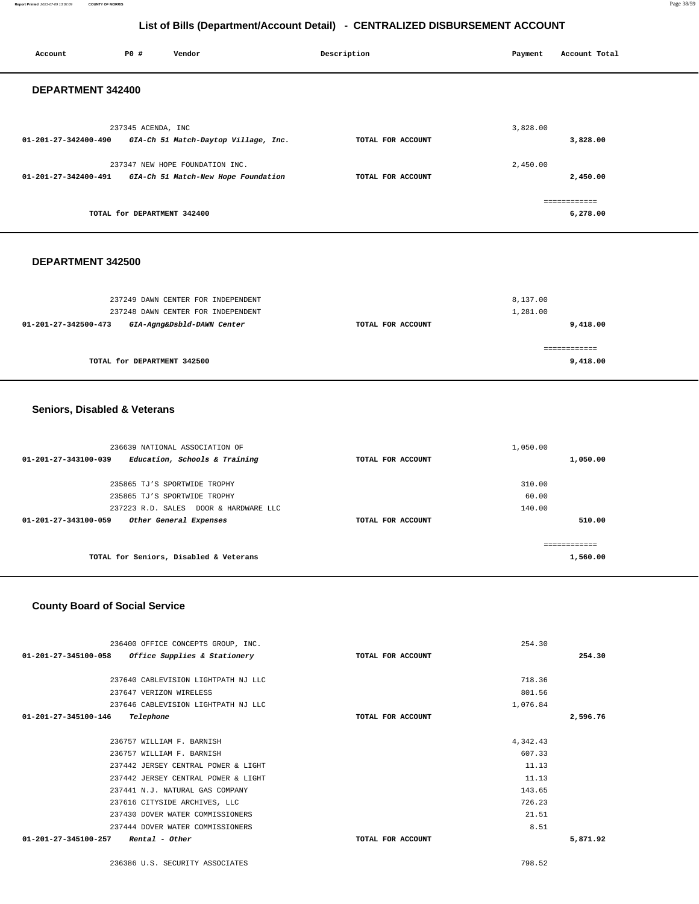## List of Bills (Department/Account Detail) - CENTRALIZED DISBURSEMENT ACCOUNT

| Account | PO # | Vendor | Description | Payment | Account Total |
|---|---|---|---|---|---|

### DEPARTMENT 342400

| Account | PO # | Vendor | Description | Payment | Account Total |
|---|---|---|---|---|---|
| | 237345 | ACENDA, INC | | 3,828.00 | |
| 01-201-27-342400-490 | | *GIA-Ch 51 Match-Daytop Village, Inc.* | TOTAL FOR ACCOUNT | | 3,828.00 |
| | 237347 | NEW HOPE FOUNDATION INC. | | 2,450.00 | |
| 01-201-27-342400-491 | | *GIA-Ch 51 Match-New Hope Foundation* | TOTAL FOR ACCOUNT | | 2,450.00 |
| | | | | | ============ |
| | | TOTAL for DEPARTMENT 342400 | | | 6,278.00 |

### DEPARTMENT 342500

| Account | PO # | Vendor | Description | Payment | Account Total |
|---|---|---|---|---|---|
| | 237249 | DAWN CENTER FOR INDEPENDENT | | 8,137.00 | |
| | 237248 | DAWN CENTER FOR INDEPENDENT | | 1,281.00 | |
| 01-201-27-342500-473 | | *GIA-Agng&Dsbld-DAWN Center* | TOTAL FOR ACCOUNT | | 9,418.00 |
| | | | | | ============ |
| | | TOTAL for DEPARTMENT 342500 | | | 9,418.00 |

### Seniors, Disabled & Veterans

| Account | PO # | Vendor | Description | Payment | Account Total |
|---|---|---|---|---|---|
| | 236639 | NATIONAL ASSOCIATION OF | | 1,050.00 | |
| 01-201-27-343100-039 | | *Education, Schools & Training* | TOTAL FOR ACCOUNT | | 1,050.00 |
| | 235865 | TJ'S SPORTWIDE TROPHY | | 310.00 | |
| | 235865 | TJ'S SPORTWIDE TROPHY | | 60.00 | |
| | 237223 | R.D. SALES DOOR & HARDWARE LLC | | 140.00 | |
| 01-201-27-343100-059 | | *Other General Expenses* | TOTAL FOR ACCOUNT | | 510.00 |
| | | | | | ============ |
| | | TOTAL for Seniors, Disabled & Veterans | | | 1,560.00 |

### County Board of Social Service

| Account | PO # | Vendor | Description | Payment | Account Total |
|---|---|---|---|---|---|
| | 236400 | OFFICE CONCEPTS GROUP, INC. | | 254.30 | |
| 01-201-27-345100-058 | | *Office Supplies & Stationery* | TOTAL FOR ACCOUNT | | 254.30 |
| | 237640 | CABLEVISION LIGHTPATH NJ LLC | | 718.36 | |
| | 237647 | VERIZON WIRELESS | | 801.56 | |
| | 237646 | CABLEVISION LIGHTPATH NJ LLC | | 1,076.84 | |
| 01-201-27-345100-146 | | *Telephone* | TOTAL FOR ACCOUNT | | 2,596.76 |
| | 236757 | WILLIAM F. BARNISH | | 4,342.43 | |
| | 236757 | WILLIAM F. BARNISH | | 607.33 | |
| | 237442 | JERSEY CENTRAL POWER & LIGHT | | 11.13 | |
| | 237442 | JERSEY CENTRAL POWER & LIGHT | | 11.13 | |
| | 237441 | N.J. NATURAL GAS COMPANY | | 143.65 | |
| | 237616 | CITYSIDE ARCHIVES, LLC | | 726.23 | |
| | 237430 | DOVER WATER COMMISSIONERS | | 21.51 | |
| | 237444 | DOVER WATER COMMISSIONERS | | 8.51 | |
| 01-201-27-345100-257 | | *Rental - Other* | TOTAL FOR ACCOUNT | | 5,871.92 |
| | 236386 | U.S. SECURITY ASSOCIATES | | 798.52 | |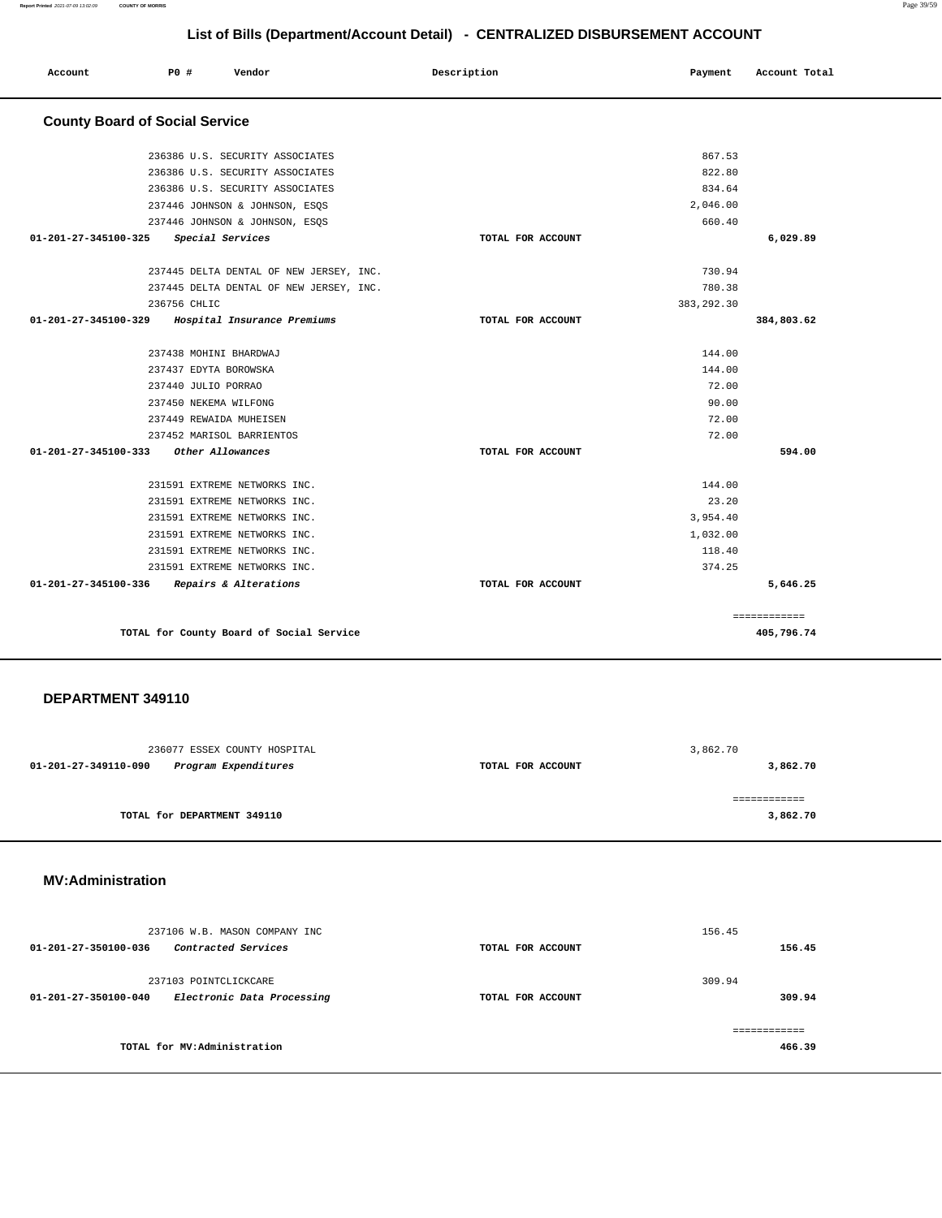## List of Bills (Department/Account Detail) - CENTRALIZED DISBURSEMENT ACCOUNT

| Account | PO # | Vendor | Description | Payment | Account Total |
|---|---|---|---|---|---|

### County Board of Social Service

| Account | PO # | Vendor | Description | Payment | Account Total |
|---|---|---|---|---|---|
| | 236386 | U.S. SECURITY ASSOCIATES | | 867.53 | |
| | 236386 | U.S. SECURITY ASSOCIATES | | 822.80 | |
| | 236386 | U.S. SECURITY ASSOCIATES | | 834.64 | |
| | 237446 | JOHNSON & JOHNSON, ESQS | | 2,046.00 | |
| | 237446 | JOHNSON & JOHNSON, ESQS | | 660.40 | |
| **01-201-27-345100-325** | | ***Special Services*** | **TOTAL FOR ACCOUNT** | | **6,029.89** |
| | 237445 | DELTA DENTAL OF NEW JERSEY, INC. | | 730.94 | |
| | 237445 | DELTA DENTAL OF NEW JERSEY, INC. | | 780.38 | |
| | 236756 | CHLIC | | 383,292.30 | |
| **01-201-27-345100-329** | | ***Hospital Insurance Premiums*** | **TOTAL FOR ACCOUNT** | | **384,803.62** |
| | 237438 | MOHINI BHARDWAJ | | 144.00 | |
| | 237437 | EDYTA BOROWSKA | | 144.00 | |
| | 237440 | JULIO PORRAO | | 72.00 | |
| | 237450 | NEKEMA WILFONG | | 90.00 | |
| | 237449 | REWAIDA MUHEISEN | | 72.00 | |
| | 237452 | MARISOL BARRIENTOS | | 72.00 | |
| **01-201-27-345100-333** | | ***Other Allowances*** | **TOTAL FOR ACCOUNT** | | **594.00** |
| | 231591 | EXTREME NETWORKS INC. | | 144.00 | |
| | 231591 | EXTREME NETWORKS INC. | | 23.20 | |
| | 231591 | EXTREME NETWORKS INC. | | 3,954.40 | |
| | 231591 | EXTREME NETWORKS INC. | | 1,032.00 | |
| | 231591 | EXTREME NETWORKS INC. | | 118.40 | |
| | 231591 | EXTREME NETWORKS INC. | | 374.25 | |
| **01-201-27-345100-336** | | ***Repairs & Alterations*** | **TOTAL FOR ACCOUNT** | | **5,646.25** |
| | | | | | ============ |
| | | **TOTAL for County Board of Social Service** | | | **405,796.74** |

### DEPARTMENT 349110

| Account | PO # | Vendor | Description | Payment | Account Total |
|---|---|---|---|---|---|
| | 236077 | ESSEX COUNTY HOSPITAL | | 3,862.70 | |
| **01-201-27-349110-090** | | ***Program Expenditures*** | **TOTAL FOR ACCOUNT** | | **3,862.70** |
| | | | | | ============ |
| | | **TOTAL for DEPARTMENT 349110** | | | **3,862.70** |

### MV:Administration

| Account | PO # | Vendor | Description | Payment | Account Total |
|---|---|---|---|---|---|
| | 237106 | W.B. MASON COMPANY INC | | 156.45 | |
| **01-201-27-350100-036** | | ***Contracted Services*** | **TOTAL FOR ACCOUNT** | | **156.45** |
| | 237103 | POINTCLICKCARE | | 309.94 | |
| **01-201-27-350100-040** | | ***Electronic Data Processing*** | **TOTAL FOR ACCOUNT** | | **309.94** |
| | | | | | ============ |
| | | **TOTAL for MV:Administration** | | | **466.39** |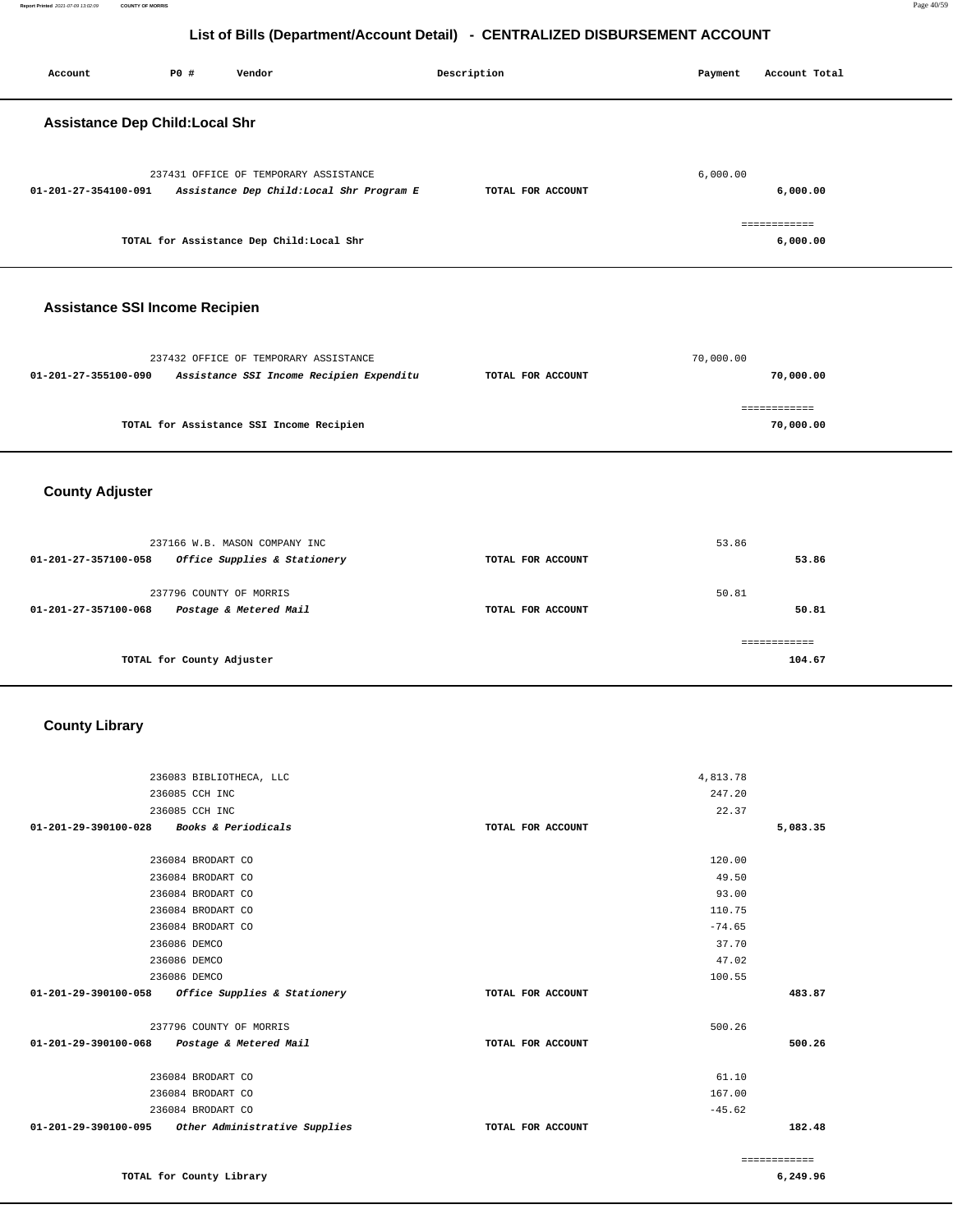# List of Bills (Department/Account Detail) - CENTRALIZED DISBURSEMENT ACCOUNT

| Account | PO # | Vendor | Description | Payment | Account Total |
|---|---|---|---|---|---|

## Assistance Dep Child:Local Shr

| Account | PO # | Vendor | Description | Payment | Account Total |
|---|---|---|---|---|---|
| | 237431 | OFFICE OF TEMPORARY ASSISTANCE | | 6,000.00 | |
| **01-201-27-354100-091** | | *Assistance Dep Child:Local Shr Program E* | **TOTAL FOR ACCOUNT** | | **6,000.00** |
| | | | | | ============ |
| | | **TOTAL for Assistance Dep Child:Local Shr** | | | **6,000.00** |

## Assistance SSI Income Recipien

| Account | PO # | Vendor | Description | Payment | Account Total |
|---|---|---|---|---|---|
| | 237432 | OFFICE OF TEMPORARY ASSISTANCE | | 70,000.00 | |
| **01-201-27-355100-090** | | *Assistance SSI Income Recipien Expenditu* | **TOTAL FOR ACCOUNT** | | **70,000.00** |
| | | | | | ============ |
| | | **TOTAL for Assistance SSI Income Recipien** | | | **70,000.00** |

## County Adjuster

| Account | PO # | Vendor | Description | Payment | Account Total |
|---|---|---|---|---|---|
| | 237166 | W.B. MASON COMPANY INC | | 53.86 | |
| **01-201-27-357100-058** | | *Office Supplies & Stationery* | **TOTAL FOR ACCOUNT** | | **53.86** |
| | 237796 | COUNTY OF MORRIS | | 50.81 | |
| **01-201-27-357100-068** | | *Postage & Metered Mail* | **TOTAL FOR ACCOUNT** | | **50.81** |
| | | | | | ============ |
| | | **TOTAL for County Adjuster** | | | **104.67** |

## County Library

| Account | PO # | Vendor | Description | Payment | Account Total |
|---|---|---|---|---|---|
| | 236083 | BIBLIOTHECA, LLC | | 4,813.78 | |
| | 236085 | CCH INC | | 247.20 | |
| | 236085 | CCH INC | | 22.37 | |
| **01-201-29-390100-028** | | *Books & Periodicals* | **TOTAL FOR ACCOUNT** | | **5,083.35** |
| | 236084 | BRODART CO | | 120.00 | |
| | 236084 | BRODART CO | | 49.50 | |
| | 236084 | BRODART CO | | 93.00 | |
| | 236084 | BRODART CO | | 110.75 | |
| | 236084 | BRODART CO | | -74.65 | |
| | 236086 | DEMCO | | 37.70 | |
| | 236086 | DEMCO | | 47.02 | |
| | 236086 | DEMCO | | 100.55 | |
| **01-201-29-390100-058** | | *Office Supplies & Stationery* | **TOTAL FOR ACCOUNT** | | **483.87** |
| | 237796 | COUNTY OF MORRIS | | 500.26 | |
| **01-201-29-390100-068** | | *Postage & Metered Mail* | **TOTAL FOR ACCOUNT** | | **500.26** |
| | 236084 | BRODART CO | | 61.10 | |
| | 236084 | BRODART CO | | 167.00 | |
| | 236084 | BRODART CO | | -45.62 | |
| **01-201-29-390100-095** | | *Other Administrative Supplies* | **TOTAL FOR ACCOUNT** | | **182.48** |
| | | | | | ============ |
| | | **TOTAL for County Library** | | | **6,249.96** |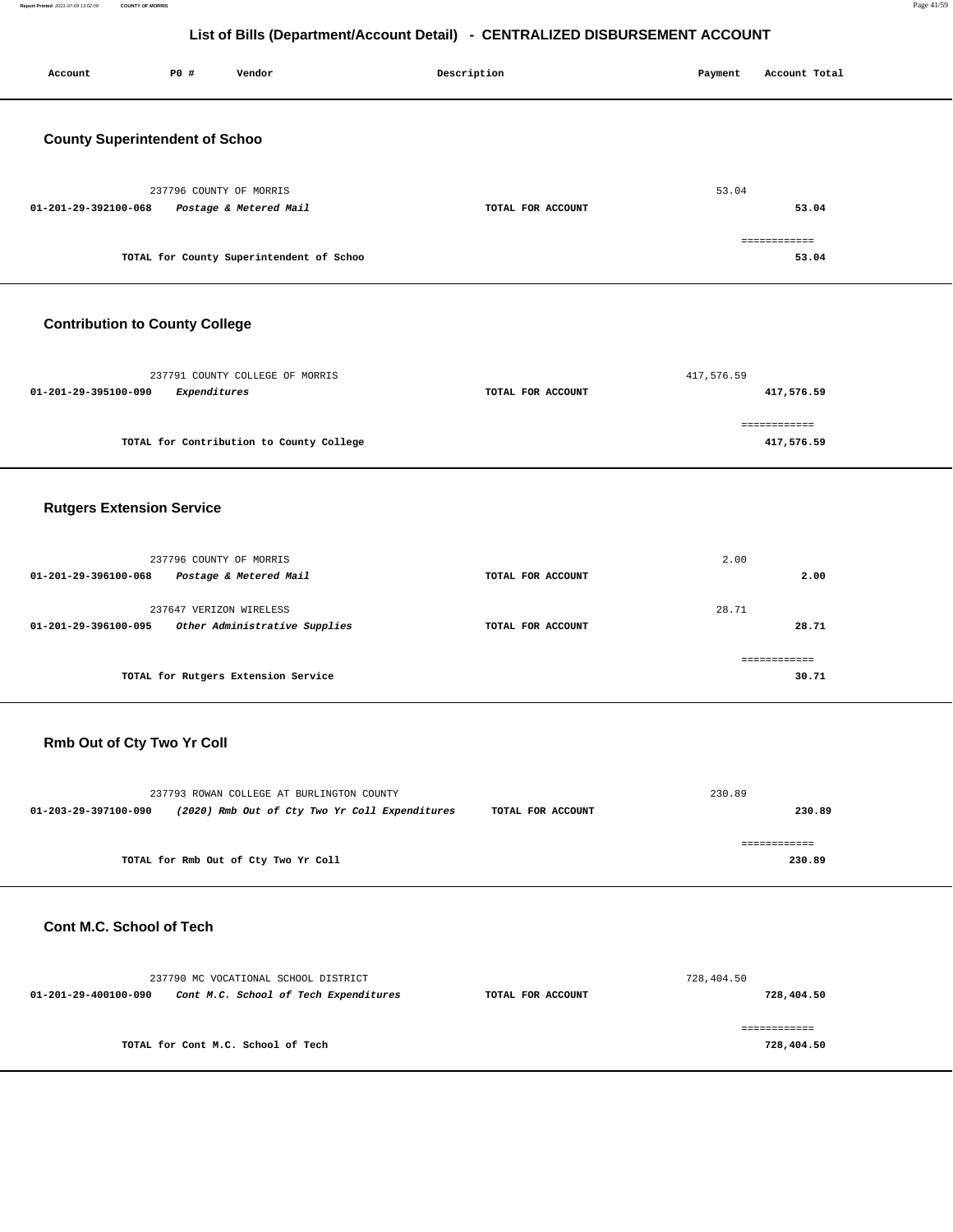# List of Bills (Department/Account Detail) - CENTRALIZED DISBURSEMENT ACCOUNT

| Account | PO # | Vendor | Description | Payment | Account Total |
|---|---|---|---|---|---|

## County Superintendent of Schoo

| Account | PO # | Vendor | Description | Payment | Account Total |
|---|---|---|---|---|---|
| | 237796 | COUNTY OF MORRIS | | 53.04 | |
| 01-201-29-392100-068 | | *Postage & Metered Mail* | TOTAL FOR ACCOUNT | | 53.04 |

============

**TOTAL for County Superintendent of Schoo** 53.04

## Contribution to County College

| Account | PO # | Vendor | Description | Payment | Account Total |
|---|---|---|---|---|---|
| | 237791 | COUNTY COLLEGE OF MORRIS | | 417,576.59 | |
| 01-201-29-395100-090 | | *Expenditures* | TOTAL FOR ACCOUNT | | 417,576.59 |

============

**TOTAL for Contribution to County College** 417,576.59

## Rutgers Extension Service

| Account | PO # | Vendor | Description | Payment | Account Total |
|---|---|---|---|---|---|
| | 237796 | COUNTY OF MORRIS | | 2.00 | |
| 01-201-29-396100-068 | | *Postage & Metered Mail* | TOTAL FOR ACCOUNT | | 2.00 |
| | 237647 | VERIZON WIRELESS | | 28.71 | |
| 01-201-29-396100-095 | | *Other Administrative Supplies* | TOTAL FOR ACCOUNT | | 28.71 |

============

**TOTAL for Rutgers Extension Service** 30.71

## Rmb Out of Cty Two Yr Coll

| Account | PO # | Vendor | Description | Payment | Account Total |
|---|---|---|---|---|---|
| | 237793 | ROWAN COLLEGE AT BURLINGTON COUNTY | | 230.89 | |
| 01-203-29-397100-090 | | *(2020) Rmb Out of Cty Two Yr Coll Expenditures* | TOTAL FOR ACCOUNT | | 230.89 |

============

**TOTAL for Rmb Out of Cty Two Yr Coll** 230.89

## Cont M.C. School of Tech

| Account | PO # | Vendor | Description | Payment | Account Total |
|---|---|---|---|---|---|
| | 237790 | MC VOCATIONAL SCHOOL DISTRICT | | 728,404.50 | |
| 01-201-29-400100-090 | | *Cont M.C. School of Tech Expenditures* | TOTAL FOR ACCOUNT | | 728,404.50 |

============

**TOTAL for Cont M.C. School of Tech** 728,404.50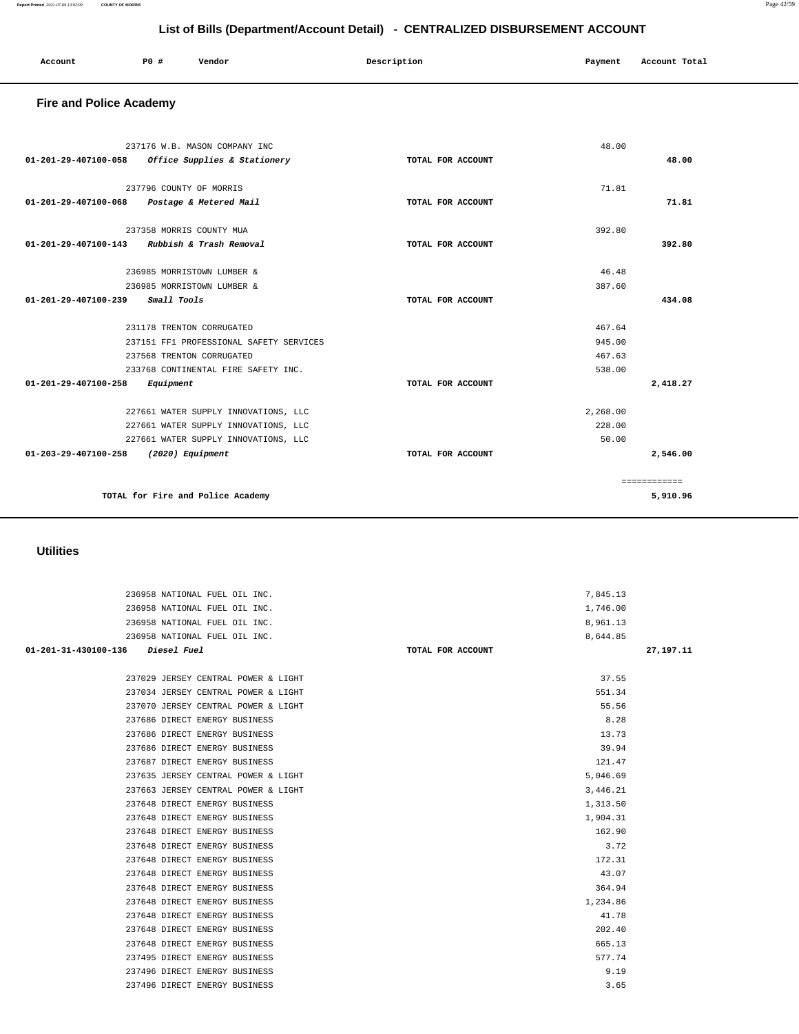## List of Bills (Department/Account Detail) - CENTRALIZED DISBURSEMENT ACCOUNT

| Account | PO # | Vendor | Description | Payment | Account Total |
|---|---|---|---|---|---|

### Fire and Police Academy

| Account | PO # | Vendor | Description | Payment | Account Total |
|---|---|---|---|---|---|
| | 237176 | W.B. MASON COMPANY INC | | 48.00 | |
| 01-201-29-407100-058 | | *Office Supplies & Stationery* | TOTAL FOR ACCOUNT | | 48.00 |
| | 237796 | COUNTY OF MORRIS | | 71.81 | |
| 01-201-29-407100-068 | | *Postage & Metered Mail* | TOTAL FOR ACCOUNT | | 71.81 |
| | 237358 | MORRIS COUNTY MUA | | 392.80 | |
| 01-201-29-407100-143 | | *Rubbish & Trash Removal* | TOTAL FOR ACCOUNT | | 392.80 |
| | 236985 | MORRISTOWN LUMBER & | | 46.48 | |
| | 236985 | MORRISTOWN LUMBER & | | 387.60 | |
| 01-201-29-407100-239 | | *Small Tools* | TOTAL FOR ACCOUNT | | 434.08 |
| | 231178 | TRENTON CORRUGATED | | 467.64 | |
| | 237151 | FF1 PROFESSIONAL SAFETY SERVICES | | 945.00 | |
| | 237568 | TRENTON CORRUGATED | | 467.63 | |
| | 233768 | CONTINENTAL FIRE SAFETY INC. | | 538.00 | |
| 01-201-29-407100-258 | | *Equipment* | TOTAL FOR ACCOUNT | | 2,418.27 |
| | 227661 | WATER SUPPLY INNOVATIONS, LLC | | 2,268.00 | |
| | 227661 | WATER SUPPLY INNOVATIONS, LLC | | 228.00 | |
| | 227661 | WATER SUPPLY INNOVATIONS, LLC | | 50.00 | |
| 01-203-29-407100-258 | | *(2020) Equipment* | TOTAL FOR ACCOUNT | | 2,546.00 |
| | | | | | ============ |
| | | TOTAL for Fire and Police Academy | | | 5,910.96 |

### Utilities

| Account | PO # | Vendor | Description | Payment | Account Total |
|---|---|---|---|---|---|
| | 236958 | NATIONAL FUEL OIL INC. | | 7,845.13 | |
| | 236958 | NATIONAL FUEL OIL INC. | | 1,746.00 | |
| | 236958 | NATIONAL FUEL OIL INC. | | 8,961.13 | |
| | 236958 | NATIONAL FUEL OIL INC. | | 8,644.85 | |
| 01-201-31-430100-136 | | *Diesel Fuel* | TOTAL FOR ACCOUNT | | 27,197.11 |
| | 237029 | JERSEY CENTRAL POWER & LIGHT | | 37.55 | |
| | 237034 | JERSEY CENTRAL POWER & LIGHT | | 551.34 | |
| | 237070 | JERSEY CENTRAL POWER & LIGHT | | 55.56 | |
| | 237686 | DIRECT ENERGY BUSINESS | | 8.28 | |
| | 237686 | DIRECT ENERGY BUSINESS | | 13.73 | |
| | 237686 | DIRECT ENERGY BUSINESS | | 39.94 | |
| | 237687 | DIRECT ENERGY BUSINESS | | 121.47 | |
| | 237635 | JERSEY CENTRAL POWER & LIGHT | | 5,046.69 | |
| | 237663 | JERSEY CENTRAL POWER & LIGHT | | 3,446.21 | |
| | 237648 | DIRECT ENERGY BUSINESS | | 1,313.50 | |
| | 237648 | DIRECT ENERGY BUSINESS | | 1,904.31 | |
| | 237648 | DIRECT ENERGY BUSINESS | | 162.90 | |
| | 237648 | DIRECT ENERGY BUSINESS | | 3.72 | |
| | 237648 | DIRECT ENERGY BUSINESS | | 172.31 | |
| | 237648 | DIRECT ENERGY BUSINESS | | 43.07 | |
| | 237648 | DIRECT ENERGY BUSINESS | | 364.94 | |
| | 237648 | DIRECT ENERGY BUSINESS | | 1,234.86 | |
| | 237648 | DIRECT ENERGY BUSINESS | | 41.78 | |
| | 237648 | DIRECT ENERGY BUSINESS | | 202.40 | |
| | 237648 | DIRECT ENERGY BUSINESS | | 665.13 | |
| | 237495 | DIRECT ENERGY BUSINESS | | 577.74 | |
| | 237496 | DIRECT ENERGY BUSINESS | | 9.19 | |
| | 237496 | DIRECT ENERGY BUSINESS | | 3.65 | |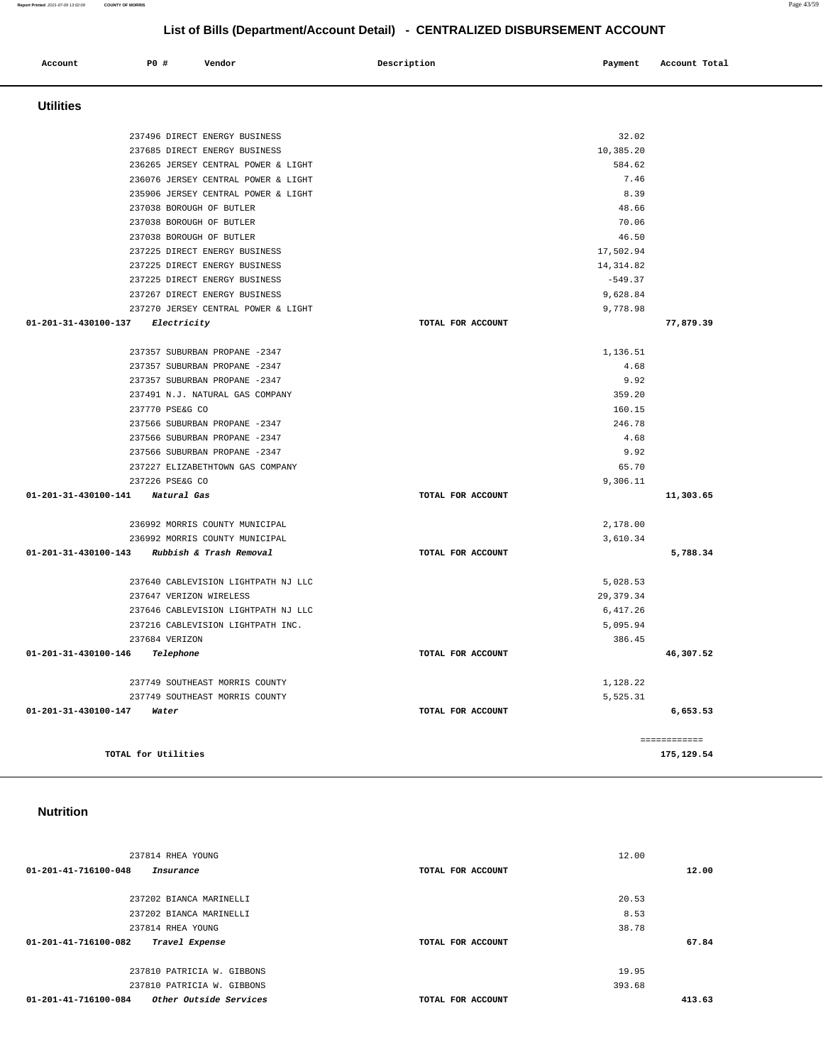## List of Bills (Department/Account Detail) - CENTRALIZED DISBURSEMENT ACCOUNT

| Account | PO # | Vendor | Description | Payment | Account Total |
|---|---|---|---|---|---|

### Utilities

| Account | PO # | Vendor | Description | Payment | Account Total |
|---|---|---|---|---|---|
| | 237496 | DIRECT ENERGY BUSINESS | | 32.02 | |
| | 237685 | DIRECT ENERGY BUSINESS | | 10,385.20 | |
| | 236265 | JERSEY CENTRAL POWER & LIGHT | | 584.62 | |
| | 236076 | JERSEY CENTRAL POWER & LIGHT | | 7.46 | |
| | 235906 | JERSEY CENTRAL POWER & LIGHT | | 8.39 | |
| | 237038 | BOROUGH OF BUTLER | | 48.66 | |
| | 237038 | BOROUGH OF BUTLER | | 70.06 | |
| | 237038 | BOROUGH OF BUTLER | | 46.50 | |
| | 237225 | DIRECT ENERGY BUSINESS | | 17,502.94 | |
| | 237225 | DIRECT ENERGY BUSINESS | | 14,314.82 | |
| | 237225 | DIRECT ENERGY BUSINESS | | -549.37 | |
| | 237267 | DIRECT ENERGY BUSINESS | | 9,628.84 | |
| | 237270 | JERSEY CENTRAL POWER & LIGHT | | 9,778.98 | |
| **01-201-31-430100-137** *Electricity* | | | TOTAL FOR ACCOUNT | | **77,879.39** |
| | 237357 | SUBURBAN PROPANE -2347 | | 1,136.51 | |
| | 237357 | SUBURBAN PROPANE -2347 | | 4.68 | |
| | 237357 | SUBURBAN PROPANE -2347 | | 9.92 | |
| | 237491 | N.J. NATURAL GAS COMPANY | | 359.20 | |
| | 237770 | PSE&G CO | | 160.15 | |
| | 237566 | SUBURBAN PROPANE -2347 | | 246.78 | |
| | 237566 | SUBURBAN PROPANE -2347 | | 4.68 | |
| | 237566 | SUBURBAN PROPANE -2347 | | 9.92 | |
| | 237227 | ELIZABETHTOWN GAS COMPANY | | 65.70 | |
| | 237226 | PSE&G CO | | 9,306.11 | |
| **01-201-31-430100-141** *Natural Gas* | | | TOTAL FOR ACCOUNT | | **11,303.65** |
| | 236992 | MORRIS COUNTY MUNICIPAL | | 2,178.00 | |
| | 236992 | MORRIS COUNTY MUNICIPAL | | 3,610.34 | |
| **01-201-31-430100-143** *Rubbish & Trash Removal* | | | TOTAL FOR ACCOUNT | | **5,788.34** |
| | 237640 | CABLEVISION LIGHTPATH NJ LLC | | 5,028.53 | |
| | 237647 | VERIZON WIRELESS | | 29,379.34 | |
| | 237646 | CABLEVISION LIGHTPATH NJ LLC | | 6,417.26 | |
| | 237216 | CABLEVISION LIGHTPATH INC. | | 5,095.94 | |
| | 237684 | VERIZON | | 386.45 | |
| **01-201-31-430100-146** *Telephone* | | | TOTAL FOR ACCOUNT | | **46,307.52** |
| | 237749 | SOUTHEAST MORRIS COUNTY | | 1,128.22 | |
| | 237749 | SOUTHEAST MORRIS COUNTY | | 5,525.31 | |
| **01-201-31-430100-147** *Water* | | | TOTAL FOR ACCOUNT | | **6,653.53** |
| | | | | | ============ |
| TOTAL for Utilities | | | | | **175,129.54** |

### Nutrition

| Account | PO # | Vendor | Description | Payment | Account Total |
|---|---|---|---|---|---|
| | 237814 | RHEA YOUNG | | 12.00 | |
| **01-201-41-716100-048** *Insurance* | | | TOTAL FOR ACCOUNT | | **12.00** |
| | 237202 | BIANCA MARINELLI | | 20.53 | |
| | 237202 | BIANCA MARINELLI | | 8.53 | |
| | 237814 | RHEA YOUNG | | 38.78 | |
| **01-201-41-716100-082** *Travel Expense* | | | TOTAL FOR ACCOUNT | | **67.84** |
| | 237810 | PATRICIA W. GIBBONS | | 19.95 | |
| | 237810 | PATRICIA W. GIBBONS | | 393.68 | |
| **01-201-41-716100-084** *Other Outside Services* | | | TOTAL FOR ACCOUNT | | **413.63** |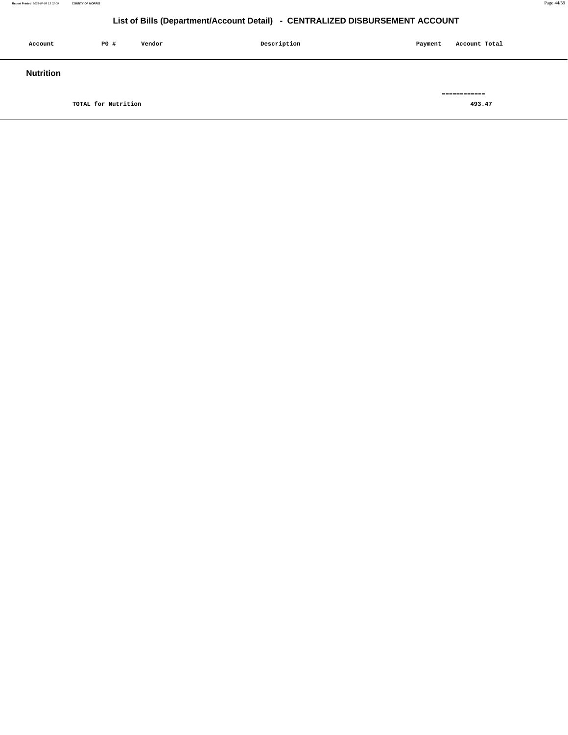## List of Bills (Department/Account Detail) - CENTRALIZED DISBURSEMENT ACCOUNT

| Account | PO # | Vendor | Description | Payment | Account Total |
|---|---|---|---|---|---|

### Nutrition

| | | | | | |
|---|---|---|---|---|---|
| | TOTAL for Nutrition | | | | ============ 493.47 |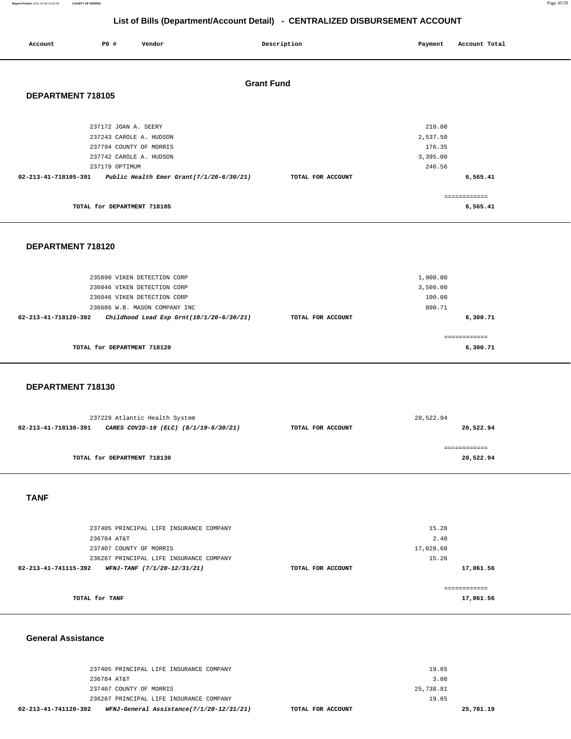## List of Bills (Department/Account Detail) - CENTRALIZED DISBURSEMENT ACCOUNT

| Account | PO # | Vendor | Description | Payment | Account Total |
|---|---|---|---|---|---|

### Grant Fund

#### DEPARTMENT 718105

| Account | PO # | Vendor | Description | Payment | Account Total |
|---|---|---|---|---|---|
| | 237172 | JOAN A. SEERY | | 210.00 | |
| | 237243 | CAROLE A. HUDSON | | 2,537.50 | |
| | 237794 | COUNTY OF MORRIS | | 176.35 | |
| | 237742 | CAROLE A. HUDSON | | 3,395.00 | |
| | 237179 | OPTIMUM | | 246.56 | |
| 02-213-41-718105-391 | | *Public Health Emer Grant(7/1/20-6/30/21)* | TOTAL FOR ACCOUNT | | 6,565.41 |

TOTAL for DEPARTMENT 718105 ............ 6,565.41

#### DEPARTMENT 718120

| Account | PO # | Vendor | Description | Payment | Account Total |
|---|---|---|---|---|---|
| | 235890 | VIKEN DETECTION CORP | | 1,900.00 | |
| | 236046 | VIKEN DETECTION CORP | | 3,500.00 | |
| | 236046 | VIKEN DETECTION CORP | | 100.00 | |
| | 236686 | W.B. MASON COMPANY INC | | 800.71 | |
| 02-213-41-718120-392 | | *Childhood Lead Exp Grnt(10/1/20-6/30/21)* | TOTAL FOR ACCOUNT | | 6,300.71 |

TOTAL for DEPARTMENT 718120 ............ 6,300.71

#### DEPARTMENT 718130

| Account | PO # | Vendor | Description | Payment | Account Total |
|---|---|---|---|---|---|
| | 237229 | Atlantic Health System | | 20,522.94 | |
| 02-213-41-718130-391 | | *CARES COVID-19 (ELC) (8/1/19-6/30/21)* | TOTAL FOR ACCOUNT | | 20,522.94 |

TOTAL for DEPARTMENT 718130 ............ 20,522.94

#### TANF

| Account | PO # | Vendor | Description | Payment | Account Total |
|---|---|---|---|---|---|
| | 237405 | PRINCIPAL LIFE INSURANCE COMPANY | | 15.28 | |
| | 236784 | AT&T | | 2.40 | |
| | 237407 | COUNTY OF MORRIS | | 17,028.60 | |
| | 236287 | PRINCIPAL LIFE INSURANCE COMPANY | | 15.28 | |
| 02-213-41-741115-392 | | *WFNJ-TANF (7/1/20-12/31/21)* | TOTAL FOR ACCOUNT | | 17,061.56 |

TOTAL for TANF ............ 17,061.56

#### General Assistance

| Account | PO # | Vendor | Description | Payment | Account Total |
|---|---|---|---|---|---|
| | 237405 | PRINCIPAL LIFE INSURANCE COMPANY | | 19.65 | |
| | 236784 | AT&T | | 3.08 | |
| | 237407 | COUNTY OF MORRIS | | 25,738.81 | |
| | 236287 | PRINCIPAL LIFE INSURANCE COMPANY | | 19.65 | |
| 02-213-41-741120-392 | | *WFNJ-General Assistance(7/1/20-12/31/21)* | TOTAL FOR ACCOUNT | | 25,781.19 |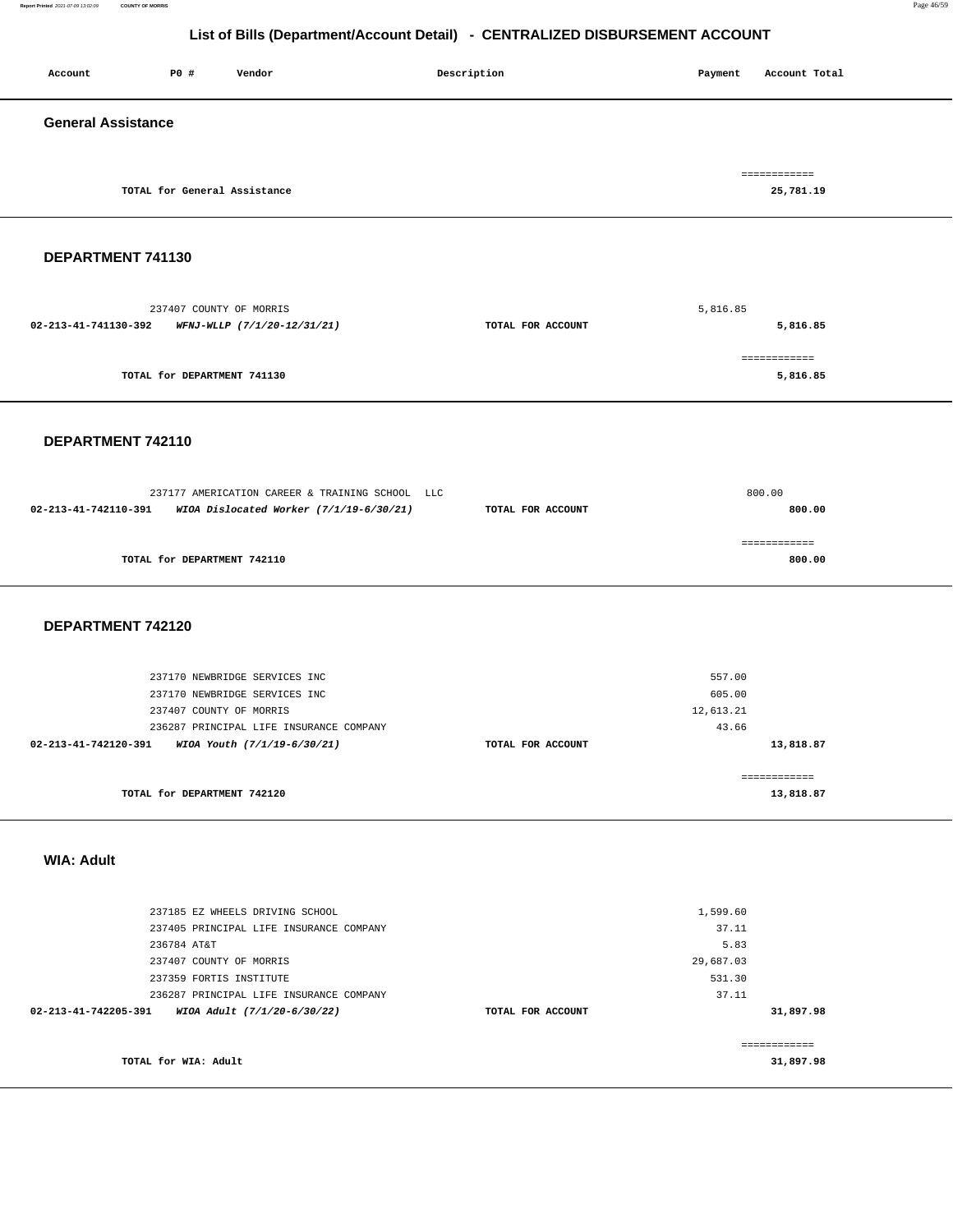# List of Bills (Department/Account Detail) - CENTRALIZED DISBURSEMENT ACCOUNT

| Account | PO # | Vendor | Description | Payment | Account Total |
|---|---|---|---|---|---|

## General Assistance

| | | | | | |
|---|---|---|---|---|---|
| | TOTAL for General Assistance | | | | ============ 25,781.19 |

## DEPARTMENT 741130

| Account | PO # | Vendor | Description | Payment | Account Total |
|---|---|---|---|---|---|
| | 237407 | COUNTY OF MORRIS | | 5,816.85 | |
| 02-213-41-741130-392 | | *WFNJ-WLLP (7/1/20-12/31/21)* | TOTAL FOR ACCOUNT | | 5,816.85 |
| | TOTAL for DEPARTMENT 741130 | | | | ============ 5,816.85 |

## DEPARTMENT 742110

| Account | PO # | Vendor | Description | Payment | Account Total |
|---|---|---|---|---|---|
| | 237177 | AMERICATION CAREER & TRAINING SCHOOL LLC | | 800.00 | |
| 02-213-41-742110-391 | | *WIOA Dislocated Worker (7/1/19-6/30/21)* | TOTAL FOR ACCOUNT | | 800.00 |
| | TOTAL for DEPARTMENT 742110 | | | | ============ 800.00 |

## DEPARTMENT 742120

| Account | PO # | Vendor | Description | Payment | Account Total |
|---|---|---|---|---|---|
| | 237170 | NEWBRIDGE SERVICES INC | | 557.00 | |
| | 237170 | NEWBRIDGE SERVICES INC | | 605.00 | |
| | 237407 | COUNTY OF MORRIS | | 12,613.21 | |
| | 236287 | PRINCIPAL LIFE INSURANCE COMPANY | | 43.66 | |
| 02-213-41-742120-391 | | *WIOA Youth (7/1/19-6/30/21)* | TOTAL FOR ACCOUNT | | 13,818.87 |
| | TOTAL for DEPARTMENT 742120 | | | | ============ 13,818.87 |

## WIA: Adult

| Account | PO # | Vendor | Description | Payment | Account Total |
|---|---|---|---|---|---|
| | 237185 | EZ WHEELS DRIVING SCHOOL | | 1,599.60 | |
| | 237405 | PRINCIPAL LIFE INSURANCE COMPANY | | 37.11 | |
| | 236784 | AT&T | | 5.83 | |
| | 237407 | COUNTY OF MORRIS | | 29,687.03 | |
| | 237359 | FORTIS INSTITUTE | | 531.30 | |
| | 236287 | PRINCIPAL LIFE INSURANCE COMPANY | | 37.11 | |
| 02-213-41-742205-391 | | *WIOA Adult (7/1/20-6/30/22)* | TOTAL FOR ACCOUNT | | 31,897.98 |
| | TOTAL for WIA: Adult | | | | ============ 31,897.98 |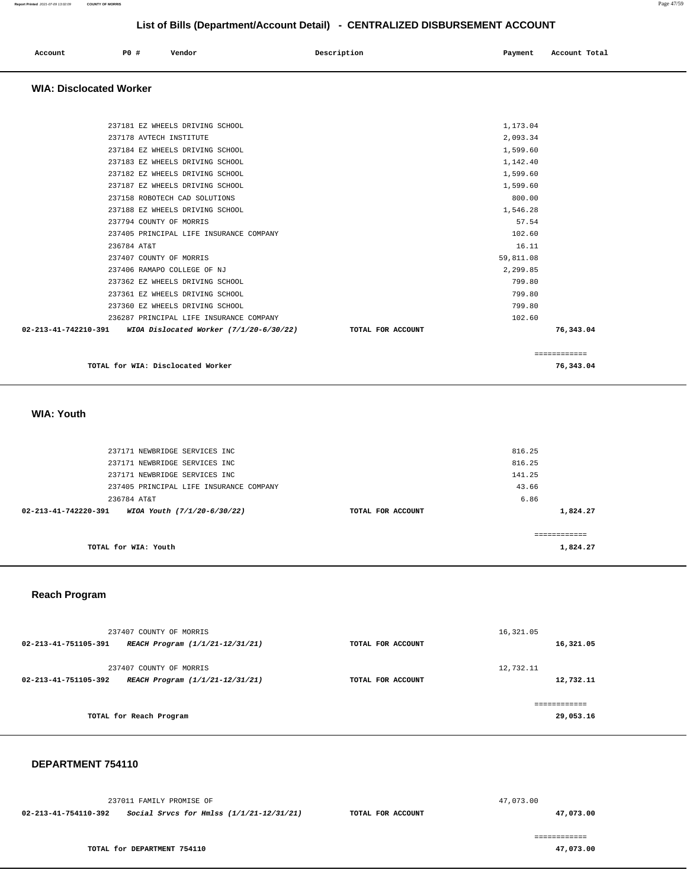## List of Bills (Department/Account Detail) - CENTRALIZED DISBURSEMENT ACCOUNT

| Account | PO # | Vendor | Description | Payment | Account Total |
|---|---|---|---|---|---|

### WIA: Disclocated Worker

| Account | PO # | Vendor | Description | Payment | Account Total |
|---|---|---|---|---|---|
| | 237181 | EZ WHEELS DRIVING SCHOOL | | 1,173.04 | |
| | 237178 | AVTECH INSTITUTE | | 2,093.34 | |
| | 237184 | EZ WHEELS DRIVING SCHOOL | | 1,599.60 | |
| | 237183 | EZ WHEELS DRIVING SCHOOL | | 1,142.40 | |
| | 237182 | EZ WHEELS DRIVING SCHOOL | | 1,599.60 | |
| | 237187 | EZ WHEELS DRIVING SCHOOL | | 1,599.60 | |
| | 237158 | ROBOTECH CAD SOLUTIONS | | 800.00 | |
| | 237188 | EZ WHEELS DRIVING SCHOOL | | 1,546.28 | |
| | 237794 | COUNTY OF MORRIS | | 57.54 | |
| | 237405 | PRINCIPAL LIFE INSURANCE COMPANY | | 102.60 | |
| | 236784 | AT&T | | 16.11 | |
| | 237407 | COUNTY OF MORRIS | | 59,811.08 | |
| | 237406 | RAMAPO COLLEGE OF NJ | | 2,299.85 | |
| | 237362 | EZ WHEELS DRIVING SCHOOL | | 799.80 | |
| | 237361 | EZ WHEELS DRIVING SCHOOL | | 799.80 | |
| | 237360 | EZ WHEELS DRIVING SCHOOL | | 799.80 | |
| | 236287 | PRINCIPAL LIFE INSURANCE COMPANY | | 102.60 | |
| **02-213-41-742210-391** | | ***WIOA Dislocated Worker (7/1/20-6/30/22)*** | **TOTAL FOR ACCOUNT** | | **76,343.04** |

**TOTAL for WIA: Disclocated Worker** ============ **76,343.04**

### WIA: Youth

| Account | PO # | Vendor | Description | Payment | Account Total |
|---|---|---|---|---|---|
| | 237171 | NEWBRIDGE SERVICES INC | | 816.25 | |
| | 237171 | NEWBRIDGE SERVICES INC | | 816.25 | |
| | 237171 | NEWBRIDGE SERVICES INC | | 141.25 | |
| | 237405 | PRINCIPAL LIFE INSURANCE COMPANY | | 43.66 | |
| | 236784 | AT&T | | 6.86 | |
| **02-213-41-742220-391** | | ***WIOA Youth (7/1/20-6/30/22)*** | **TOTAL FOR ACCOUNT** | | **1,824.27** |

**TOTAL for WIA: Youth** ============ **1,824.27**

### Reach Program

| Account | PO # | Vendor | Description | Payment | Account Total |
|---|---|---|---|---|---|
| | 237407 | COUNTY OF MORRIS | | 16,321.05 | |
| **02-213-41-751105-391** | | ***REACH Program (1/1/21-12/31/21)*** | **TOTAL FOR ACCOUNT** | | **16,321.05** |
| | 237407 | COUNTY OF MORRIS | | 12,732.11 | |
| **02-213-41-751105-392** | | ***REACH Program (1/1/21-12/31/21)*** | **TOTAL FOR ACCOUNT** | | **12,732.11** |

**TOTAL for Reach Program** ============ **29,053.16**

### DEPARTMENT 754110

| Account | PO # | Vendor | Description | Payment | Account Total |
|---|---|---|---|---|---|
| | 237011 | FAMILY PROMISE OF | | 47,073.00 | |
| **02-213-41-754110-392** | | ***Social Srvcs for Hmlss (1/1/21-12/31/21)*** | **TOTAL FOR ACCOUNT** | | **47,073.00** |

**TOTAL for DEPARTMENT 754110** ============ **47,073.00**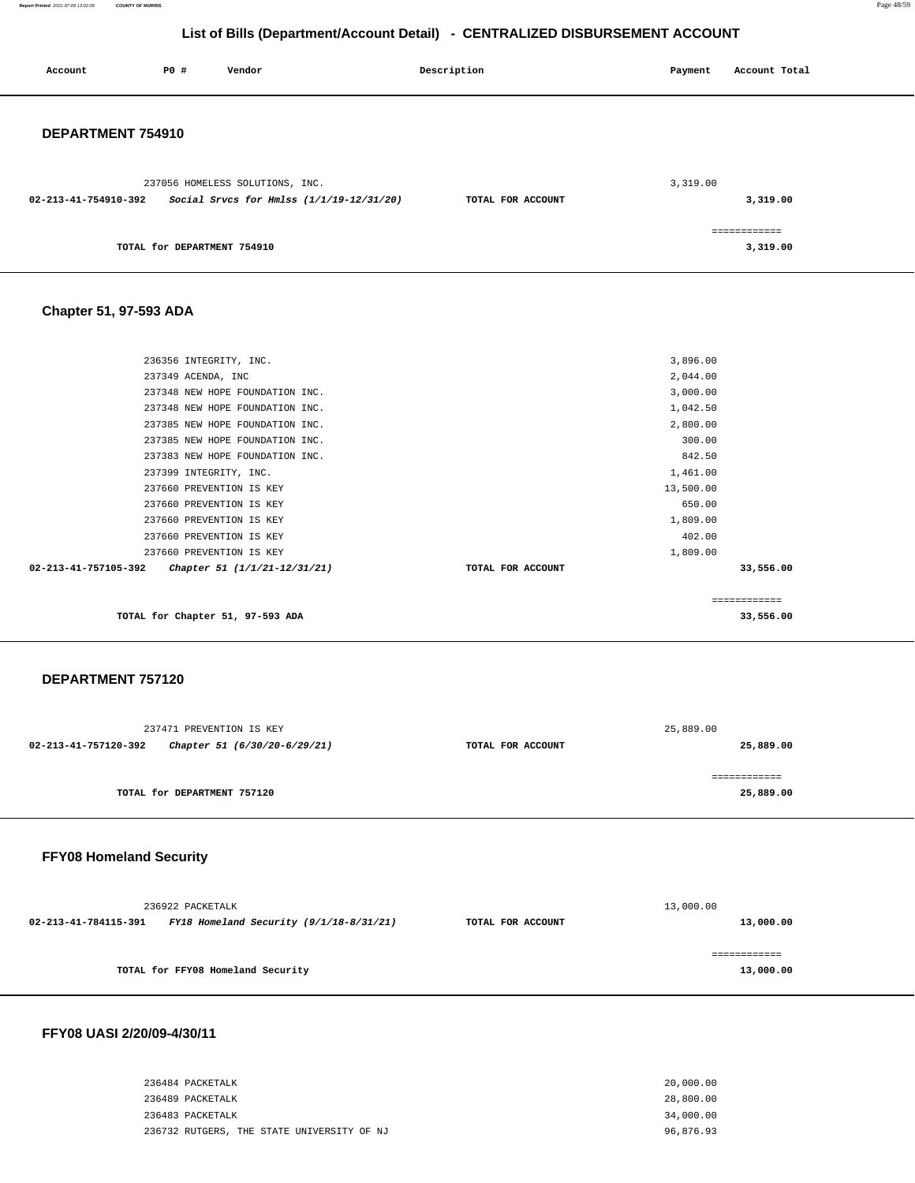## List of Bills (Department/Account Detail) - CENTRALIZED DISBURSEMENT ACCOUNT

| Account | PO # | Vendor | Description | Payment | Account Total |
|---|---|---|---|---|---|

### DEPARTMENT 754910

| Account | PO # | Vendor | Description | Payment | Account Total |
|---|---|---|---|---|---|
| | 237056 | HOMELESS SOLUTIONS, INC. | | 3,319.00 | |
| 02-213-41-754910-392 | | *Social Srvcs for Hmlss (1/1/19-12/31/20)* | TOTAL FOR ACCOUNT | | 3,319.00 |
| | | TOTAL for DEPARTMENT 754910 | | | 3,319.00 |

### Chapter 51, 97-593 ADA

| Account | PO # | Vendor | Description | Payment | Account Total |
|---|---|---|---|---|---|
| | 236356 | INTEGRITY, INC. | | 3,896.00 | |
| | 237349 | ACENDA, INC | | 2,044.00 | |
| | 237348 | NEW HOPE FOUNDATION INC. | | 3,000.00 | |
| | 237348 | NEW HOPE FOUNDATION INC. | | 1,042.50 | |
| | 237385 | NEW HOPE FOUNDATION INC. | | 2,800.00 | |
| | 237385 | NEW HOPE FOUNDATION INC. | | 300.00 | |
| | 237383 | NEW HOPE FOUNDATION INC. | | 842.50 | |
| | 237399 | INTEGRITY, INC. | | 1,461.00 | |
| | 237660 | PREVENTION IS KEY | | 13,500.00 | |
| | 237660 | PREVENTION IS KEY | | 650.00 | |
| | 237660 | PREVENTION IS KEY | | 1,809.00 | |
| | 237660 | PREVENTION IS KEY | | 402.00 | |
| | 237660 | PREVENTION IS KEY | | 1,809.00 | |
| 02-213-41-757105-392 | | *Chapter 51 (1/1/21-12/31/21)* | TOTAL FOR ACCOUNT | | 33,556.00 |
| | | TOTAL for Chapter 51, 97-593 ADA | | | 33,556.00 |

### DEPARTMENT 757120

| Account | PO # | Vendor | Description | Payment | Account Total |
|---|---|---|---|---|---|
| | 237471 | PREVENTION IS KEY | | 25,889.00 | |
| 02-213-41-757120-392 | | *Chapter 51 (6/30/20-6/29/21)* | TOTAL FOR ACCOUNT | | 25,889.00 |
| | | TOTAL for DEPARTMENT 757120 | | | 25,889.00 |

### FFY08 Homeland Security

| Account | PO # | Vendor | Description | Payment | Account Total |
|---|---|---|---|---|---|
| | 236922 | PACKETALK | | 13,000.00 | |
| 02-213-41-784115-391 | | *FY18 Homeland Security (9/1/18-8/31/21)* | TOTAL FOR ACCOUNT | | 13,000.00 |
| | | TOTAL for FFY08 Homeland Security | | | 13,000.00 |

### FFY08 UASI 2/20/09-4/30/11

| Account | PO # | Vendor | Description | Payment | Account Total |
|---|---|---|---|---|---|
| | 236484 | PACKETALK | | 20,000.00 | |
| | 236489 | PACKETALK | | 28,800.00 | |
| | 236483 | PACKETALK | | 34,000.00 | |
| | 236732 | RUTGERS, THE STATE UNIVERSITY OF NJ | | 96,876.93 | |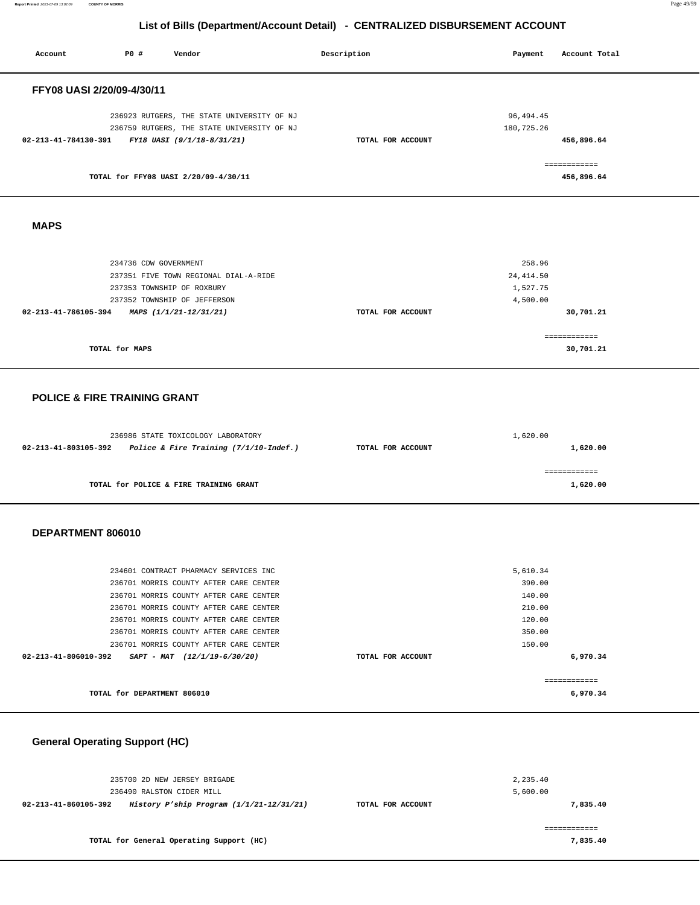# List of Bills (Department/Account Detail) - CENTRALIZED DISBURSEMENT ACCOUNT

| Account | PO # | Vendor | Description | Payment | Account Total |
|---|---|---|---|---|---|

## FFY08 UASI 2/20/09-4/30/11

| Account | PO # | Vendor | Description | Payment | Account Total |
|---|---|---|---|---|---|
| | 236923 | RUTGERS, THE STATE UNIVERSITY OF NJ | | 96,494.45 | |
| | 236759 | RUTGERS, THE STATE UNIVERSITY OF NJ | | 180,725.26 | |
| 02-213-41-784130-391 | | *FY18 UASI (9/1/18-8/31/21)* | TOTAL FOR ACCOUNT | | 456,896.64 |
| | | | | | ============ |
| | | TOTAL for FFY08 UASI 2/20/09-4/30/11 | | | 456,896.64 |

## MAPS

| Account | PO # | Vendor | Description | Payment | Account Total |
|---|---|---|---|---|---|
| | 234736 | CDW GOVERNMENT | | 258.96 | |
| | 237351 | FIVE TOWN REGIONAL DIAL-A-RIDE | | 24,414.50 | |
| | 237353 | TOWNSHIP OF ROXBURY | | 1,527.75 | |
| | 237352 | TOWNSHIP OF JEFFERSON | | 4,500.00 | |
| 02-213-41-786105-394 | | *MAPS (1/1/21-12/31/21)* | TOTAL FOR ACCOUNT | | 30,701.21 |
| | | | | | ============ |
| | | TOTAL for MAPS | | | 30,701.21 |

## POLICE & FIRE TRAINING GRANT

| Account | PO # | Vendor | Description | Payment | Account Total |
|---|---|---|---|---|---|
| | 236986 | STATE TOXICOLOGY LABORATORY | | 1,620.00 | |
| 02-213-41-803105-392 | | *Police & Fire Training (7/1/10-Indef.)* | TOTAL FOR ACCOUNT | | 1,620.00 |
| | | | | | ============ |
| | | TOTAL for POLICE & FIRE TRAINING GRANT | | | 1,620.00 |

## DEPARTMENT 806010

| Account | PO # | Vendor | Description | Payment | Account Total |
|---|---|---|---|---|---|
| | 234601 | CONTRACT PHARMACY SERVICES INC | | 5,610.34 | |
| | 236701 | MORRIS COUNTY AFTER CARE CENTER | | 390.00 | |
| | 236701 | MORRIS COUNTY AFTER CARE CENTER | | 140.00 | |
| | 236701 | MORRIS COUNTY AFTER CARE CENTER | | 210.00 | |
| | 236701 | MORRIS COUNTY AFTER CARE CENTER | | 120.00 | |
| | 236701 | MORRIS COUNTY AFTER CARE CENTER | | 350.00 | |
| | 236701 | MORRIS COUNTY AFTER CARE CENTER | | 150.00 | |
| 02-213-41-806010-392 | | *SAPT - MAT (12/1/19-6/30/20)* | TOTAL FOR ACCOUNT | | 6,970.34 |
| | | | | | ============ |
| | | TOTAL for DEPARTMENT 806010 | | | 6,970.34 |

## General Operating Support (HC)

| Account | PO # | Vendor | Description | Payment | Account Total |
|---|---|---|---|---|---|
| | 235700 | 2D NEW JERSEY BRIGADE | | 2,235.40 | |
| | 236490 | RALSTON CIDER MILL | | 5,600.00 | |
| 02-213-41-860105-392 | | *History P'ship Program (1/1/21-12/31/21)* | TOTAL FOR ACCOUNT | | 7,835.40 |
| | | | | | ============ |
| | | TOTAL for General Operating Support (HC) | | | 7,835.40 |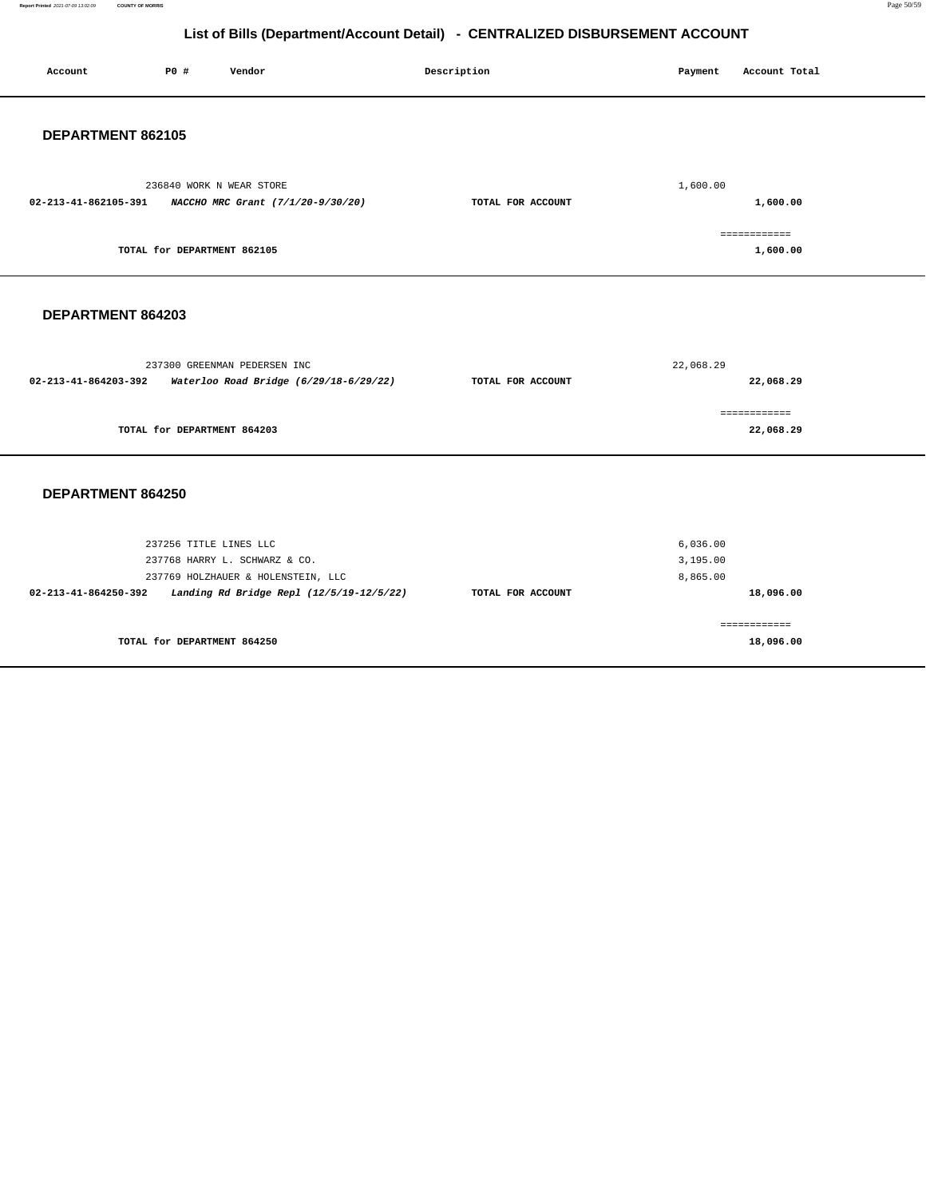# List of Bills (Department/Account Detail) - CENTRALIZED DISBURSEMENT ACCOUNT

| Account | PO # | Vendor | Description | Payment | Account Total |
|---|---|---|---|---|---|

## DEPARTMENT 862105

| Account | PO # | Vendor | Description | Payment | Account Total |
|---|---|---|---|---|---|
| | 236840 | WORK N WEAR STORE | | 1,600.00 | |
| **02-213-41-862105-391** | | ***NACCHO MRC Grant (7/1/20-9/30/20)*** | **TOTAL FOR ACCOUNT** | | **1,600.00** |

**TOTAL for DEPARTMENT 862105** — ============ **1,600.00**

## DEPARTMENT 864203

| Account | PO # | Vendor | Description | Payment | Account Total |
|---|---|---|---|---|---|
| | 237300 | GREENMAN PEDERSEN INC | | 22,068.29 | |
| **02-213-41-864203-392** | | ***Waterloo Road Bridge (6/29/18-6/29/22)*** | **TOTAL FOR ACCOUNT** | | **22,068.29** |

**TOTAL for DEPARTMENT 864203** — ============ **22,068.29**

## DEPARTMENT 864250

| Account | PO # | Vendor | Description | Payment | Account Total |
|---|---|---|---|---|---|
| | 237256 | TITLE LINES LLC | | 6,036.00 | |
| | 237768 | HARRY L. SCHWARZ & CO. | | 3,195.00 | |
| | 237769 | HOLZHAUER & HOLENSTEIN, LLC | | 8,865.00 | |
| **02-213-41-864250-392** | | ***Landing Rd Bridge Repl (12/5/19-12/5/22)*** | **TOTAL FOR ACCOUNT** | | **18,096.00** |

**TOTAL for DEPARTMENT 864250** — ============ **18,096.00**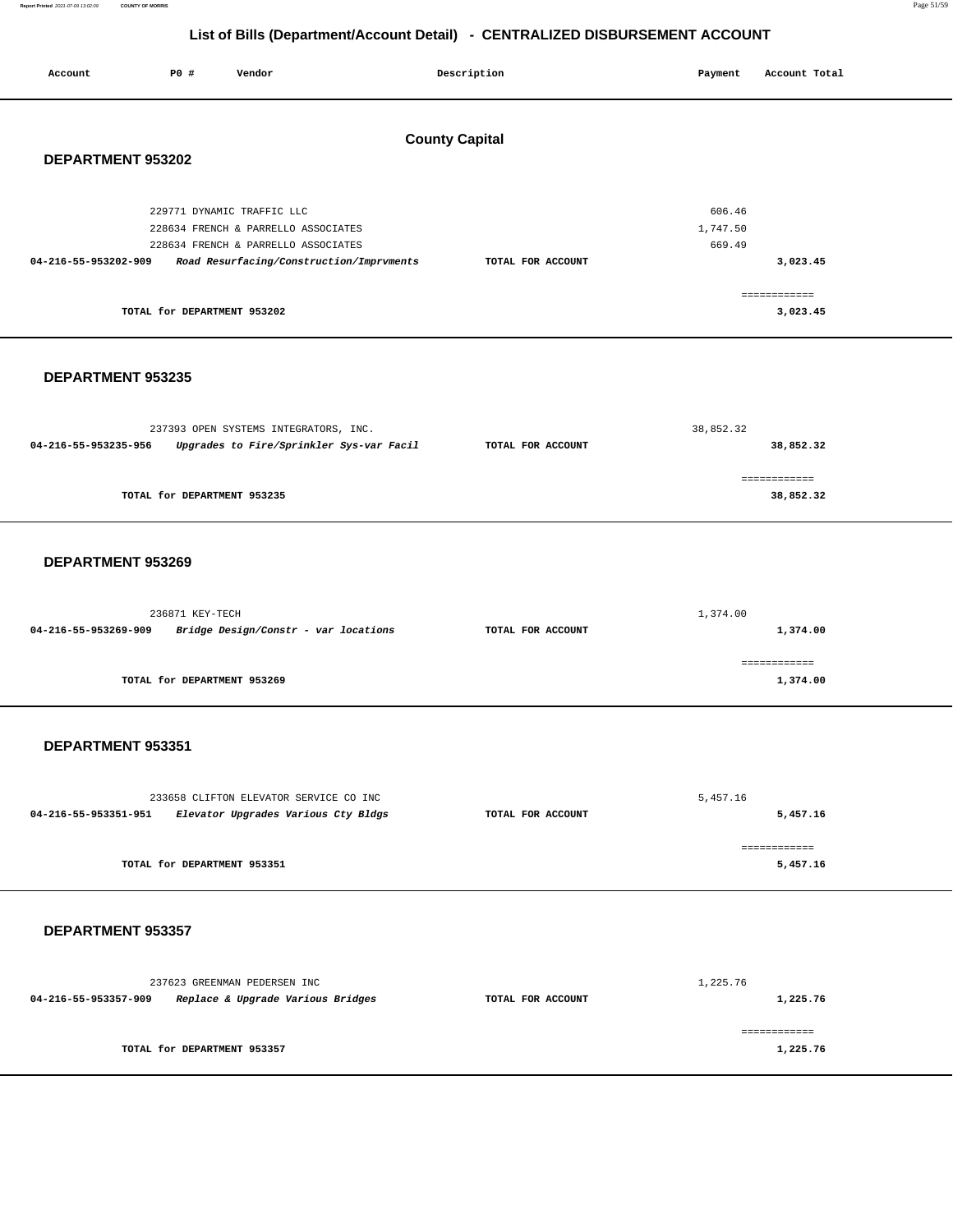# List of Bills (Department/Account Detail) - CENTRALIZED DISBURSEMENT ACCOUNT

| Account | PO # | Vendor | Description | Payment | Account Total |
|---|---|---|---|---|---|

## County Capital

### DEPARTMENT 953202

| Account | PO # | Vendor | Description | Payment | Account Total |
|---|---|---|---|---|---|
| | 229771 | DYNAMIC TRAFFIC LLC | | 606.46 | |
| | 228634 | FRENCH & PARRELLO ASSOCIATES | | 1,747.50 | |
| | 228634 | FRENCH & PARRELLO ASSOCIATES | | 669.49 | |
| **04-216-55-953202-909** | | ***Road Resurfacing/Construction/Imprvments*** | **TOTAL FOR ACCOUNT** | | **3,023.45** |
| | | | | | ============ |
| | **TOTAL for DEPARTMENT 953202** | | | | **3,023.45** |

### DEPARTMENT 953235

| Account | PO # | Vendor | Description | Payment | Account Total |
|---|---|---|---|---|---|
| | 237393 | OPEN SYSTEMS INTEGRATORS, INC. | | 38,852.32 | |
| **04-216-55-953235-956** | | ***Upgrades to Fire/Sprinkler Sys-var Facil*** | **TOTAL FOR ACCOUNT** | | **38,852.32** |
| | | | | | ============ |
| | **TOTAL for DEPARTMENT 953235** | | | | **38,852.32** |

### DEPARTMENT 953269

| Account | PO # | Vendor | Description | Payment | Account Total |
|---|---|---|---|---|---|
| | 236871 | KEY-TECH | | 1,374.00 | |
| **04-216-55-953269-909** | | ***Bridge Design/Constr - var locations*** | **TOTAL FOR ACCOUNT** | | **1,374.00** |
| | | | | | ============ |
| | **TOTAL for DEPARTMENT 953269** | | | | **1,374.00** |

### DEPARTMENT 953351

| Account | PO # | Vendor | Description | Payment | Account Total |
|---|---|---|---|---|---|
| | 233658 | CLIFTON ELEVATOR SERVICE CO INC | | 5,457.16 | |
| **04-216-55-953351-951** | | ***Elevator Upgrades Various Cty Bldgs*** | **TOTAL FOR ACCOUNT** | | **5,457.16** |
| | | | | | ============ |
| | **TOTAL for DEPARTMENT 953351** | | | | **5,457.16** |

### DEPARTMENT 953357

| Account | PO # | Vendor | Description | Payment | Account Total |
|---|---|---|---|---|---|
| | 237623 | GREENMAN PEDERSEN INC | | 1,225.76 | |
| **04-216-55-953357-909** | | ***Replace & Upgrade Various Bridges*** | **TOTAL FOR ACCOUNT** | | **1,225.76** |
| | | | | | ============ |
| | **TOTAL for DEPARTMENT 953357** | | | | **1,225.76** |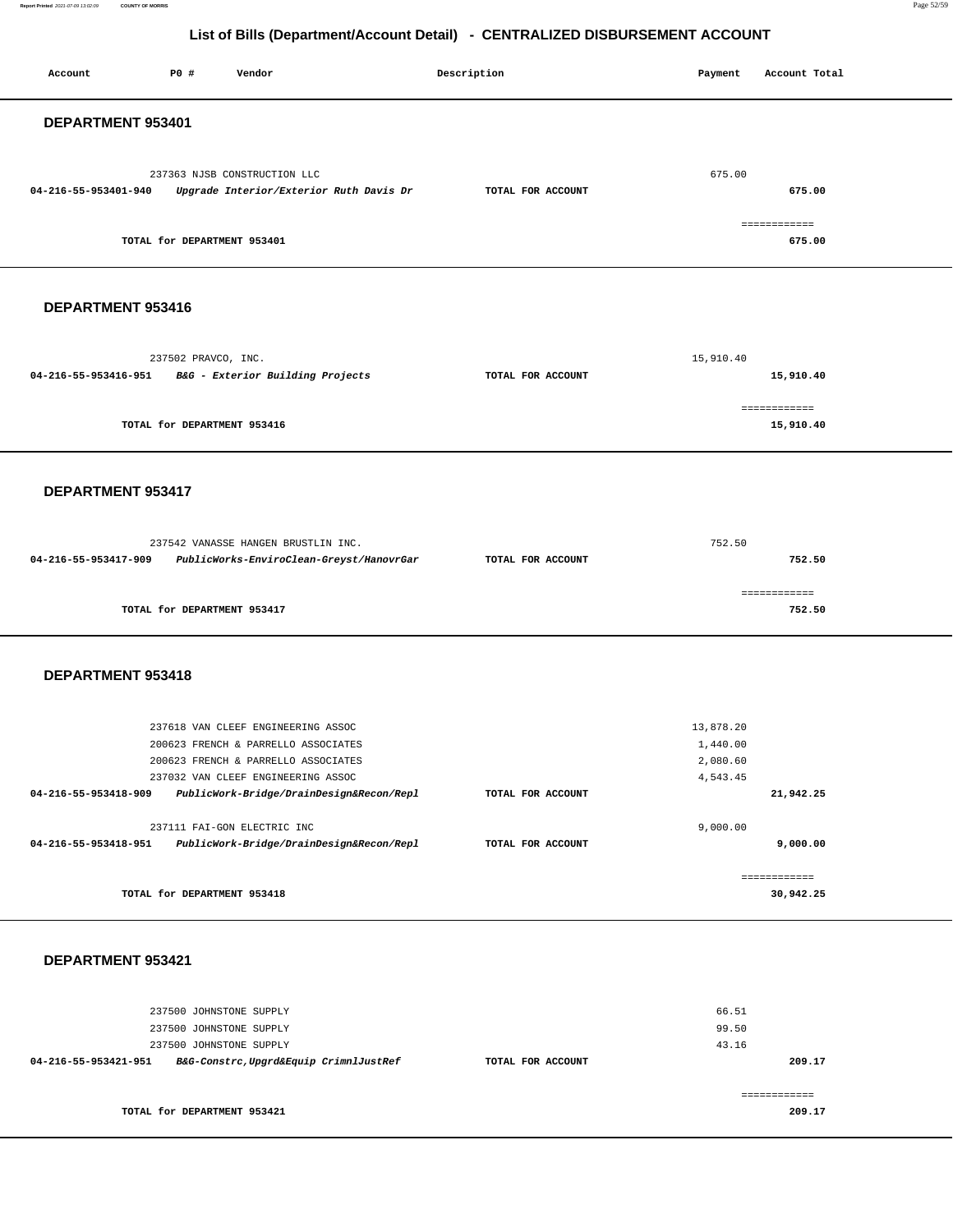## List of Bills (Department/Account Detail) - CENTRALIZED DISBURSEMENT ACCOUNT

| Account | PO # | Vendor | Description | Payment | Account Total |
|---|---|---|---|---|---|

### DEPARTMENT 953401

| Account | PO # | Vendor | Description | Payment | Account Total |
|---|---|---|---|---|---|
| | 237363 | NJSB CONSTRUCTION LLC | | 675.00 | |
| 04-216-55-953401-940 | | *Upgrade Interior/Exterior Ruth Davis Dr* | TOTAL FOR ACCOUNT | | 675.00 |
| | | TOTAL for DEPARTMENT 953401 | | | 675.00 |

### DEPARTMENT 953416

| Account | PO # | Vendor | Description | Payment | Account Total |
|---|---|---|---|---|---|
| | 237502 | PRAVCO, INC. | | 15,910.40 | |
| 04-216-55-953416-951 | | *B&G - Exterior Building Projects* | TOTAL FOR ACCOUNT | | 15,910.40 |
| | | TOTAL for DEPARTMENT 953416 | | | 15,910.40 |

### DEPARTMENT 953417

| Account | PO # | Vendor | Description | Payment | Account Total |
|---|---|---|---|---|---|
| | 237542 | VANASSE HANGEN BRUSTLIN INC. | | 752.50 | |
| 04-216-55-953417-909 | | *PublicWorks-EnviroClean-Greyst/HanovrGar* | TOTAL FOR ACCOUNT | | 752.50 |
| | | TOTAL for DEPARTMENT 953417 | | | 752.50 |

### DEPARTMENT 953418

| Account | PO # | Vendor | Description | Payment | Account Total |
|---|---|---|---|---|---|
| | 237618 | VAN CLEEF ENGINEERING ASSOC | | 13,878.20 | |
| | 200623 | FRENCH & PARRELLO ASSOCIATES | | 1,440.00 | |
| | 200623 | FRENCH & PARRELLO ASSOCIATES | | 2,080.60 | |
| | 237032 | VAN CLEEF ENGINEERING ASSOC | | 4,543.45 | |
| 04-216-55-953418-909 | | *PublicWork-Bridge/DrainDesign&Recon/Repl* | TOTAL FOR ACCOUNT | | 21,942.25 |
| | 237111 | FAI-GON ELECTRIC INC | | 9,000.00 | |
| 04-216-55-953418-951 | | *PublicWork-Bridge/DrainDesign&Recon/Repl* | TOTAL FOR ACCOUNT | | 9,000.00 |
| | | TOTAL for DEPARTMENT 953418 | | | 30,942.25 |

### DEPARTMENT 953421

| Account | PO # | Vendor | Description | Payment | Account Total |
|---|---|---|---|---|---|
| | 237500 | JOHNSTONE SUPPLY | | 66.51 | |
| | 237500 | JOHNSTONE SUPPLY | | 99.50 | |
| | 237500 | JOHNSTONE SUPPLY | | 43.16 | |
| 04-216-55-953421-951 | | *B&G-Constrc,Upgrd&Equip CrimnlJustRef* | TOTAL FOR ACCOUNT | | 209.17 |
| | | TOTAL for DEPARTMENT 953421 | | | 209.17 |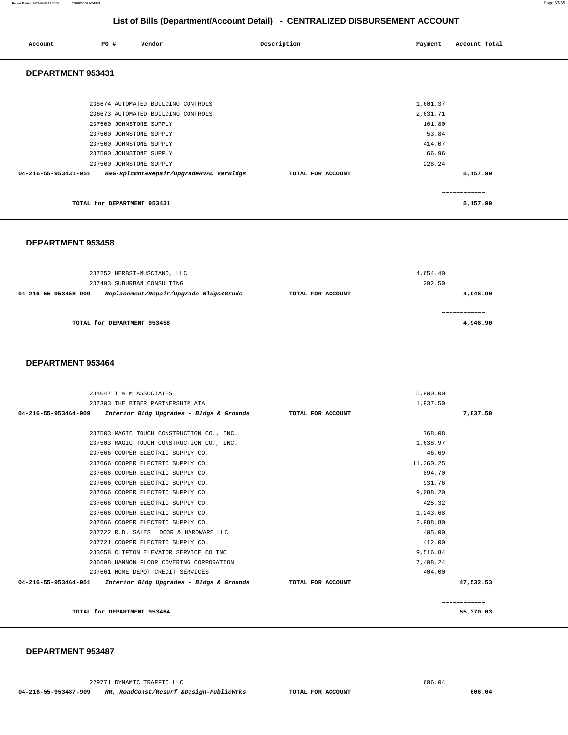## List of Bills (Department/Account Detail) - CENTRALIZED DISBURSEMENT ACCOUNT

| Account | PO # | Vendor | Description | Payment | Account Total |
|---|---|---|---|---|---|

### DEPARTMENT 953431

| Account | PO # | Vendor | Description | Payment | Account Total |
|---|---|---|---|---|---|
| | 236674 | AUTOMATED BUILDING CONTROLS | | 1,601.37 | |
| | 236673 | AUTOMATED BUILDING CONTROLS | | 2,631.71 | |
| | 237500 | JOHNSTONE SUPPLY | | 161.80 | |
| | 237500 | JOHNSTONE SUPPLY | | 53.84 | |
| | 237500 | JOHNSTONE SUPPLY | | 414.07 | |
| | 237500 | JOHNSTONE SUPPLY | | 66.96 | |
| | 237500 | JOHNSTONE SUPPLY | | 228.24 | |
| 04-216-55-953431-951 | | *B&G-Rplcmnt&Repair/UpgradeHVAC VarBldgs* | TOTAL FOR ACCOUNT | | 5,157.99 |
| | | | | | ============ |
| | | TOTAL for DEPARTMENT 953431 | | | 5,157.99 |

### DEPARTMENT 953458

| Account | PO # | Vendor | Description | Payment | Account Total |
|---|---|---|---|---|---|
| | 237252 | HERBST-MUSCIANO, LLC | | 4,654.40 | |
| | 237493 | SUBURBAN CONSULTING | | 292.50 | |
| 04-216-55-953458-909 | | *Replacement/Repair/Upgrade-Bldgs&Grnds* | TOTAL FOR ACCOUNT | | 4,946.90 |
| | | | | | ============ |
| | | TOTAL for DEPARTMENT 953458 | | | 4,946.90 |

### DEPARTMENT 953464

| Account | PO # | Vendor | Description | Payment | Account Total |
|---|---|---|---|---|---|
| | 234047 | T & M ASSOCIATES | | 5,900.00 | |
| | 237303 | THE BIBER PARTNERSHIP AIA | | 1,937.50 | |
| 04-216-55-953464-909 | | *Interior Bldg Upgrades - Bldgs & Grounds* | TOTAL FOR ACCOUNT | | 7,837.50 |
| | 237503 | MAGIC TOUCH CONSTRUCTION CO., INC. | | 768.08 | |
| | 237503 | MAGIC TOUCH CONSTRUCTION CO., INC. | | 1,638.97 | |
| | 237666 | COOPER ELECTRIC SUPPLY CO. | | 46.69 | |
| | 237666 | COOPER ELECTRIC SUPPLY CO. | | 11,360.25 | |
| | 237666 | COOPER ELECTRIC SUPPLY CO. | | 894.70 | |
| | 237666 | COOPER ELECTRIC SUPPLY CO. | | 931.76 | |
| | 237666 | COOPER ELECTRIC SUPPLY CO. | | 9,088.20 | |
| | 237666 | COOPER ELECTRIC SUPPLY CO. | | 425.32 | |
| | 237666 | COOPER ELECTRIC SUPPLY CO. | | 1,243.68 | |
| | 237666 | COOPER ELECTRIC SUPPLY CO. | | 2,988.80 | |
| | 237722 | R.D. SALES DOOR & HARDWARE LLC | | 405.00 | |
| | 237721 | COOPER ELECTRIC SUPPLY CO. | | 412.00 | |
| | 233658 | CLIFTON ELEVATOR SERVICE CO INC | | 9,516.84 | |
| | 236698 | HANNON FLOOR COVERING CORPORATION | | 7,408.24 | |
| | 237661 | HOME DEPOT CREDIT SERVICES | | 404.00 | |
| 04-216-55-953464-951 | | *Interior Bldg Upgrades - Bldgs & Grounds* | TOTAL FOR ACCOUNT | | 47,532.53 |
| | | | | | ============ |
| | | TOTAL for DEPARTMENT 953464 | | | 55,370.03 |

### DEPARTMENT 953487

| Account | PO # | Vendor | Description | Payment | Account Total |
|---|---|---|---|---|---|
| | 229771 | DYNAMIC TRAFFIC LLC | | 606.04 | |
| 04-216-55-953487-909 | | *RR, RoadConst/Resurf &Design-PublicWrks* | TOTAL FOR ACCOUNT | | 606.04 |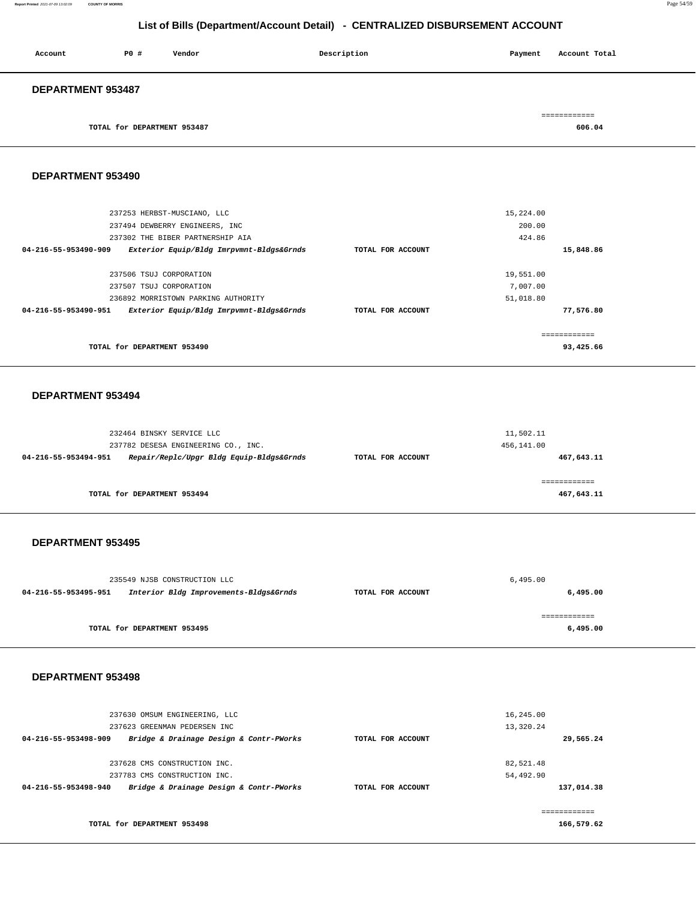## List of Bills (Department/Account Detail) - CENTRALIZED DISBURSEMENT ACCOUNT

| Account | PO # | Vendor | Description | Payment | Account Total |
|---|---|---|---|---|---|

### DEPARTMENT 953487

| | | | |
|---|---|---|---|
| TOTAL for DEPARTMENT 953487 | | | 606.04 |

### DEPARTMENT 953490

| Account | PO # / Vendor | Description | Payment | Account Total |
|---|---|---|---|---|
| | 237253 HERBST-MUSCIANO, LLC | | 15,224.00 | |
| | 237494 DEWBERRY ENGINEERS, INC | | 200.00 | |
| | 237302 THE BIBER PARTNERSHIP AIA | | 424.86 | |
| 04-216-55-953490-909 | *Exterior Equip/Bldg Imrpvmnt-Bldgs&Grnds* | TOTAL FOR ACCOUNT | | 15,848.86 |
| | 237506 TSUJ CORPORATION | | 19,551.00 | |
| | 237507 TSUJ CORPORATION | | 7,007.00 | |
| | 236892 MORRISTOWN PARKING AUTHORITY | | 51,018.80 | |
| 04-216-55-953490-951 | *Exterior Equip/Bldg Imrpvmnt-Bldgs&Grnds* | TOTAL FOR ACCOUNT | | 77,576.80 |
| TOTAL for DEPARTMENT 953490 | | | | 93,425.66 |

### DEPARTMENT 953494

| Account | PO # / Vendor | Description | Payment | Account Total |
|---|---|---|---|---|
| | 232464 BINSKY SERVICE LLC | | 11,502.11 | |
| | 237782 DESESA ENGINEERING CO., INC. | | 456,141.00 | |
| 04-216-55-953494-951 | *Repair/Replc/Upgr Bldg Equip-Bldgs&Grnds* | TOTAL FOR ACCOUNT | | 467,643.11 |
| TOTAL for DEPARTMENT 953494 | | | | 467,643.11 |

### DEPARTMENT 953495

| Account | PO # / Vendor | Description | Payment | Account Total |
|---|---|---|---|---|
| | 235549 NJSB CONSTRUCTION LLC | | 6,495.00 | |
| 04-216-55-953495-951 | *Interior Bldg Improvements-Bldgs&Grnds* | TOTAL FOR ACCOUNT | | 6,495.00 |
| TOTAL for DEPARTMENT 953495 | | | | 6,495.00 |

### DEPARTMENT 953498

| Account | PO # / Vendor | Description | Payment | Account Total |
|---|---|---|---|---|
| | 237630 OMSUM ENGINEERING, LLC | | 16,245.00 | |
| | 237623 GREENMAN PEDERSEN INC | | 13,320.24 | |
| 04-216-55-953498-909 | *Bridge & Drainage Design & Contr-PWorks* | TOTAL FOR ACCOUNT | | 29,565.24 |
| | 237628 CMS CONSTRUCTION INC. | | 82,521.48 | |
| | 237783 CMS CONSTRUCTION INC. | | 54,492.90 | |
| 04-216-55-953498-940 | *Bridge & Drainage Design & Contr-PWorks* | TOTAL FOR ACCOUNT | | 137,014.38 |
| TOTAL for DEPARTMENT 953498 | | | | 166,579.62 |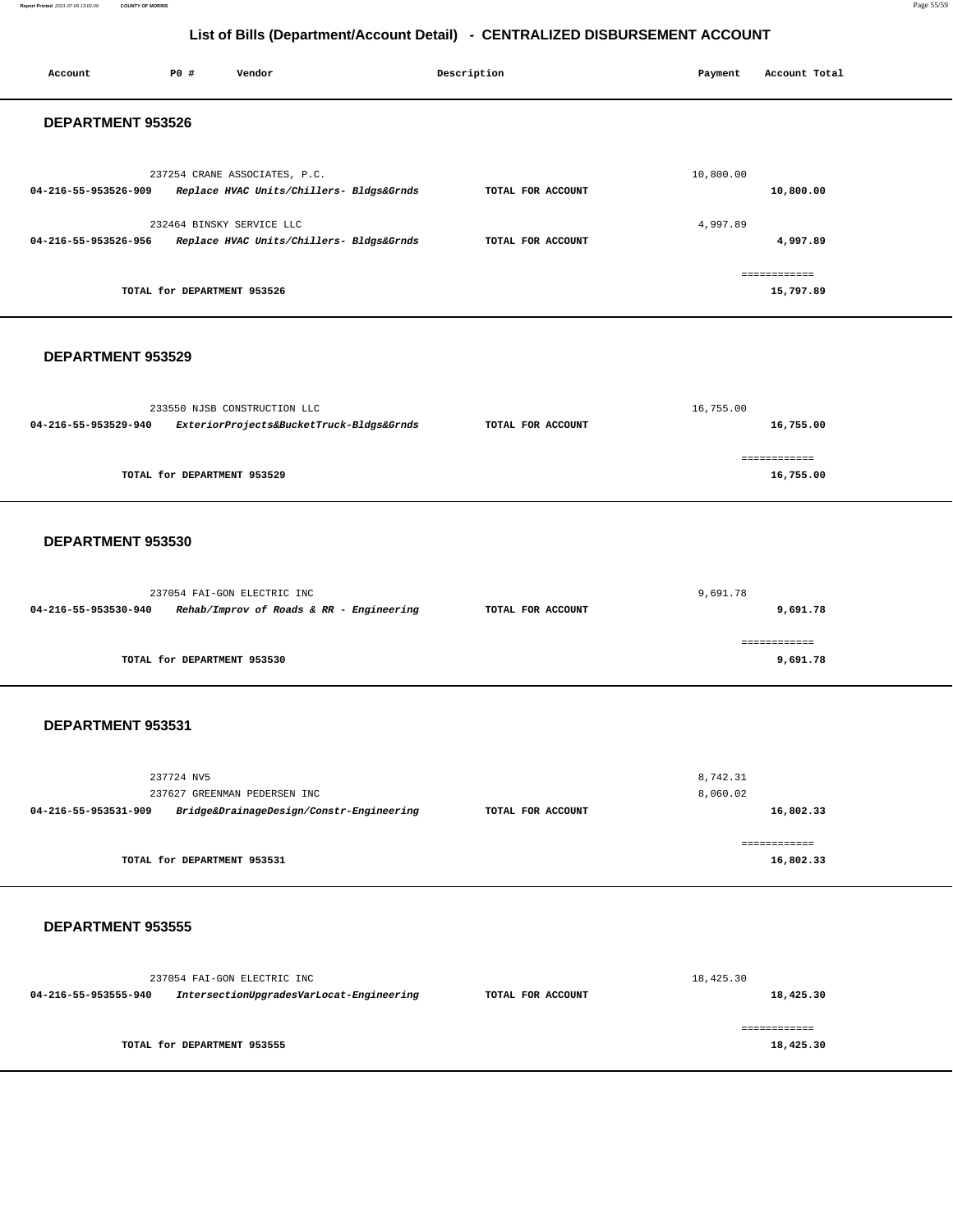# List of Bills (Department/Account Detail) - CENTRALIZED DISBURSEMENT ACCOUNT

| Account | PO # | Vendor | Description | Payment | Account Total |
|---|---|---|---|---|---|

## DEPARTMENT 953526

| Account | PO # | Vendor | Description | Payment | Account Total |
|---|---|---|---|---|---|
| | 237254 | CRANE ASSOCIATES, P.C. | | 10,800.00 | |
| **04-216-55-953526-909** | | ***Replace HVAC Units/Chillers- Bldgs&Grnds*** | **TOTAL FOR ACCOUNT** | | **10,800.00** |
| | 232464 | BINSKY SERVICE LLC | | 4,997.89 | |
| **04-216-55-953526-956** | | ***Replace HVAC Units/Chillers- Bldgs&Grnds*** | **TOTAL FOR ACCOUNT** | | **4,997.89** |
| | | | | | ============ |
| | | **TOTAL for DEPARTMENT 953526** | | | **15,797.89** |

## DEPARTMENT 953529

| Account | PO # | Vendor | Description | Payment | Account Total |
|---|---|---|---|---|---|
| | 233550 | NJSB CONSTRUCTION LLC | | 16,755.00 | |
| **04-216-55-953529-940** | | ***ExteriorProjects&BucketTruck-Bldgs&Grnds*** | **TOTAL FOR ACCOUNT** | | **16,755.00** |
| | | | | | ============ |
| | | **TOTAL for DEPARTMENT 953529** | | | **16,755.00** |

## DEPARTMENT 953530

| Account | PO # | Vendor | Description | Payment | Account Total |
|---|---|---|---|---|---|
| | 237054 | FAI-GON ELECTRIC INC | | 9,691.78 | |
| **04-216-55-953530-940** | | ***Rehab/Improv of Roads & RR - Engineering*** | **TOTAL FOR ACCOUNT** | | **9,691.78** |
| | | | | | ============ |
| | | **TOTAL for DEPARTMENT 953530** | | | **9,691.78** |

## DEPARTMENT 953531

| Account | PO # | Vendor | Description | Payment | Account Total |
|---|---|---|---|---|---|
| | 237724 | NV5 | | 8,742.31 | |
| | 237627 | GREENMAN PEDERSEN INC | | 8,060.02 | |
| **04-216-55-953531-909** | | ***Bridge&DrainageDesign/Constr-Engineering*** | **TOTAL FOR ACCOUNT** | | **16,802.33** |
| | | | | | ============ |
| | | **TOTAL for DEPARTMENT 953531** | | | **16,802.33** |

## DEPARTMENT 953555

| Account | PO # | Vendor | Description | Payment | Account Total |
|---|---|---|---|---|---|
| | 237054 | FAI-GON ELECTRIC INC | | 18,425.30 | |
| **04-216-55-953555-940** | | ***IntersectionUpgradesVarLocat-Engineering*** | **TOTAL FOR ACCOUNT** | | **18,425.30** |
| | | | | | ============ |
| | | **TOTAL for DEPARTMENT 953555** | | | **18,425.30** |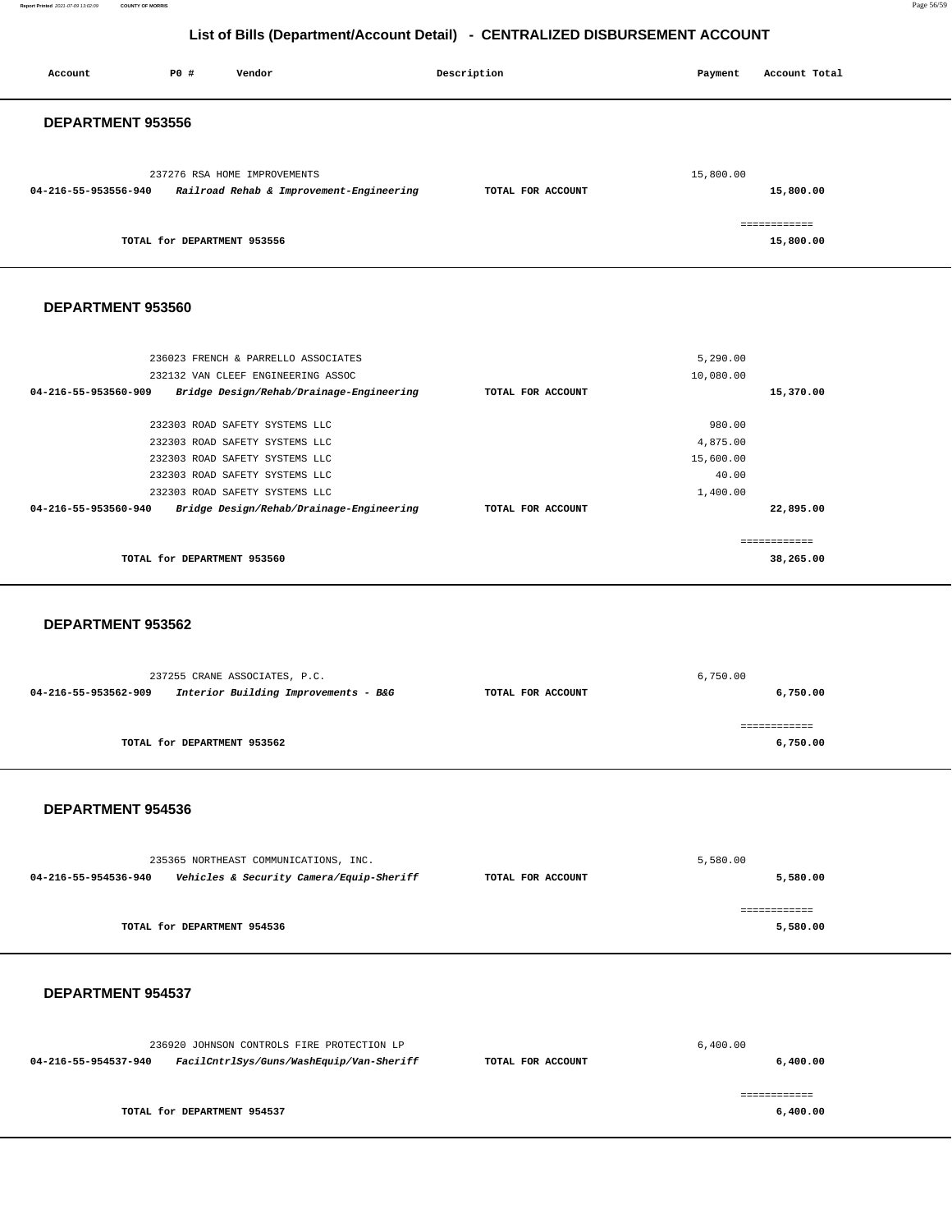# List of Bills (Department/Account Detail) - CENTRALIZED DISBURSEMENT ACCOUNT

| Account | PO # | Vendor | Description | Payment | Account Total |
|---|---|---|---|---|---|

## DEPARTMENT 953556

| Account | PO # | Vendor | Description | Payment | Account Total |
|---|---|---|---|---|---|
| | 237276 | RSA HOME IMPROVEMENTS | | 15,800.00 | |
| **04-216-55-953556-940** | | ***Railroad Rehab & Improvement-Engineering*** | **TOTAL FOR ACCOUNT** | | **15,800.00** |
| | | | | | ============ |
| | | **TOTAL for DEPARTMENT 953556** | | | **15,800.00** |

## DEPARTMENT 953560

| Account | PO # | Vendor | Description | Payment | Account Total |
|---|---|---|---|---|---|
| | 236023 | FRENCH & PARRELLO ASSOCIATES | | 5,290.00 | |
| | 232132 | VAN CLEEF ENGINEERING ASSOC | | 10,080.00 | |
| **04-216-55-953560-909** | | ***Bridge Design/Rehab/Drainage-Engineering*** | **TOTAL FOR ACCOUNT** | | **15,370.00** |
| | 232303 | ROAD SAFETY SYSTEMS LLC | | 980.00 | |
| | 232303 | ROAD SAFETY SYSTEMS LLC | | 4,875.00 | |
| | 232303 | ROAD SAFETY SYSTEMS LLC | | 15,600.00 | |
| | 232303 | ROAD SAFETY SYSTEMS LLC | | 40.00 | |
| | 232303 | ROAD SAFETY SYSTEMS LLC | | 1,400.00 | |
| **04-216-55-953560-940** | | ***Bridge Design/Rehab/Drainage-Engineering*** | **TOTAL FOR ACCOUNT** | | **22,895.00** |
| | | | | | ============ |
| | | **TOTAL for DEPARTMENT 953560** | | | **38,265.00** |

## DEPARTMENT 953562

| Account | PO # | Vendor | Description | Payment | Account Total |
|---|---|---|---|---|---|
| | 237255 | CRANE ASSOCIATES, P.C. | | 6,750.00 | |
| **04-216-55-953562-909** | | ***Interior Building Improvements - B&G*** | **TOTAL FOR ACCOUNT** | | **6,750.00** |
| | | | | | ============ |
| | | **TOTAL for DEPARTMENT 953562** | | | **6,750.00** |

## DEPARTMENT 954536

| Account | PO # | Vendor | Description | Payment | Account Total |
|---|---|---|---|---|---|
| | 235365 | NORTHEAST COMMUNICATIONS, INC. | | 5,580.00 | |
| **04-216-55-954536-940** | | ***Vehicles & Security Camera/Equip-Sheriff*** | **TOTAL FOR ACCOUNT** | | **5,580.00** |
| | | | | | ============ |
| | | **TOTAL for DEPARTMENT 954536** | | | **5,580.00** |

## DEPARTMENT 954537

| Account | PO # | Vendor | Description | Payment | Account Total |
|---|---|---|---|---|---|
| | 236920 | JOHNSON CONTROLS FIRE PROTECTION LP | | 6,400.00 | |
| **04-216-55-954537-940** | | ***FacilCntrlSys/Guns/WashEquip/Van-Sheriff*** | **TOTAL FOR ACCOUNT** | | **6,400.00** |
| | | | | | ============ |
| | | **TOTAL for DEPARTMENT 954537** | | | **6,400.00** |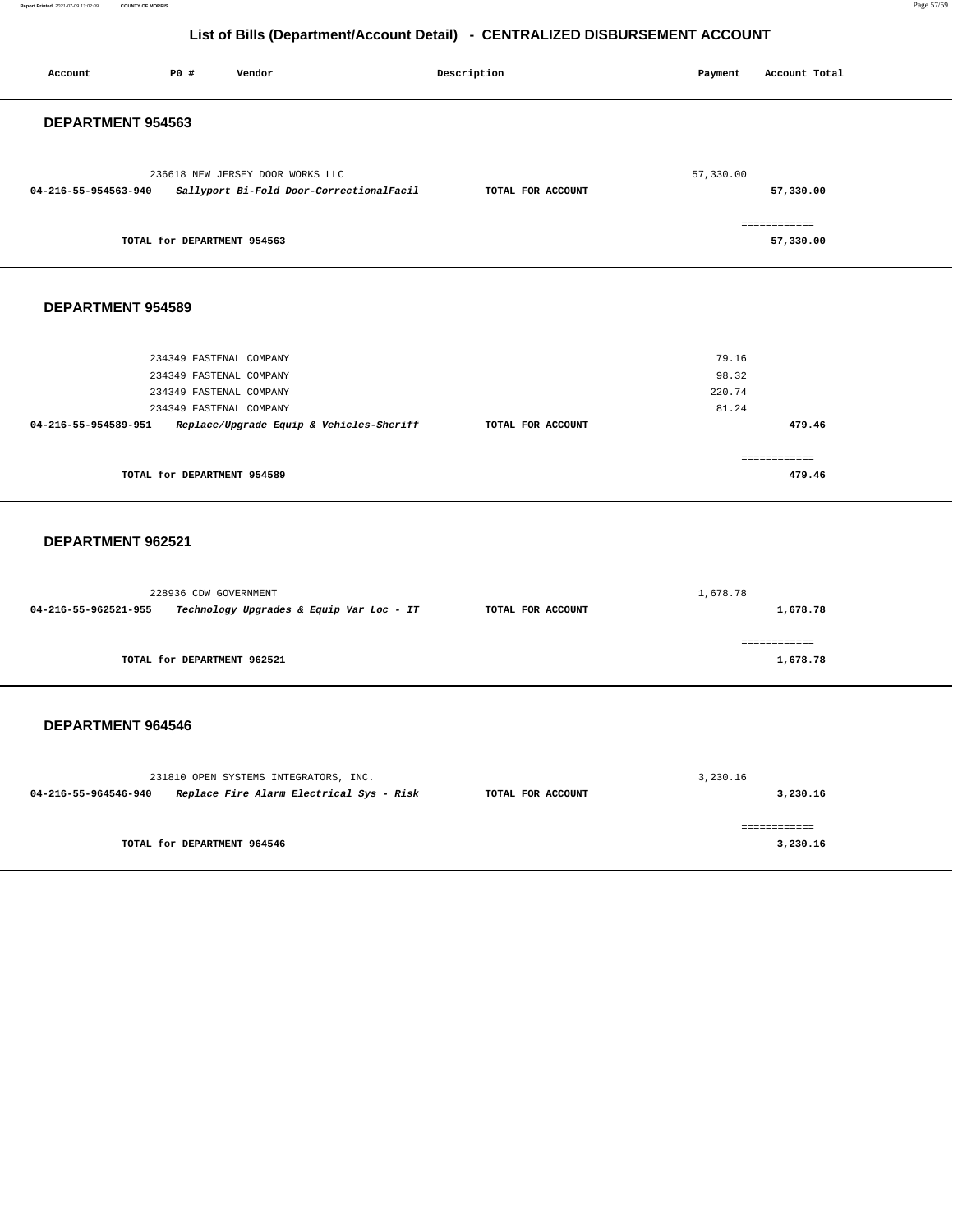# List of Bills (Department/Account Detail) - CENTRALIZED DISBURSEMENT ACCOUNT

| Account | PO # | Vendor | Description | Payment | Account Total |
|---|---|---|---|---|---|

## DEPARTMENT 954563

| Account | PO # | Vendor | Description | Payment | Account Total |
|---|---|---|---|---|---|
| | 236618 | NEW JERSEY DOOR WORKS LLC | | 57,330.00 | |
| **04-216-55-954563-940** | | ***Sallyport Bi-Fold Door-CorrectionalFacil*** | **TOTAL FOR ACCOUNT** | | **57,330.00** |
| | | | | | ============ |
| | | **TOTAL for DEPARTMENT 954563** | | | **57,330.00** |

## DEPARTMENT 954589

| Account | PO # | Vendor | Description | Payment | Account Total |
|---|---|---|---|---|---|
| | 234349 | FASTENAL COMPANY | | 79.16 | |
| | 234349 | FASTENAL COMPANY | | 98.32 | |
| | 234349 | FASTENAL COMPANY | | 220.74 | |
| | 234349 | FASTENAL COMPANY | | 81.24 | |
| **04-216-55-954589-951** | | ***Replace/Upgrade Equip & Vehicles-Sheriff*** | **TOTAL FOR ACCOUNT** | | **479.46** |
| | | | | | ============ |
| | | **TOTAL for DEPARTMENT 954589** | | | **479.46** |

## DEPARTMENT 962521

| Account | PO # | Vendor | Description | Payment | Account Total |
|---|---|---|---|---|---|
| | 228936 | CDW GOVERNMENT | | 1,678.78 | |
| **04-216-55-962521-955** | | ***Technology Upgrades & Equip Var Loc - IT*** | **TOTAL FOR ACCOUNT** | | **1,678.78** |
| | | | | | ============ |
| | | **TOTAL for DEPARTMENT 962521** | | | **1,678.78** |

## DEPARTMENT 964546

| Account | PO # | Vendor | Description | Payment | Account Total |
|---|---|---|---|---|---|
| | 231810 | OPEN SYSTEMS INTEGRATORS, INC. | | 3,230.16 | |
| **04-216-55-964546-940** | | ***Replace Fire Alarm Electrical Sys - Risk*** | **TOTAL FOR ACCOUNT** | | **3,230.16** |
| | | | | | ============ |
| | | **TOTAL for DEPARTMENT 964546** | | | **3,230.16** |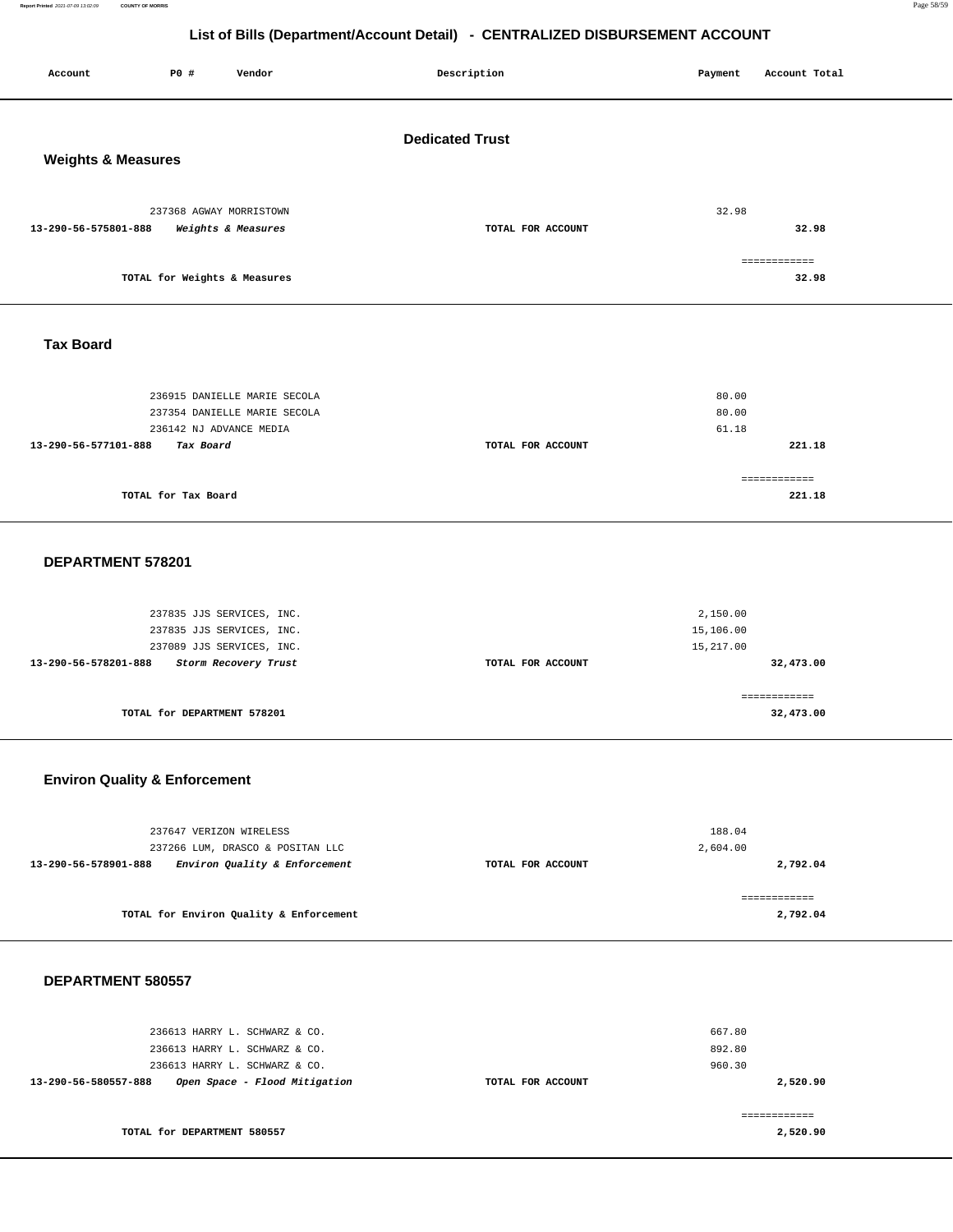# List of Bills (Department/Account Detail) - CENTRALIZED DISBURSEMENT ACCOUNT

| Account | PO # | Vendor | Description | Payment | Account Total |
|---|---|---|---|---|---|

## Dedicated Trust

### Weights & Measures

| Account | PO # | Vendor | Description | Payment | Account Total |
|---|---|---|---|---|---|
| | 237368 | AGWAY MORRISTOWN | | 32.98 | |
| 13-290-56-575801-888 | | *Weights & Measures* | TOTAL FOR ACCOUNT | | 32.98 |
| | | | | | ============ |
| | | TOTAL for Weights & Measures | | | 32.98 |

### Tax Board

| Account | PO # | Vendor | Description | Payment | Account Total |
|---|---|---|---|---|---|
| | 236915 | DANIELLE MARIE SECOLA | | 80.00 | |
| | 237354 | DANIELLE MARIE SECOLA | | 80.00 | |
| | 236142 | NJ ADVANCE MEDIA | | 61.18 | |
| 13-290-56-577101-888 | | *Tax Board* | TOTAL FOR ACCOUNT | | 221.18 |
| | | | | | ============ |
| | | TOTAL for Tax Board | | | 221.18 |

### DEPARTMENT 578201

| Account | PO # | Vendor | Description | Payment | Account Total |
|---|---|---|---|---|---|
| | 237835 | JJS SERVICES, INC. | | 2,150.00 | |
| | 237835 | JJS SERVICES, INC. | | 15,106.00 | |
| | 237089 | JJS SERVICES, INC. | | 15,217.00 | |
| 13-290-56-578201-888 | | *Storm Recovery Trust* | TOTAL FOR ACCOUNT | | 32,473.00 |
| | | | | | ============ |
| | | TOTAL for DEPARTMENT 578201 | | | 32,473.00 |

### Environ Quality & Enforcement

| Account | PO # | Vendor | Description | Payment | Account Total |
|---|---|---|---|---|---|
| | 237647 | VERIZON WIRELESS | | 188.04 | |
| | 237266 | LUM, DRASCO & POSITAN LLC | | 2,604.00 | |
| 13-290-56-578901-888 | | *Environ Quality & Enforcement* | TOTAL FOR ACCOUNT | | 2,792.04 |
| | | | | | ============ |
| | | TOTAL for Environ Quality & Enforcement | | | 2,792.04 |

### DEPARTMENT 580557

| Account | PO # | Vendor | Description | Payment | Account Total |
|---|---|---|---|---|---|
| | 236613 | HARRY L. SCHWARZ & CO. | | 667.80 | |
| | 236613 | HARRY L. SCHWARZ & CO. | | 892.80 | |
| | 236613 | HARRY L. SCHWARZ & CO. | | 960.30 | |
| 13-290-56-580557-888 | | *Open Space - Flood Mitigation* | TOTAL FOR ACCOUNT | | 2,520.90 |
| | | | | | ============ |
| | | TOTAL for DEPARTMENT 580557 | | | 2,520.90 |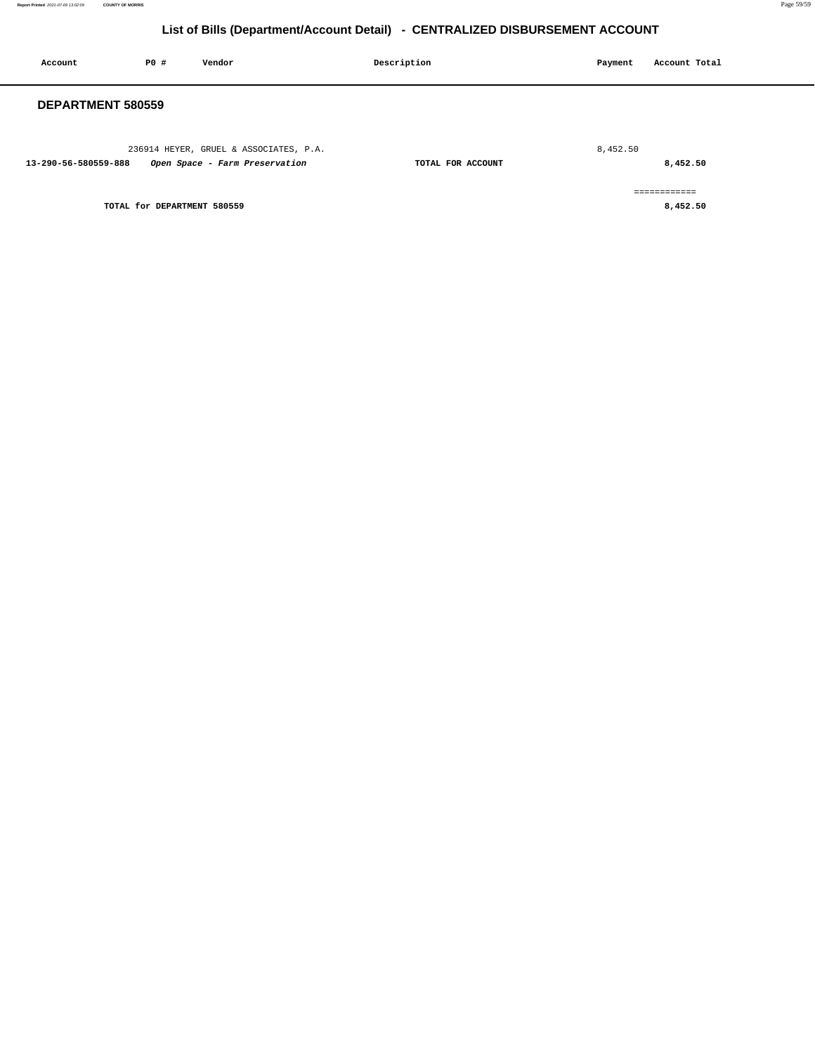# List of Bills (Department/Account Detail) - CENTRALIZED DISBURSEMENT ACCOUNT

| Account | PO # | Vendor | Description | Payment | Account Total |
|---|---|---|---|---|---|

## DEPARTMENT 580559

| | | | | | |
|---|---|---|---|---|---|
| | 236914 | HEYER, GRUEL & ASSOCIATES, P.A. | | 8,452.50 | |
| **13-290-56-580559-888** | | ***Open Space - Farm Preservation*** | **TOTAL FOR ACCOUNT** | | **8,452.50** |
| | | | | | ============ |
| | **TOTAL for DEPARTMENT 580559** | | | | **8,452.50** |